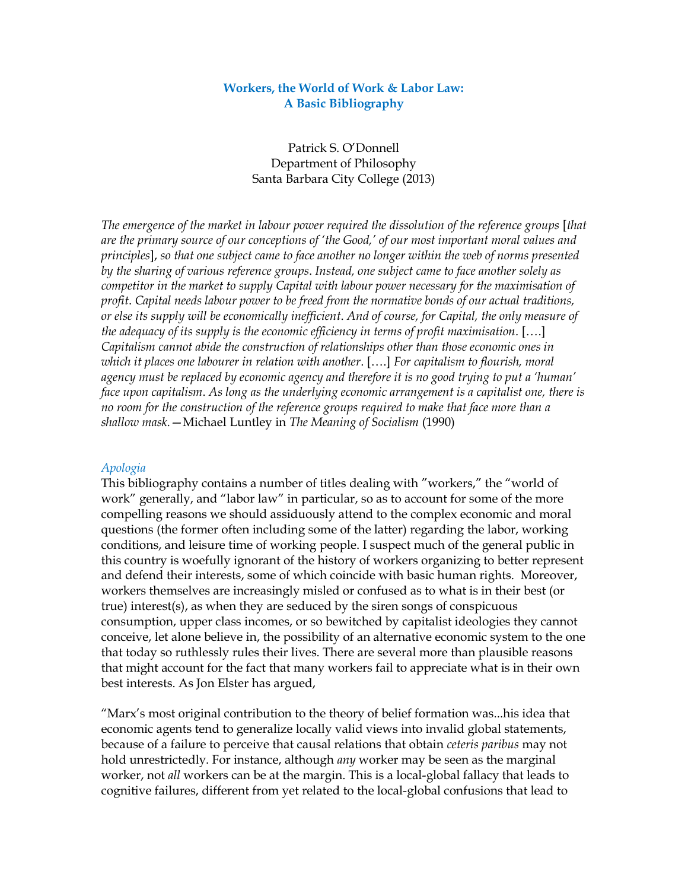# Workers, the World of Work & Labor Law:
# A Basic Bibliography

Patrick S. O'Donnell
Department of Philosophy
Santa Barbara City College (2013)

*The emergence of the market in labour power required the dissolution of the reference groups* [*that are the primary source of our conceptions of 'the Good,' of our most important moral values and principles*], *so that one subject came to face another no longer within the web of norms presented by the sharing of various reference groups. Instead, one subject came to face another solely as competitor in the market to supply Capital with labour power necessary for the maximisation of profit. Capital needs labour power to be freed from the normative bonds of our actual traditions, or else its supply will be economically inefficient. And of course, for Capital, the only measure of the adequacy of its supply is the economic efficiency in terms of profit maximisation.* [….] *Capitalism cannot abide the construction of relationships other than those economic ones in which it places one labourer in relation with another.* [….] *For capitalism to flourish, moral agency must be replaced by economic agency and therefore it is no good trying to put a 'human' face upon capitalism. As long as the underlying economic arrangement is a capitalist one, there is no room for the construction of the reference groups required to make that face more than a shallow mask.*—Michael Luntley in *The Meaning of Socialism* (1990)

## *Apologia*

This bibliography contains a number of titles dealing with "workers," the "world of work" generally, and "labor law" in particular, so as to account for some of the more compelling reasons we should assiduously attend to the complex economic and moral questions (the former often including some of the latter) regarding the labor, working conditions, and leisure time of working people. I suspect much of the general public in this country is woefully ignorant of the history of workers organizing to better represent and defend their interests, some of which coincide with basic human rights. Moreover, workers themselves are increasingly misled or confused as to what is in their best (or true) interest(s), as when they are seduced by the siren songs of conspicuous consumption, upper class incomes, or so bewitched by capitalist ideologies they cannot conceive, let alone believe in, the possibility of an alternative economic system to the one that today so ruthlessly rules their lives. There are several more than plausible reasons that might account for the fact that many workers fail to appreciate what is in their own best interests. As Jon Elster has argued,

"Marx's most original contribution to the theory of belief formation was...his idea that economic agents tend to generalize locally valid views into invalid global statements, because of a failure to perceive that causal relations that obtain *ceteris paribus* may not hold unrestrictedly. For instance, although *any* worker may be seen as the marginal worker, not *all* workers can be at the margin. This is a local-global fallacy that leads to cognitive failures, different from yet related to the local-global confusions that lead to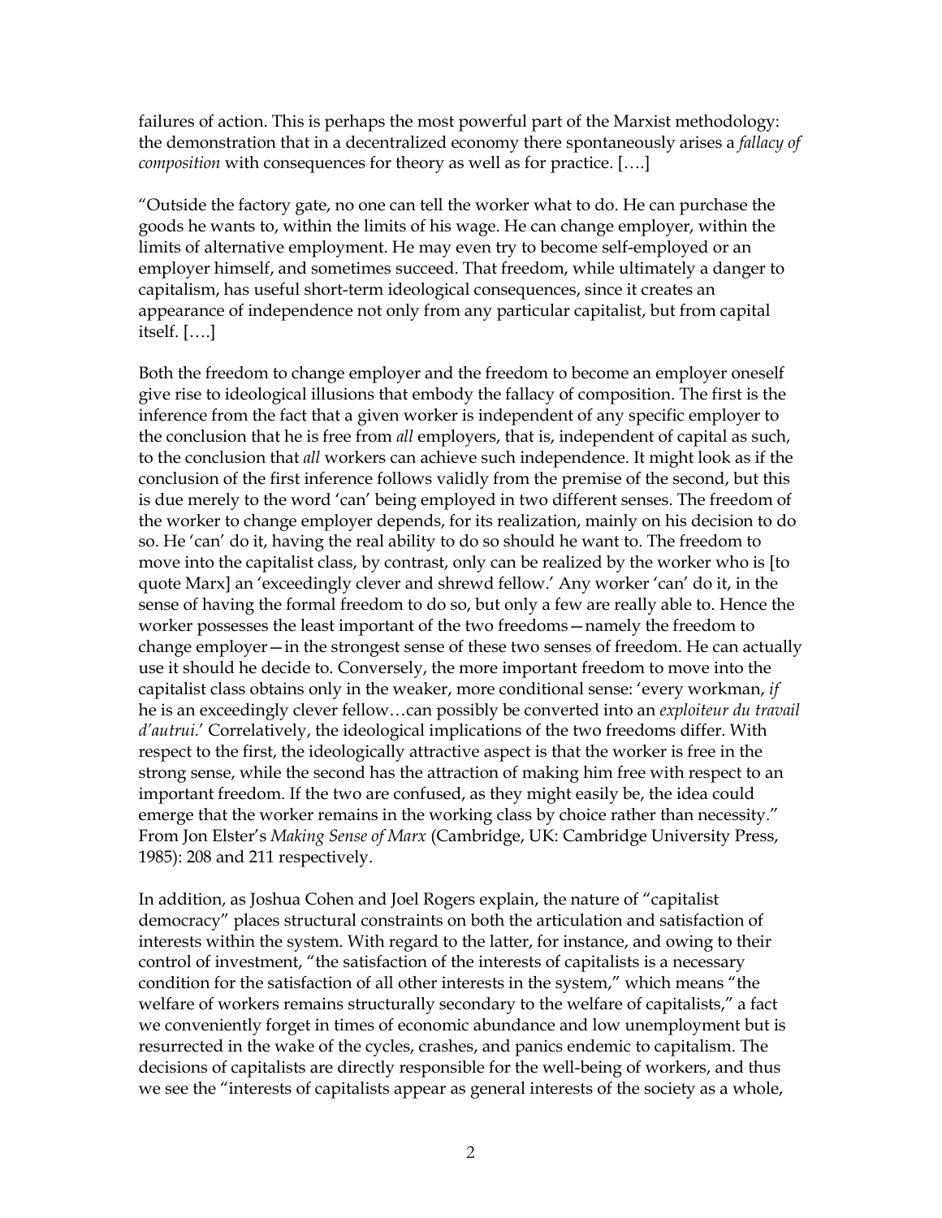failures of action. This is perhaps the most powerful part of the Marxist methodology: the demonstration that in a decentralized economy there spontaneously arises a *fallacy of composition* with consequences for theory as well as for practice. [….]

"Outside the factory gate, no one can tell the worker what to do. He can purchase the goods he wants to, within the limits of his wage. He can change employer, within the limits of alternative employment. He may even try to become self-employed or an employer himself, and sometimes succeed. That freedom, while ultimately a danger to capitalism, has useful short-term ideological consequences, since it creates an appearance of independence not only from any particular capitalist, but from capital itself. [….]

Both the freedom to change employer and the freedom to become an employer oneself give rise to ideological illusions that embody the fallacy of composition. The first is the inference from the fact that a given worker is independent of any specific employer to the conclusion that he is free from *all* employers, that is, independent of capital as such, to the conclusion that *all* workers can achieve such independence. It might look as if the conclusion of the first inference follows validly from the premise of the second, but this is due merely to the word 'can' being employed in two different senses. The freedom of the worker to change employer depends, for its realization, mainly on his decision to do so. He 'can' do it, having the real ability to do so should he want to. The freedom to move into the capitalist class, by contrast, only can be realized by the worker who is [to quote Marx] an 'exceedingly clever and shrewd fellow.' Any worker 'can' do it, in the sense of having the formal freedom to do so, but only a few are really able to. Hence the worker possesses the least important of the two freedoms—namely the freedom to change employer—in the strongest sense of these two senses of freedom. He can actually use it should he decide to. Conversely, the more important freedom to move into the capitalist class obtains only in the weaker, more conditional sense: 'every workman, *if* he is an exceedingly clever fellow…can possibly be converted into an *exploiteur du travail d'autrui*.' Correlatively, the ideological implications of the two freedoms differ. With respect to the first, the ideologically attractive aspect is that the worker is free in the strong sense, while the second has the attraction of making him free with respect to an important freedom. If the two are confused, as they might easily be, the idea could emerge that the worker remains in the working class by choice rather than necessity." From Jon Elster's *Making Sense of Marx* (Cambridge, UK: Cambridge University Press, 1985): 208 and 211 respectively.

In addition, as Joshua Cohen and Joel Rogers explain, the nature of "capitalist democracy" places structural constraints on both the articulation and satisfaction of interests within the system. With regard to the latter, for instance, and owing to their control of investment, "the satisfaction of the interests of capitalists is a necessary condition for the satisfaction of all other interests in the system," which means "the welfare of workers remains structurally secondary to the welfare of capitalists," a fact we conveniently forget in times of economic abundance and low unemployment but is resurrected in the wake of the cycles, crashes, and panics endemic to capitalism. The decisions of capitalists are directly responsible for the well-being of workers, and thus we see the "interests of capitalists appear as general interests of the society as a whole,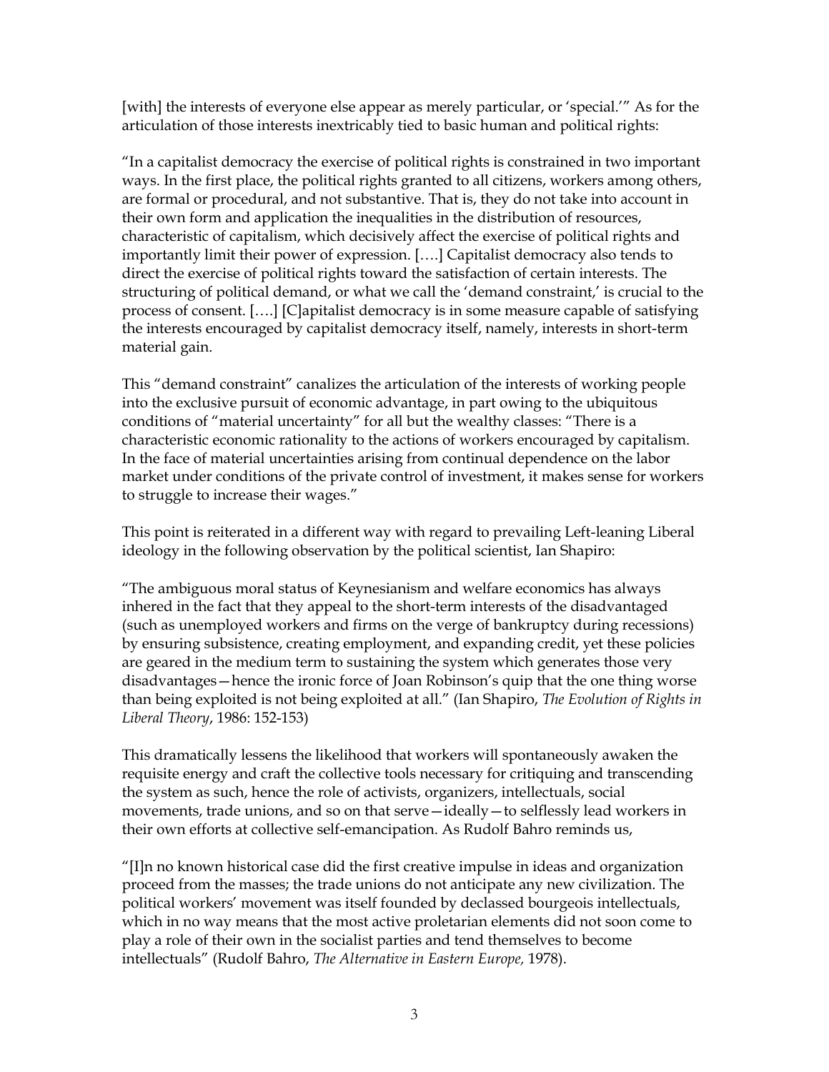[with] the interests of everyone else appear as merely particular, or 'special.'" As for the articulation of those interests inextricably tied to basic human and political rights:

"In a capitalist democracy the exercise of political rights is constrained in two important ways. In the first place, the political rights granted to all citizens, workers among others, are formal or procedural, and not substantive. That is, they do not take into account in their own form and application the inequalities in the distribution of resources, characteristic of capitalism, which decisively affect the exercise of political rights and importantly limit their power of expression. [….] Capitalist democracy also tends to direct the exercise of political rights toward the satisfaction of certain interests. The structuring of political demand, or what we call the 'demand constraint,' is crucial to the process of consent. [….] [C]apitalist democracy is in some measure capable of satisfying the interests encouraged by capitalist democracy itself, namely, interests in short-term material gain.

This "demand constraint" canalizes the articulation of the interests of working people into the exclusive pursuit of economic advantage, in part owing to the ubiquitous conditions of "material uncertainty" for all but the wealthy classes: "There is a characteristic economic rationality to the actions of workers encouraged by capitalism. In the face of material uncertainties arising from continual dependence on the labor market under conditions of the private control of investment, it makes sense for workers to struggle to increase their wages."

This point is reiterated in a different way with regard to prevailing Left-leaning Liberal ideology in the following observation by the political scientist, Ian Shapiro:

"The ambiguous moral status of Keynesianism and welfare economics has always inhered in the fact that they appeal to the short-term interests of the disadvantaged (such as unemployed workers and firms on the verge of bankruptcy during recessions) by ensuring subsistence, creating employment, and expanding credit, yet these policies are geared in the medium term to sustaining the system which generates those very disadvantages—hence the ironic force of Joan Robinson's quip that the one thing worse than being exploited is not being exploited at all." (Ian Shapiro, *The Evolution of Rights in Liberal Theory*, 1986: 152-153)

This dramatically lessens the likelihood that workers will spontaneously awaken the requisite energy and craft the collective tools necessary for critiquing and transcending the system as such, hence the role of activists, organizers, intellectuals, social movements, trade unions, and so on that serve—ideally—to selflessly lead workers in their own efforts at collective self-emancipation. As Rudolf Bahro reminds us,

"[I]n no known historical case did the first creative impulse in ideas and organization proceed from the masses; the trade unions do not anticipate any new civilization. The political workers' movement was itself founded by declassed bourgeois intellectuals, which in no way means that the most active proletarian elements did not soon come to play a role of their own in the socialist parties and tend themselves to become intellectuals" (Rudolf Bahro, *The Alternative in Eastern Europe,* 1978).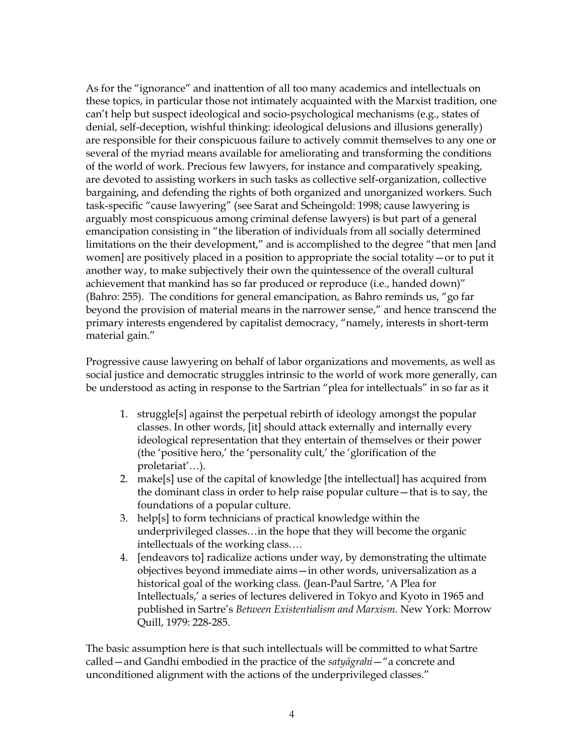As for the "ignorance" and inattention of all too many academics and intellectuals on these topics, in particular those not intimately acquainted with the Marxist tradition, one can't help but suspect ideological and socio-psychological mechanisms (e.g., states of denial, self-deception, wishful thinking: ideological delusions and illusions generally) are responsible for their conspicuous failure to actively commit themselves to any one or several of the myriad means available for ameliorating and transforming the conditions of the world of work. Precious few lawyers, for instance and comparatively speaking, are devoted to assisting workers in such tasks as collective self-organization, collective bargaining, and defending the rights of both organized and unorganized workers. Such task-specific "cause lawyering" (see Sarat and Scheingold: 1998; cause lawyering is arguably most conspicuous among criminal defense lawyers) is but part of a general emancipation consisting in "the liberation of individuals from all socially determined limitations on the their development," and is accomplished to the degree "that men [and women] are positively placed in a position to appropriate the social totality—or to put it another way, to make subjectively their own the quintessence of the overall cultural achievement that mankind has so far produced or reproduce (i.e., handed down)" (Bahro: 255). The conditions for general emancipation, as Bahro reminds us, "go far beyond the provision of material means in the narrower sense," and hence transcend the primary interests engendered by capitalist democracy, "namely, interests in short-term material gain."

Progressive cause lawyering on behalf of labor organizations and movements, as well as social justice and democratic struggles intrinsic to the world of work more generally, can be understood as acting in response to the Sartrian "plea for intellectuals" in so far as it

1. struggle[s] against the perpetual rebirth of ideology amongst the popular classes. In other words, [it] should attack externally and internally every ideological representation that they entertain of themselves or their power (the 'positive hero,' the 'personality cult,' the 'glorification of the proletariat'…).
2. make[s] use of the capital of knowledge [the intellectual] has acquired from the dominant class in order to help raise popular culture—that is to say, the foundations of a popular culture.
3. help[s] to form technicians of practical knowledge within the underprivileged classes…in the hope that they will become the organic intellectuals of the working class….
4. [endeavors to] radicalize actions under way, by demonstrating the ultimate objectives beyond immediate aims—in other words, universalization as a historical goal of the working class. (Jean-Paul Sartre, 'A Plea for Intellectuals,' a series of lectures delivered in Tokyo and Kyoto in 1965 and published in Sartre's *Between Existentialism and Marxism.* New York: Morrow Quill, 1979: 228-285.

The basic assumption here is that such intellectuals will be committed to what Sartre called—and Gandhi embodied in the practice of the *satyāgrahi*—"a concrete and unconditioned alignment with the actions of the underprivileged classes."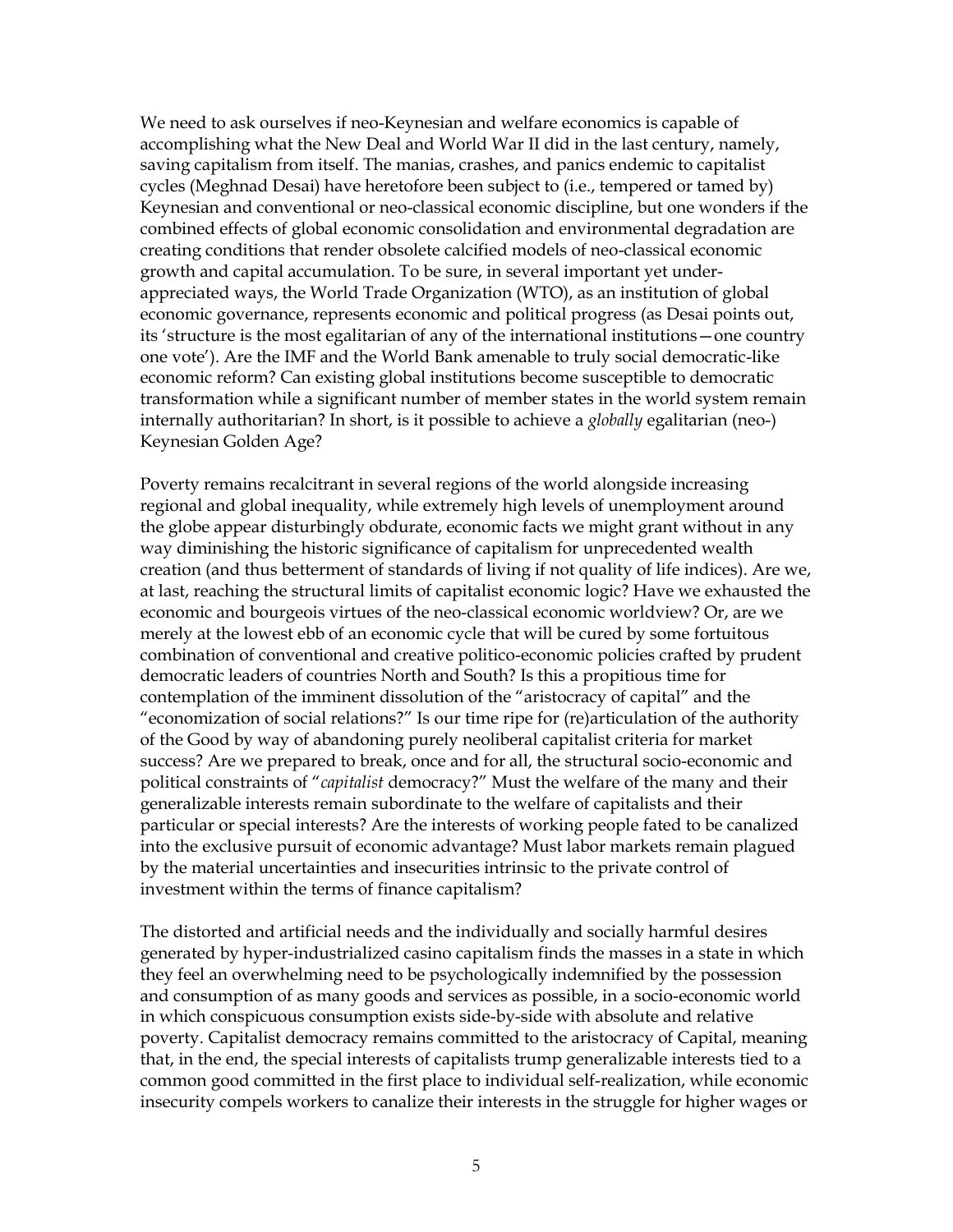We need to ask ourselves if neo-Keynesian and welfare economics is capable of accomplishing what the New Deal and World War II did in the last century, namely, saving capitalism from itself. The manias, crashes, and panics endemic to capitalist cycles (Meghnad Desai) have heretofore been subject to (i.e., tempered or tamed by) Keynesian and conventional or neo-classical economic discipline, but one wonders if the combined effects of global economic consolidation and environmental degradation are creating conditions that render obsolete calcified models of neo-classical economic growth and capital accumulation. To be sure, in several important yet under-appreciated ways, the World Trade Organization (WTO), as an institution of global economic governance, represents economic and political progress (as Desai points out, its 'structure is the most egalitarian of any of the international institutions—one country one vote'). Are the IMF and the World Bank amenable to truly social democratic-like economic reform? Can existing global institutions become susceptible to democratic transformation while a significant number of member states in the world system remain internally authoritarian? In short, is it possible to achieve a *globally* egalitarian (neo-) Keynesian Golden Age?

Poverty remains recalcitrant in several regions of the world alongside increasing regional and global inequality, while extremely high levels of unemployment around the globe appear disturbingly obdurate, economic facts we might grant without in any way diminishing the historic significance of capitalism for unprecedented wealth creation (and thus betterment of standards of living if not quality of life indices). Are we, at last, reaching the structural limits of capitalist economic logic? Have we exhausted the economic and bourgeois virtues of the neo-classical economic worldview? Or, are we merely at the lowest ebb of an economic cycle that will be cured by some fortuitous combination of conventional and creative politico-economic policies crafted by prudent democratic leaders of countries North and South? Is this a propitious time for contemplation of the imminent dissolution of the "aristocracy of capital" and the "economization of social relations?" Is our time ripe for (re)articulation of the authority of the Good by way of abandoning purely neoliberal capitalist criteria for market success? Are we prepared to break, once and for all, the structural socio-economic and political constraints of "*capitalist* democracy?" Must the welfare of the many and their generalizable interests remain subordinate to the welfare of capitalists and their particular or special interests? Are the interests of working people fated to be canalized into the exclusive pursuit of economic advantage? Must labor markets remain plagued by the material uncertainties and insecurities intrinsic to the private control of investment within the terms of finance capitalism?

The distorted and artificial needs and the individually and socially harmful desires generated by hyper-industrialized casino capitalism finds the masses in a state in which they feel an overwhelming need to be psychologically indemnified by the possession and consumption of as many goods and services as possible, in a socio-economic world in which conspicuous consumption exists side-by-side with absolute and relative poverty. Capitalist democracy remains committed to the aristocracy of Capital, meaning that, in the end, the special interests of capitalists trump generalizable interests tied to a common good committed in the first place to individual self-realization, while economic insecurity compels workers to canalize their interests in the struggle for higher wages or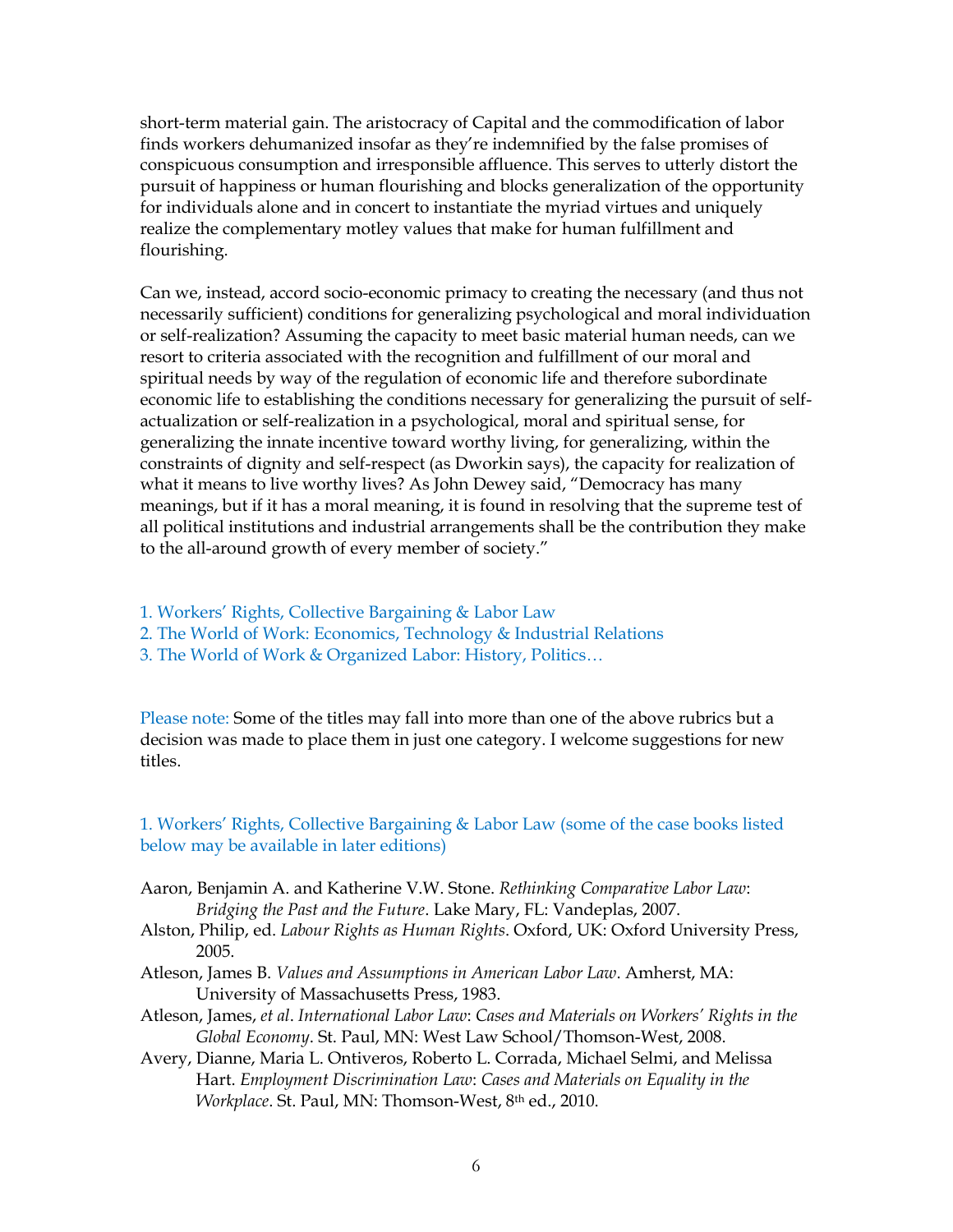short-term material gain. The aristocracy of Capital and the commodification of labor finds workers dehumanized insofar as they're indemnified by the false promises of conspicuous consumption and irresponsible affluence. This serves to utterly distort the pursuit of happiness or human flourishing and blocks generalization of the opportunity for individuals alone and in concert to instantiate the myriad virtues and uniquely realize the complementary motley values that make for human fulfillment and flourishing.

Can we, instead, accord socio-economic primacy to creating the necessary (and thus not necessarily sufficient) conditions for generalizing psychological and moral individuation or self-realization? Assuming the capacity to meet basic material human needs, can we resort to criteria associated with the recognition and fulfillment of our moral and spiritual needs by way of the regulation of economic life and therefore subordinate economic life to establishing the conditions necessary for generalizing the pursuit of self-actualization or self-realization in a psychological, moral and spiritual sense, for generalizing the innate incentive toward worthy living, for generalizing, within the constraints of dignity and self-respect (as Dworkin says), the capacity for realization of what it means to live worthy lives? As John Dewey said, "Democracy has many meanings, but if it has a moral meaning, it is found in resolving that the supreme test of all political institutions and industrial arrangements shall be the contribution they make to the all-around growth of every member of society."

1. Workers' Rights, Collective Bargaining & Labor Law
2. The World of Work: Economics, Technology & Industrial Relations
3. The World of Work & Organized Labor: History, Politics…

Please note: Some of the titles may fall into more than one of the above rubrics but a decision was made to place them in just one category. I welcome suggestions for new titles.

## 1. Workers' Rights, Collective Bargaining & Labor Law (some of the case books listed below may be available in later editions)

Aaron, Benjamin A. and Katherine V.W. Stone. *Rethinking Comparative Labor Law: Bridging the Past and the Future*. Lake Mary, FL: Vandeplas, 2007.

Alston, Philip, ed. *Labour Rights as Human Rights*. Oxford, UK: Oxford University Press, 2005.

Atleson, James B. *Values and Assumptions in American Labor Law*. Amherst, MA: University of Massachusetts Press, 1983.

Atleson, James, *et al*. *International Labor Law: Cases and Materials on Workers' Rights in the Global Economy*. St. Paul, MN: West Law School/Thomson-West, 2008.

Avery, Dianne, Maria L. Ontiveros, Roberto L. Corrada, Michael Selmi, and Melissa Hart. *Employment Discrimination Law: Cases and Materials on Equality in the Workplace*. St. Paul, MN: Thomson-West, 8th ed., 2010.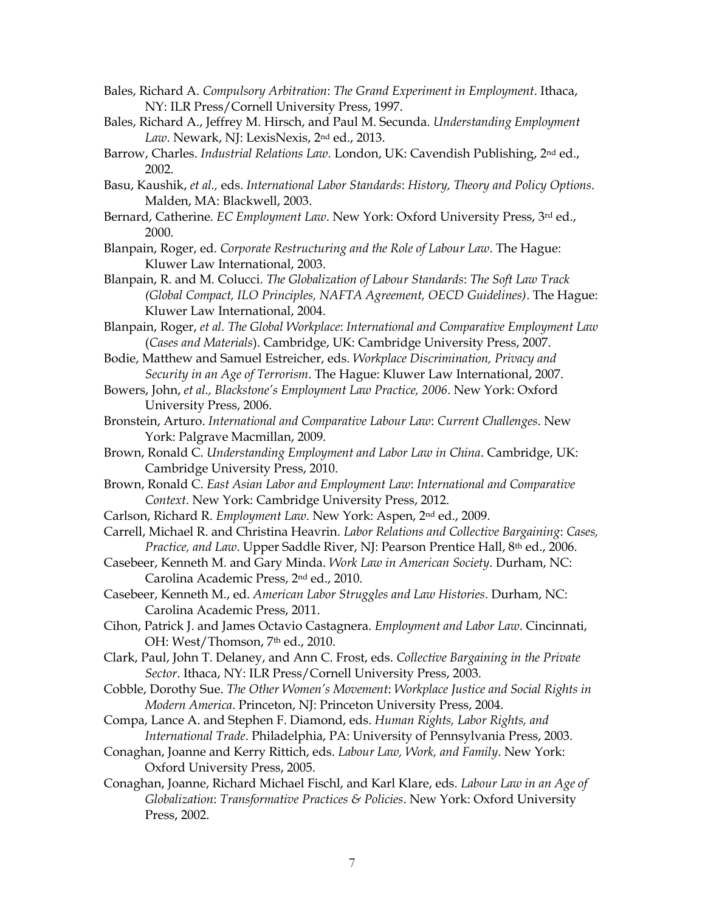Bales, Richard A. *Compulsory Arbitration*: *The Grand Experiment in Employment*. Ithaca, NY: ILR Press/Cornell University Press, 1997.

Bales, Richard A., Jeffrey M. Hirsch, and Paul M. Secunda. *Understanding Employment Law*. Newark, NJ: LexisNexis, 2nd ed., 2013.

Barrow, Charles. *Industrial Relations Law.* London, UK: Cavendish Publishing, 2nd ed., 2002.

Basu, Kaushik, *et al.,* eds. *International Labor Standards*: *History, Theory and Policy Options*. Malden, MA: Blackwell, 2003.

Bernard, Catherine. *EC Employment Law*. New York: Oxford University Press, 3rd ed., 2000.

Blanpain, Roger, ed. *Corporate Restructuring and the Role of Labour Law*. The Hague: Kluwer Law International, 2003.

Blanpain, R. and M. Colucci. *The Globalization of Labour Standards*: *The Soft Law Track (Global Compact, ILO Principles, NAFTA Agreement, OECD Guidelines)*. The Hague: Kluwer Law International, 2004.

Blanpain, Roger, *et al. The Global Workplace*: *International and Comparative Employment Law* (*Cases and Materials*). Cambridge, UK: Cambridge University Press, 2007.

Bodie, Matthew and Samuel Estreicher, eds. *Workplace Discrimination, Privacy and Security in an Age of Terrorism*. The Hague: Kluwer Law International, 2007.

Bowers, John, *et al., Blackstone's Employment Law Practice, 2006*. New York: Oxford University Press, 2006.

Bronstein, Arturo. *International and Comparative Labour Law*: *Current Challenges*. New York: Palgrave Macmillan, 2009.

Brown, Ronald C. *Understanding Employment and Labor Law in China*. Cambridge, UK: Cambridge University Press, 2010.

Brown, Ronald C. *East Asian Labor and Employment Law*: *International and Comparative Context*. New York: Cambridge University Press, 2012.

Carlson, Richard R. *Employment Law*. New York: Aspen, 2nd ed., 2009.

Carrell, Michael R. and Christina Heavrin. *Labor Relations and Collective Bargaining*: *Cases, Practice, and Law*. Upper Saddle River, NJ: Pearson Prentice Hall, 8th ed., 2006.

Casebeer, Kenneth M. and Gary Minda. *Work Law in American Society*. Durham, NC: Carolina Academic Press, 2nd ed., 2010.

Casebeer, Kenneth M., ed. *American Labor Struggles and Law Histories*. Durham, NC: Carolina Academic Press, 2011.

Cihon, Patrick J. and James Octavio Castagnera. *Employment and Labor Law*. Cincinnati, OH: West/Thomson, 7th ed., 2010.

Clark, Paul, John T. Delaney, and Ann C. Frost, eds. *Collective Bargaining in the Private Sector*. Ithaca, NY: ILR Press/Cornell University Press, 2003.

Cobble, Dorothy Sue. *The Other Women's Movement*: *Workplace Justice and Social Rights in Modern America*. Princeton, NJ: Princeton University Press, 2004.

Compa, Lance A. and Stephen F. Diamond, eds. *Human Rights, Labor Rights, and International Trade*. Philadelphia, PA: University of Pennsylvania Press, 2003.

Conaghan, Joanne and Kerry Rittich, eds. *Labour Law, Work, and Family*. New York: Oxford University Press, 2005.

Conaghan, Joanne, Richard Michael Fischl, and Karl Klare, eds. *Labour Law in an Age of Globalization*: *Transformative Practices & Policies*. New York: Oxford University Press, 2002.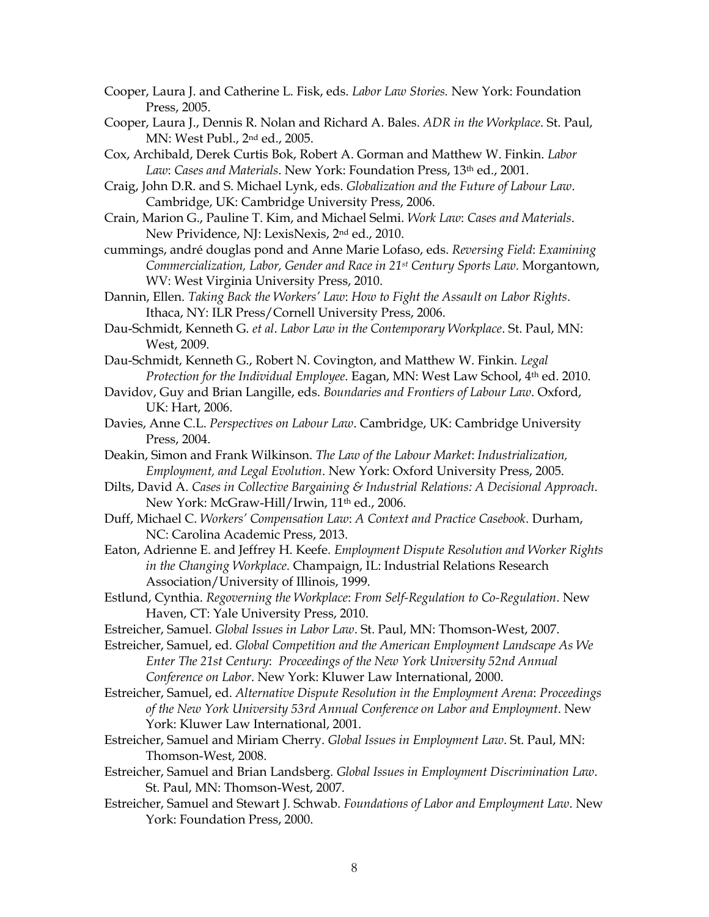Cooper, Laura J. and Catherine L. Fisk, eds. *Labor Law Stories.* New York: Foundation Press, 2005.

Cooper, Laura J., Dennis R. Nolan and Richard A. Bales. *ADR in the Workplace*. St. Paul, MN: West Publ., 2nd ed., 2005.

Cox, Archibald, Derek Curtis Bok, Robert A. Gorman and Matthew W. Finkin. *Labor Law*: *Cases and Materials*. New York: Foundation Press, 13th ed., 2001.

Craig, John D.R. and S. Michael Lynk, eds. *Globalization and the Future of Labour Law*. Cambridge, UK: Cambridge University Press, 2006.

Crain, Marion G., Pauline T. Kim, and Michael Selmi. *Work Law*: *Cases and Materials*. New Prividence, NJ: LexisNexis, 2nd ed., 2010.

cummings, andré douglas pond and Anne Marie Lofaso, eds. *Reversing Field*: *Examining Commercialization, Labor, Gender and Race in 21st Century Sports Law*. Morgantown, WV: West Virginia University Press, 2010.

Dannin, Ellen. *Taking Back the Workers' Law*: *How to Fight the Assault on Labor Rights*. Ithaca, NY: ILR Press/Cornell University Press, 2006.

Dau-Schmidt, Kenneth G. *et al*. *Labor Law in the Contemporary Workplace*. St. Paul, MN: West, 2009.

Dau-Schmidt, Kenneth G., Robert N. Covington, and Matthew W. Finkin. *Legal Protection for the Individual Employee*. Eagan, MN: West Law School, 4th ed. 2010.

Davidov, Guy and Brian Langille, eds. *Boundaries and Frontiers of Labour Law*. Oxford, UK: Hart, 2006.

Davies, Anne C.L. *Perspectives on Labour Law*. Cambridge, UK: Cambridge University Press, 2004.

Deakin, Simon and Frank Wilkinson. *The Law of the Labour Market*: *Industrialization, Employment, and Legal Evolution*. New York: Oxford University Press, 2005.

Dilts, David A. *Cases in Collective Bargaining & Industrial Relations: A Decisional Approach*. New York: McGraw-Hill/Irwin, 11th ed., 2006.

Duff, Michael C. *Workers' Compensation Law*: *A Context and Practice Casebook*. Durham, NC: Carolina Academic Press, 2013.

Eaton, Adrienne E. and Jeffrey H. Keefe*. Employment Dispute Resolution and Worker Rights in the Changing Workplace*. Champaign, IL: Industrial Relations Research Association/University of Illinois, 1999.

Estlund, Cynthia. *Regoverning the Workplace*: *From Self-Regulation to Co-Regulation*. New Haven, CT: Yale University Press, 2010.

Estreicher, Samuel. *Global Issues in Labor Law*. St. Paul, MN: Thomson-West, 2007.

Estreicher, Samuel, ed. *Global Competition and the American Employment Landscape As We Enter The 21st Century*: *Proceedings of the New York University 52nd Annual Conference on Labor*. New York: Kluwer Law International, 2000.

Estreicher, Samuel, ed. *Alternative Dispute Resolution in the Employment Arena*: *Proceedings of the New York University 53rd Annual Conference on Labor and Employment*. New York: Kluwer Law International, 2001.

Estreicher, Samuel and Miriam Cherry. *Global Issues in Employment Law*. St. Paul, MN: Thomson-West, 2008.

Estreicher, Samuel and Brian Landsberg. *Global Issues in Employment Discrimination Law*. St. Paul, MN: Thomson-West, 2007.

Estreicher, Samuel and Stewart J. Schwab. *Foundations of Labor and Employment Law*. New York: Foundation Press, 2000.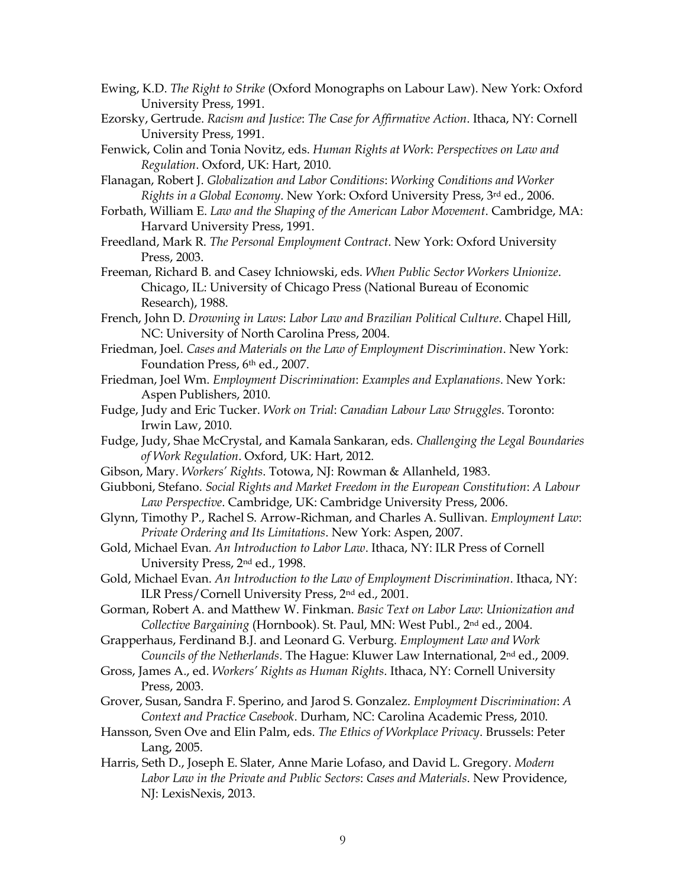Ewing, K.D. *The Right to Strike* (Oxford Monographs on Labour Law). New York: Oxford University Press, 1991.

Ezorsky, Gertrude. *Racism and Justice*: *The Case for Affirmative Action*. Ithaca, NY: Cornell University Press, 1991.

Fenwick, Colin and Tonia Novitz, eds. *Human Rights at Work*: *Perspectives on Law and Regulation*. Oxford, UK: Hart, 2010.

Flanagan, Robert J. *Globalization and Labor Conditions*: *Working Conditions and Worker Rights in a Global Economy*. New York: Oxford University Press, 3rd ed., 2006.

Forbath, William E. *Law and the Shaping of the American Labor Movement*. Cambridge, MA: Harvard University Press, 1991.

Freedland, Mark R. *The Personal Employment Contract*. New York: Oxford University Press, 2003.

Freeman, Richard B. and Casey Ichniowski, eds. *When Public Sector Workers Unionize*. Chicago, IL: University of Chicago Press (National Bureau of Economic Research), 1988.

French, John D. *Drowning in Laws*: *Labor Law and Brazilian Political Culture*. Chapel Hill, NC: University of North Carolina Press, 2004.

Friedman, Joel. *Cases and Materials on the Law of Employment Discrimination*. New York: Foundation Press, 6th ed., 2007.

Friedman, Joel Wm. *Employment Discrimination*: *Examples and Explanations*. New York: Aspen Publishers, 2010.

Fudge, Judy and Eric Tucker. *Work on Trial*: *Canadian Labour Law Struggles*. Toronto: Irwin Law, 2010.

Fudge, Judy, Shae McCrystal, and Kamala Sankaran, eds. *Challenging the Legal Boundaries of Work Regulation*. Oxford, UK: Hart, 2012.

Gibson, Mary. *Workers' Rights*. Totowa, NJ: Rowman & Allanheld, 1983.

Giubboni, Stefano. *Social Rights and Market Freedom in the European Constitution*: *A Labour Law Perspective*. Cambridge, UK: Cambridge University Press, 2006.

Glynn, Timothy P., Rachel S. Arrow-Richman, and Charles A. Sullivan. *Employment Law*: *Private Ordering and Its Limitations*. New York: Aspen, 2007.

Gold, Michael Evan. *An Introduction to Labor Law*. Ithaca, NY: ILR Press of Cornell University Press, 2nd ed., 1998.

Gold, Michael Evan. *An Introduction to the Law of Employment Discrimination*. Ithaca, NY: ILR Press/Cornell University Press, 2nd ed., 2001.

Gorman, Robert A. and Matthew W. Finkman. *Basic Text on Labor Law*: *Unionization and Collective Bargaining* (Hornbook). St. Paul, MN: West Publ., 2nd ed., 2004.

Grapperhaus, Ferdinand B.J. and Leonard G. Verburg. *Employment Law and Work Councils of the Netherlands*. The Hague: Kluwer Law International, 2nd ed., 2009.

Gross, James A., ed. *Workers' Rights as Human Rights*. Ithaca, NY: Cornell University Press, 2003.

Grover, Susan, Sandra F. Sperino, and Jarod S. Gonzalez. *Employment Discrimination*: *A Context and Practice Casebook*. Durham, NC: Carolina Academic Press, 2010.

Hansson, Sven Ove and Elin Palm, eds. *The Ethics of Workplace Privacy*. Brussels: Peter Lang, 2005.

Harris, Seth D., Joseph E. Slater, Anne Marie Lofaso, and David L. Gregory. *Modern Labor Law in the Private and Public Sectors*: *Cases and Materials*. New Providence, NJ: LexisNexis, 2013.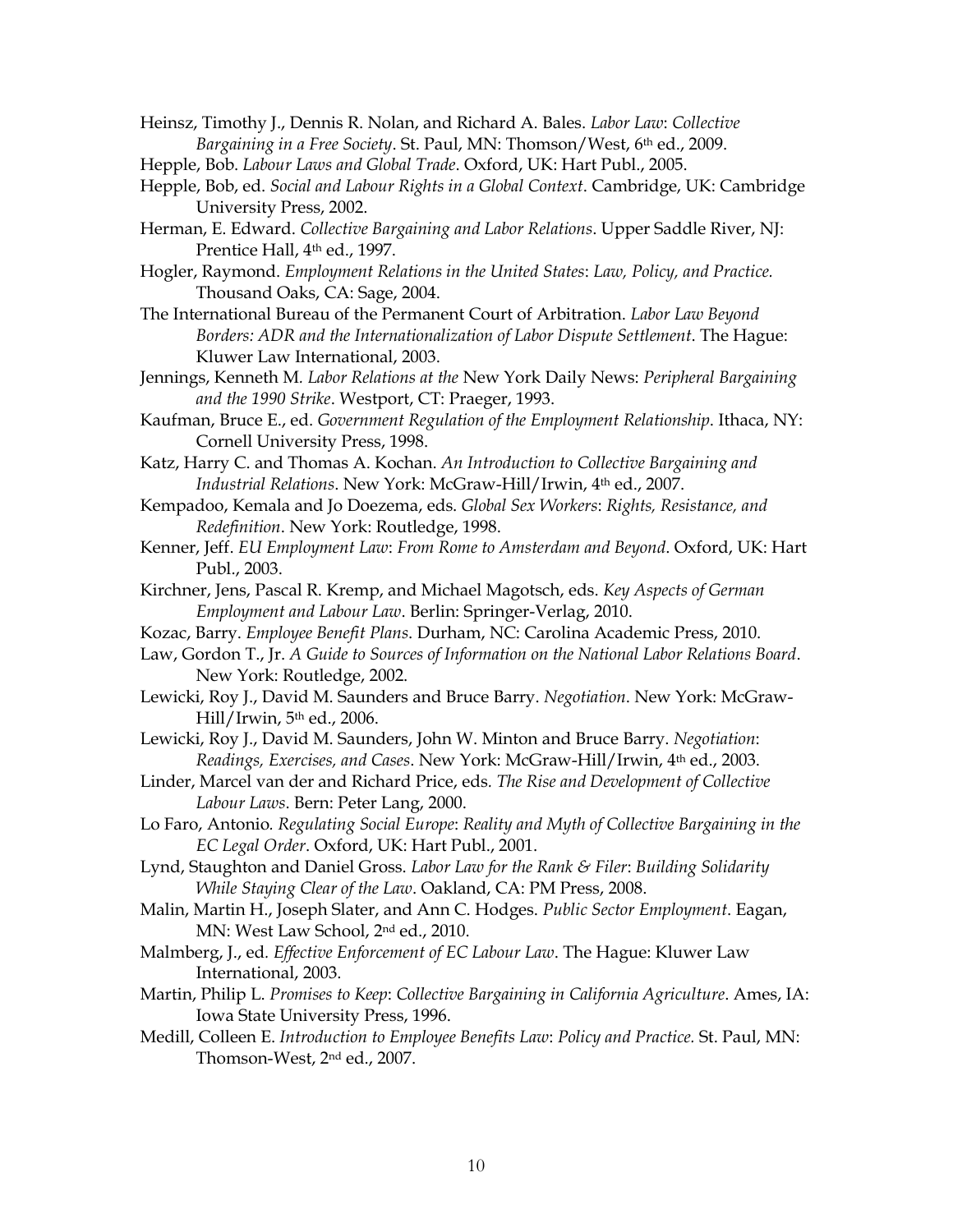Heinsz, Timothy J., Dennis R. Nolan, and Richard A. Bales. *Labor Law*: *Collective Bargaining in a Free Society*. St. Paul, MN: Thomson/West, 6th ed., 2009.

Hepple, Bob. *Labour Laws and Global Trade*. Oxford, UK: Hart Publ., 2005.

Hepple, Bob, ed. *Social and Labour Rights in a Global Context*. Cambridge, UK: Cambridge University Press, 2002.

Herman, E. Edward. *Collective Bargaining and Labor Relations*. Upper Saddle River, NJ: Prentice Hall, 4th ed., 1997.

Hogler, Raymond. *Employment Relations in the United States*: *Law, Policy, and Practice.* Thousand Oaks, CA: Sage, 2004.

The International Bureau of the Permanent Court of Arbitration. *Labor Law Beyond Borders: ADR and the Internationalization of Labor Dispute Settlement*. The Hague: Kluwer Law International, 2003.

Jennings, Kenneth M. *Labor Relations at the* New York Daily News: *Peripheral Bargaining and the 1990 Strike*. Westport, CT: Praeger, 1993.

Kaufman, Bruce E., ed. *Government Regulation of the Employment Relationship*. Ithaca, NY: Cornell University Press, 1998.

Katz, Harry C. and Thomas A. Kochan. *An Introduction to Collective Bargaining and Industrial Relations*. New York: McGraw-Hill/Irwin, 4th ed., 2007.

Kempadoo, Kemala and Jo Doezema, eds. *Global Sex Workers*: *Rights, Resistance, and Redefinition*. New York: Routledge, 1998.

Kenner, Jeff. *EU Employment Law*: *From Rome to Amsterdam and Beyond*. Oxford, UK: Hart Publ., 2003.

Kirchner, Jens, Pascal R. Kremp, and Michael Magotsch, eds. *Key Aspects of German Employment and Labour Law*. Berlin: Springer-Verlag, 2010.

Kozac, Barry. *Employee Benefit Plans*. Durham, NC: Carolina Academic Press, 2010.

Law, Gordon T., Jr. *A Guide to Sources of Information on the National Labor Relations Board*. New York: Routledge, 2002.

Lewicki, Roy J., David M. Saunders and Bruce Barry. *Negotiation*. New York: McGraw-Hill/Irwin, 5th ed., 2006.

Lewicki, Roy J., David M. Saunders, John W. Minton and Bruce Barry. *Negotiation*: *Readings, Exercises, and Cases*. New York: McGraw-Hill/Irwin, 4th ed., 2003.

Linder, Marcel van der and Richard Price, eds. *The Rise and Development of Collective Labour Laws*. Bern: Peter Lang, 2000.

Lo Faro, Antonio. *Regulating Social Europe*: *Reality and Myth of Collective Bargaining in the EC Legal Order*. Oxford, UK: Hart Publ., 2001.

Lynd, Staughton and Daniel Gross. *Labor Law for the Rank & Filer*: *Building Solidarity While Staying Clear of the Law*. Oakland, CA: PM Press, 2008.

Malin, Martin H., Joseph Slater, and Ann C. Hodges. *Public Sector Employment*. Eagan, MN: West Law School, 2nd ed., 2010.

Malmberg, J., ed. *Effective Enforcement of EC Labour Law*. The Hague: Kluwer Law International, 2003.

Martin, Philip L. *Promises to Keep*: *Collective Bargaining in California Agriculture*. Ames, IA: Iowa State University Press, 1996.

Medill, Colleen E. *Introduction to Employee Benefits Law*: *Policy and Practice*. St. Paul, MN: Thomson-West, 2nd ed., 2007.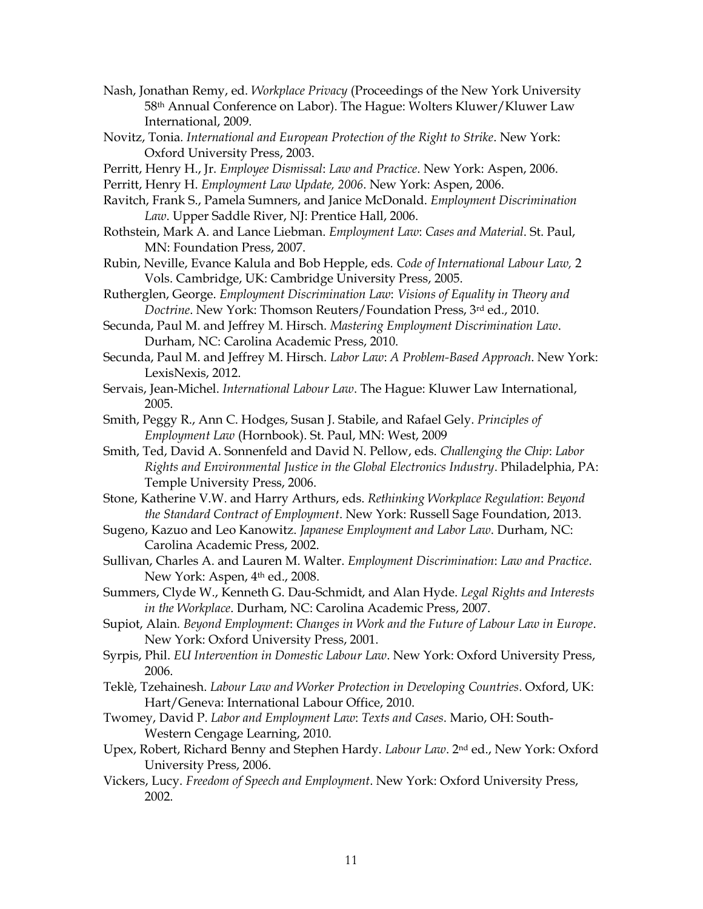Nash, Jonathan Remy, ed. *Workplace Privacy* (Proceedings of the New York University 58th Annual Conference on Labor). The Hague: Wolters Kluwer/Kluwer Law International, 2009.

Novitz, Tonia. *International and European Protection of the Right to Strike*. New York: Oxford University Press, 2003.

Perritt, Henry H., Jr. *Employee Dismissal*: *Law and Practice*. New York: Aspen, 2006.

Perritt, Henry H. *Employment Law Update, 2006*. New York: Aspen, 2006.

Ravitch, Frank S., Pamela Sumners, and Janice McDonald. *Employment Discrimination Law*. Upper Saddle River, NJ: Prentice Hall, 2006.

Rothstein, Mark A. and Lance Liebman. *Employment Law*: *Cases and Material*. St. Paul, MN: Foundation Press, 2007.

Rubin, Neville, Evance Kalula and Bob Hepple, eds. *Code of International Labour Law,* 2 Vols. Cambridge, UK: Cambridge University Press, 2005.

Rutherglen, George. *Employment Discrimination Law*: *Visions of Equality in Theory and Doctrine*. New York: Thomson Reuters/Foundation Press, 3rd ed., 2010.

Secunda, Paul M. and Jeffrey M. Hirsch. *Mastering Employment Discrimination Law*. Durham, NC: Carolina Academic Press, 2010.

Secunda, Paul M. and Jeffrey M. Hirsch. *Labor Law*: *A Problem-Based Approach*. New York: LexisNexis, 2012.

Servais, Jean-Michel. *International Labour Law*. The Hague: Kluwer Law International, 2005.

Smith, Peggy R., Ann C. Hodges, Susan J. Stabile, and Rafael Gely. *Principles of Employment Law* (Hornbook). St. Paul, MN: West, 2009

Smith, Ted, David A. Sonnenfeld and David N. Pellow, eds. *Challenging the Chip*: *Labor Rights and Environmental Justice in the Global Electronics Industry*. Philadelphia, PA: Temple University Press, 2006.

Stone, Katherine V.W. and Harry Arthurs, eds. *Rethinking Workplace Regulation*: *Beyond the Standard Contract of Employment*. New York: Russell Sage Foundation, 2013.

Sugeno, Kazuo and Leo Kanowitz. *Japanese Employment and Labor Law*. Durham, NC: Carolina Academic Press, 2002.

Sullivan, Charles A. and Lauren M. Walter. *Employment Discrimination*: *Law and Practice*. New York: Aspen, 4th ed., 2008.

Summers, Clyde W., Kenneth G. Dau-Schmidt, and Alan Hyde. *Legal Rights and Interests in the Workplace*. Durham, NC: Carolina Academic Press, 2007.

Supiot, Alain. *Beyond Employment*: *Changes in Work and the Future of Labour Law in Europe*. New York: Oxford University Press, 2001.

Syrpis, Phil. *EU Intervention in Domestic Labour Law*. New York: Oxford University Press, 2006.

Teklè, Tzehainesh. *Labour Law and Worker Protection in Developing Countries*. Oxford, UK: Hart/Geneva: International Labour Office, 2010.

Twomey, David P. *Labor and Employment Law*: *Texts and Cases*. Mario, OH: South-Western Cengage Learning, 2010.

Upex, Robert, Richard Benny and Stephen Hardy. *Labour Law*. 2nd ed., New York: Oxford University Press, 2006.

Vickers, Lucy. *Freedom of Speech and Employment*. New York: Oxford University Press, 2002.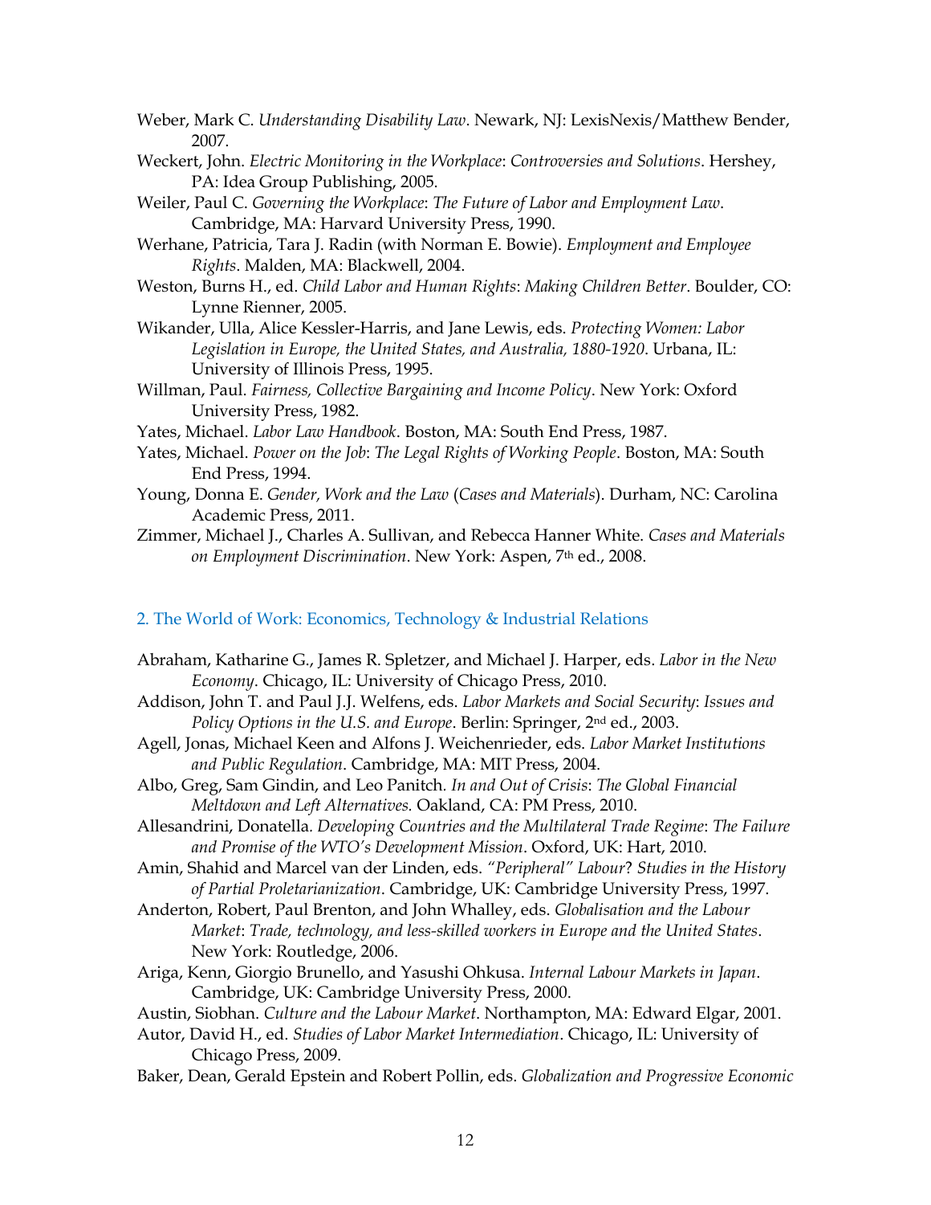Weber, Mark C. *Understanding Disability Law*. Newark, NJ: LexisNexis/Matthew Bender, 2007.

Weckert, John. *Electric Monitoring in the Workplace*: *Controversies and Solutions*. Hershey, PA: Idea Group Publishing, 2005.

Weiler, Paul C. *Governing the Workplace*: *The Future of Labor and Employment Law*. Cambridge, MA: Harvard University Press, 1990.

Werhane, Patricia, Tara J. Radin (with Norman E. Bowie). *Employment and Employee Rights*. Malden, MA: Blackwell, 2004.

Weston, Burns H., ed. *Child Labor and Human Rights*: *Making Children Better*. Boulder, CO: Lynne Rienner, 2005.

Wikander, Ulla, Alice Kessler-Harris, and Jane Lewis, eds. *Protecting Women: Labor Legislation in Europe, the United States, and Australia, 1880-1920*. Urbana, IL: University of Illinois Press, 1995.

Willman, Paul. *Fairness, Collective Bargaining and Income Policy*. New York: Oxford University Press, 1982.

Yates, Michael. *Labor Law Handbook*. Boston, MA: South End Press, 1987.

Yates, Michael. *Power on the Job*: *The Legal Rights of Working People*. Boston, MA: South End Press, 1994.

Young, Donna E. *Gender, Work and the Law* (*Cases and Materials*). Durham, NC: Carolina Academic Press, 2011.

Zimmer, Michael J., Charles A. Sullivan, and Rebecca Hanner White. *Cases and Materials on Employment Discrimination*. New York: Aspen, 7th ed., 2008.

## 2. The World of Work: Economics, Technology & Industrial Relations

Abraham, Katharine G., James R. Spletzer, and Michael J. Harper, eds. *Labor in the New Economy*. Chicago, IL: University of Chicago Press, 2010.

Addison, John T. and Paul J.J. Welfens, eds. *Labor Markets and Social Security*: *Issues and Policy Options in the U.S. and Europe*. Berlin: Springer, 2nd ed., 2003.

Agell, Jonas, Michael Keen and Alfons J. Weichenrieder, eds. *Labor Market Institutions and Public Regulation*. Cambridge, MA: MIT Press, 2004.

Albo, Greg, Sam Gindin, and Leo Panitch. *In and Out of Crisis*: *The Global Financial Meltdown and Left Alternatives.* Oakland, CA: PM Press, 2010.

Allesandrini, Donatella. *Developing Countries and the Multilateral Trade Regime*: *The Failure and Promise of the WTO's Development Mission*. Oxford, UK: Hart, 2010.

Amin, Shahid and Marcel van der Linden, eds. *"Peripheral" Labour*? *Studies in the History of Partial Proletarianization*. Cambridge, UK: Cambridge University Press, 1997.

Anderton, Robert, Paul Brenton, and John Whalley, eds. *Globalisation and the Labour Market*: *Trade, technology, and less-skilled workers in Europe and the United States*. New York: Routledge, 2006.

Ariga, Kenn, Giorgio Brunello, and Yasushi Ohkusa. *Internal Labour Markets in Japan*. Cambridge, UK: Cambridge University Press, 2000.

Austin, Siobhan. *Culture and the Labour Market*. Northampton, MA: Edward Elgar, 2001.

Autor, David H., ed. *Studies of Labor Market Intermediation*. Chicago, IL: University of Chicago Press, 2009.

Baker, Dean, Gerald Epstein and Robert Pollin, eds. *Globalization and Progressive Economic*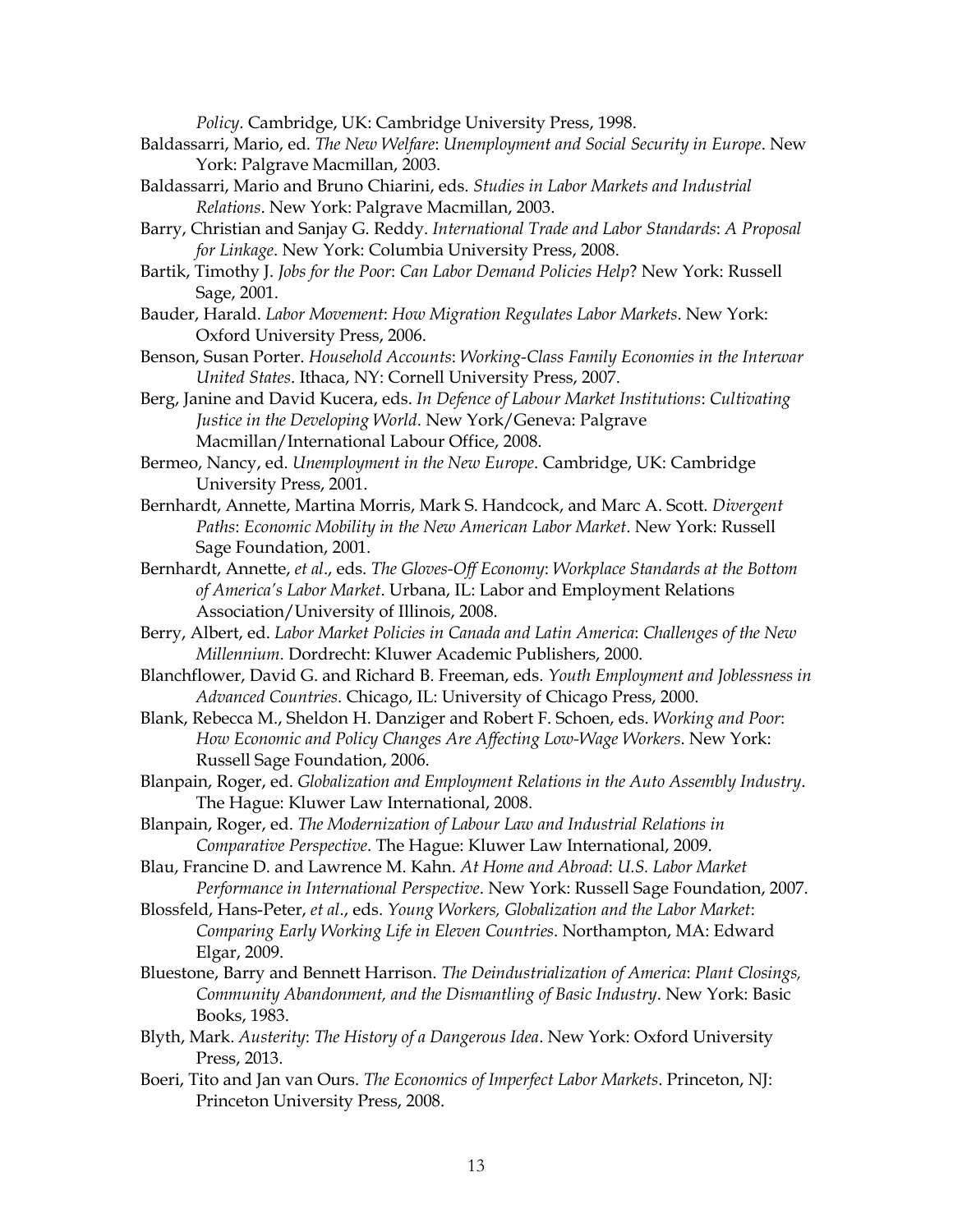*Policy*. Cambridge, UK: Cambridge University Press, 1998.

Baldassarri, Mario, ed. *The New Welfare*: *Unemployment and Social Security in Europe*. New York: Palgrave Macmillan, 2003.

Baldassarri, Mario and Bruno Chiarini, eds. *Studies in Labor Markets and Industrial Relations*. New York: Palgrave Macmillan, 2003.

Barry, Christian and Sanjay G. Reddy. *International Trade and Labor Standards*: *A Proposal for Linkage*. New York: Columbia University Press, 2008.

Bartik, Timothy J. *Jobs for the Poor*: *Can Labor Demand Policies Help*? New York: Russell Sage, 2001.

Bauder, Harald. *Labor Movement*: *How Migration Regulates Labor Markets*. New York: Oxford University Press, 2006.

Benson, Susan Porter. *Household Accounts*: *Working-Class Family Economies in the Interwar United States*. Ithaca, NY: Cornell University Press, 2007.

Berg, Janine and David Kucera, eds. *In Defence of Labour Market Institutions*: *Cultivating Justice in the Developing World*. New York/Geneva: Palgrave Macmillan/International Labour Office, 2008.

Bermeo, Nancy, ed. *Unemployment in the New Europe*. Cambridge, UK: Cambridge University Press, 2001.

Bernhardt, Annette, Martina Morris, Mark S. Handcock, and Marc A. Scott. *Divergent Paths*: *Economic Mobility in the New American Labor Market*. New York: Russell Sage Foundation, 2001.

Bernhardt, Annette, *et al*., eds. *The Gloves-Off Economy*: *Workplace Standards at the Bottom of America's Labor Market*. Urbana, IL: Labor and Employment Relations Association/University of Illinois, 2008.

Berry, Albert, ed. *Labor Market Policies in Canada and Latin America*: *Challenges of the New Millennium*. Dordrecht: Kluwer Academic Publishers, 2000.

Blanchflower, David G. and Richard B. Freeman, eds. *Youth Employment and Joblessness in Advanced Countries*. Chicago, IL: University of Chicago Press, 2000.

Blank, Rebecca M., Sheldon H. Danziger and Robert F. Schoen, eds. *Working and Poor*: *How Economic and Policy Changes Are Affecting Low-Wage Workers*. New York: Russell Sage Foundation, 2006.

Blanpain, Roger, ed. *Globalization and Employment Relations in the Auto Assembly Industry*. The Hague: Kluwer Law International, 2008.

Blanpain, Roger, ed. *The Modernization of Labour Law and Industrial Relations in Comparative Perspective*. The Hague: Kluwer Law International, 2009.

Blau, Francine D. and Lawrence M. Kahn. *At Home and Abroad*: *U.S. Labor Market Performance in International Perspective*. New York: Russell Sage Foundation, 2007.

Blossfeld, Hans-Peter, *et al*., eds. *Young Workers, Globalization and the Labor Market*: *Comparing Early Working Life in Eleven Countries*. Northampton, MA: Edward Elgar, 2009.

Bluestone, Barry and Bennett Harrison. *The Deindustrialization of America*: *Plant Closings, Community Abandonment, and the Dismantling of Basic Industry*. New York: Basic Books, 1983.

Blyth, Mark. *Austerity*: *The History of a Dangerous Idea*. New York: Oxford University Press, 2013.

Boeri, Tito and Jan van Ours. *The Economics of Imperfect Labor Markets*. Princeton, NJ: Princeton University Press, 2008.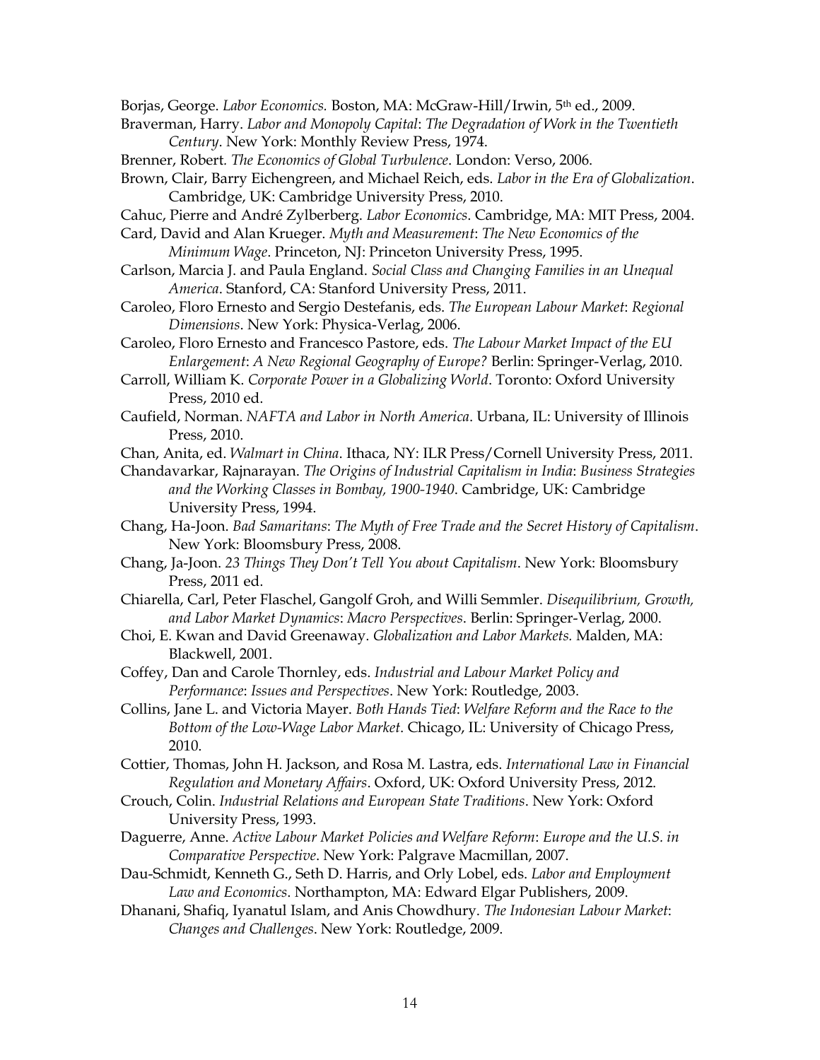Borjas, George. *Labor Economics.* Boston, MA: McGraw-Hill/Irwin, 5th ed., 2009.

Braverman, Harry. *Labor and Monopoly Capital*: *The Degradation of Work in the Twentieth Century*. New York: Monthly Review Press, 1974.

Brenner, Robert. *The Economics of Global Turbulence*. London: Verso, 2006.

Brown, Clair, Barry Eichengreen, and Michael Reich, eds. *Labor in the Era of Globalization*. Cambridge, UK: Cambridge University Press, 2010.

Cahuc, Pierre and André Zylberberg. *Labor Economics*. Cambridge, MA: MIT Press, 2004.

Card, David and Alan Krueger. *Myth and Measurement*: *The New Economics of the Minimum Wage*. Princeton, NJ: Princeton University Press, 1995.

Carlson, Marcia J. and Paula England. *Social Class and Changing Families in an Unequal America*. Stanford, CA: Stanford University Press, 2011.

Caroleo, Floro Ernesto and Sergio Destefanis, eds. *The European Labour Market*: *Regional Dimensions*. New York: Physica-Verlag, 2006.

Caroleo, Floro Ernesto and Francesco Pastore, eds. *The Labour Market Impact of the EU Enlargement*: *A New Regional Geography of Europe?* Berlin: Springer-Verlag, 2010.

Carroll, William K. *Corporate Power in a Globalizing World*. Toronto: Oxford University Press, 2010 ed.

Caufield, Norman. *NAFTA and Labor in North America*. Urbana, IL: University of Illinois Press, 2010.

Chan, Anita, ed. *Walmart in China*. Ithaca, NY: ILR Press/Cornell University Press, 2011.

Chandavarkar, Rajnarayan. *The Origins of Industrial Capitalism in India*: *Business Strategies and the Working Classes in Bombay, 1900-1940*. Cambridge, UK: Cambridge University Press, 1994.

Chang, Ha-Joon. *Bad Samaritans*: *The Myth of Free Trade and the Secret History of Capitalism*. New York: Bloomsbury Press, 2008.

Chang, Ja-Joon. *23 Things They Don't Tell You about Capitalism*. New York: Bloomsbury Press, 2011 ed.

Chiarella, Carl, Peter Flaschel, Gangolf Groh, and Willi Semmler. *Disequilibrium, Growth, and Labor Market Dynamics*: *Macro Perspectives*. Berlin: Springer-Verlag, 2000.

Choi, E. Kwan and David Greenaway. *Globalization and Labor Markets.* Malden, MA: Blackwell, 2001.

Coffey, Dan and Carole Thornley, eds. *Industrial and Labour Market Policy and Performance*: *Issues and Perspectives*. New York: Routledge, 2003.

Collins, Jane L. and Victoria Mayer. *Both Hands Tied*: *Welfare Reform and the Race to the Bottom of the Low-Wage Labor Market*. Chicago, IL: University of Chicago Press, 2010.

Cottier, Thomas, John H. Jackson, and Rosa M. Lastra, eds. *International Law in Financial Regulation and Monetary Affairs*. Oxford, UK: Oxford University Press, 2012.

Crouch, Colin. *Industrial Relations and European State Traditions*. New York: Oxford University Press, 1993.

Daguerre, Anne. *Active Labour Market Policies and Welfare Reform*: *Europe and the U.S. in Comparative Perspective*. New York: Palgrave Macmillan, 2007.

Dau-Schmidt, Kenneth G., Seth D. Harris, and Orly Lobel, eds. *Labor and Employment Law and Economics*. Northampton, MA: Edward Elgar Publishers, 2009.

Dhanani, Shafiq, Iyanatul Islam, and Anis Chowdhury. *The Indonesian Labour Market*: *Changes and Challenges*. New York: Routledge, 2009.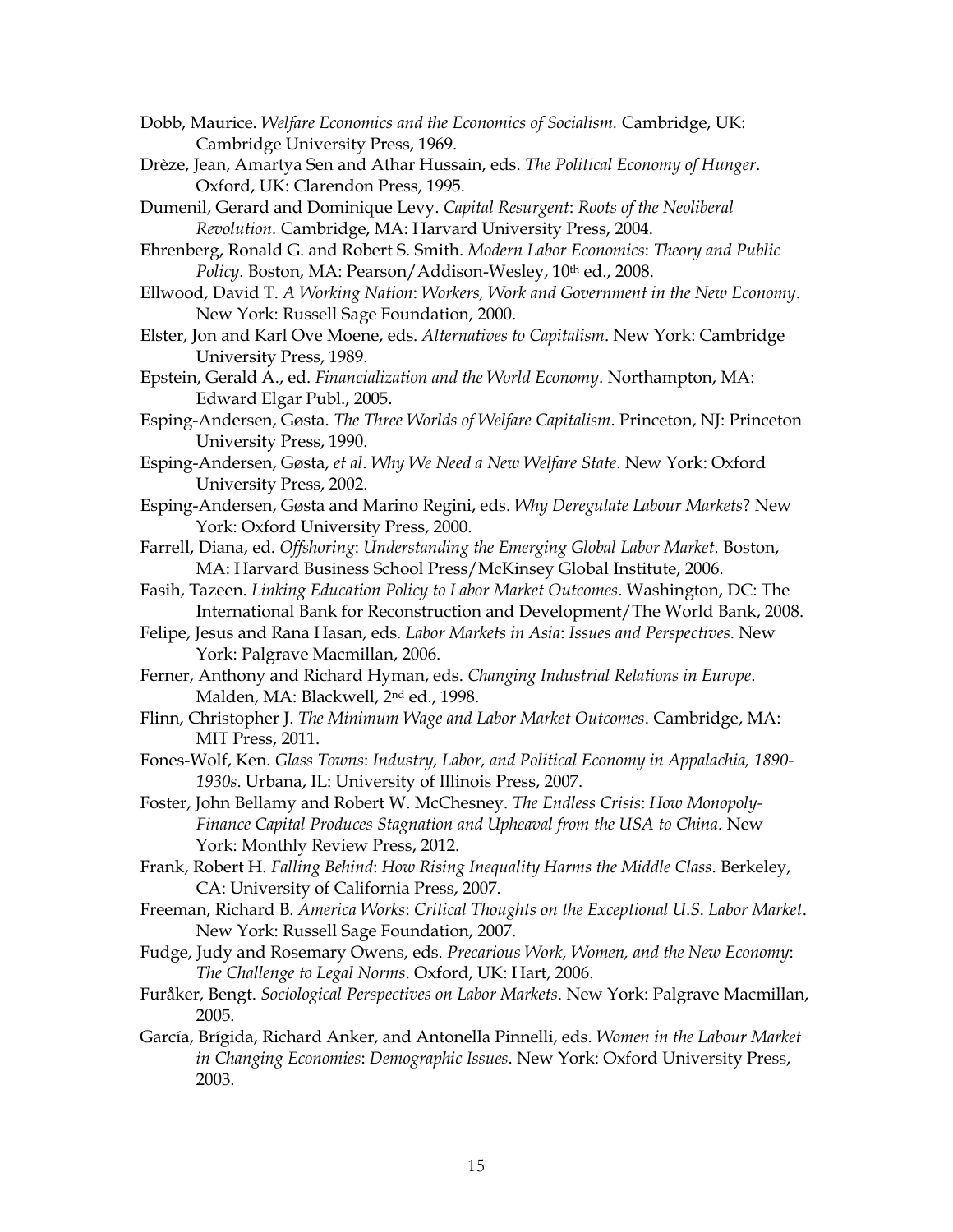Dobb, Maurice. *Welfare Economics and the Economics of Socialism.* Cambridge, UK: Cambridge University Press, 1969.

Drèze, Jean, Amartya Sen and Athar Hussain, eds. *The Political Economy of Hunger*. Oxford, UK: Clarendon Press, 1995.

Dumenil, Gerard and Dominique Levy. *Capital Resurgent*: *Roots of the Neoliberal Revolution.* Cambridge, MA: Harvard University Press, 2004.

Ehrenberg, Ronald G. and Robert S. Smith. *Modern Labor Economics*: *Theory and Public Policy*. Boston, MA: Pearson/Addison-Wesley, 10th ed., 2008.

Ellwood, David T. *A Working Nation*: *Workers, Work and Government in the New Economy*. New York: Russell Sage Foundation, 2000.

Elster, Jon and Karl Ove Moene, eds. *Alternatives to Capitalism*. New York: Cambridge University Press, 1989.

Epstein, Gerald A., ed. *Financialization and the World Economy*. Northampton, MA: Edward Elgar Publ., 2005.

Esping-Andersen, Gøsta. *The Three Worlds of Welfare Capitalism*. Princeton, NJ: Princeton University Press, 1990.

Esping-Andersen, Gøsta, *et al*. *Why We Need a New Welfare State*. New York: Oxford University Press, 2002.

Esping-Andersen, Gøsta and Marino Regini, eds. *Why Deregulate Labour Markets*? New York: Oxford University Press, 2000.

Farrell, Diana, ed. *Offshoring*: *Understanding the Emerging Global Labor Market*. Boston, MA: Harvard Business School Press/McKinsey Global Institute, 2006.

Fasih, Tazeen. *Linking Education Policy to Labor Market Outcomes*. Washington, DC: The International Bank for Reconstruction and Development/The World Bank, 2008.

Felipe, Jesus and Rana Hasan, eds. *Labor Markets in Asia*: *Issues and Perspectives*. New York: Palgrave Macmillan, 2006.

Ferner, Anthony and Richard Hyman, eds. *Changing Industrial Relations in Europe*. Malden, MA: Blackwell, 2nd ed., 1998.

Flinn, Christopher J. *The Minimum Wage and Labor Market Outcomes*. Cambridge, MA: MIT Press, 2011.

Fones-Wolf, Ken. *Glass Towns*: *Industry, Labor, and Political Economy in Appalachia, 1890-1930s*. Urbana, IL: University of Illinois Press, 2007.

Foster, John Bellamy and Robert W. McChesney. *The Endless Crisis*: *How Monopoly-Finance Capital Produces Stagnation and Upheaval from the USA to China*. New York: Monthly Review Press, 2012.

Frank, Robert H. *Falling Behind*: *How Rising Inequality Harms the Middle Class*. Berkeley, CA: University of California Press, 2007.

Freeman, Richard B. *America Works*: *Critical Thoughts on the Exceptional U.S. Labor Market*. New York: Russell Sage Foundation, 2007.

Fudge, Judy and Rosemary Owens, eds. *Precarious Work, Women, and the New Economy*: *The Challenge to Legal Norms*. Oxford, UK: Hart, 2006.

Furåker, Bengt. *Sociological Perspectives on Labor Markets*. New York: Palgrave Macmillan, 2005.

García, Brígida, Richard Anker, and Antonella Pinnelli, eds. *Women in the Labour Market in Changing Economies*: *Demographic Issues*. New York: Oxford University Press, 2003.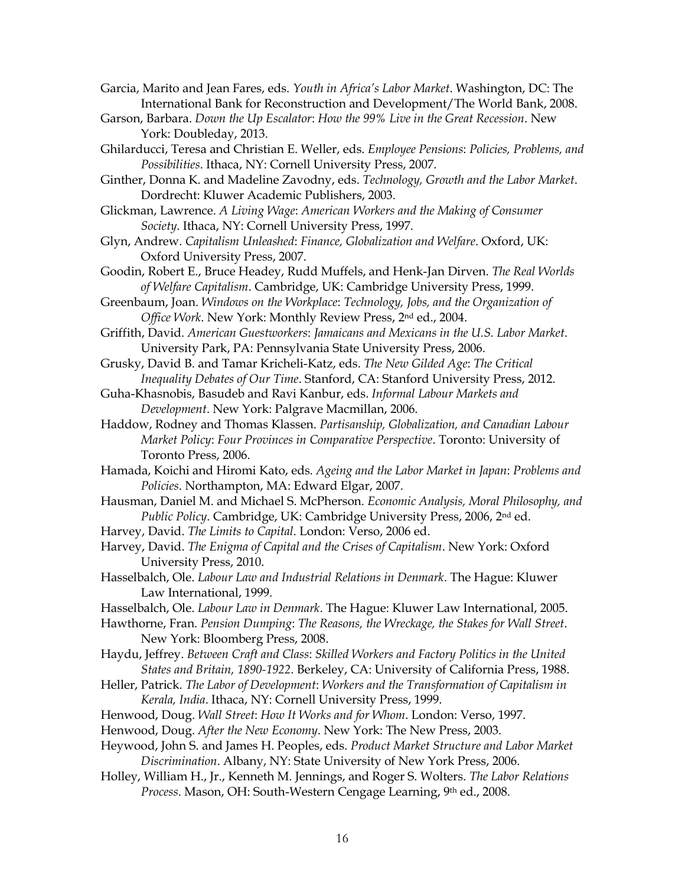Garcia, Marito and Jean Fares, eds. *Youth in Africa's Labor Market*. Washington, DC: The International Bank for Reconstruction and Development/The World Bank, 2008.

Garson, Barbara. *Down the Up Escalator*: *How the 99% Live in the Great Recession*. New York: Doubleday, 2013.

Ghilarducci, Teresa and Christian E. Weller, eds. *Employee Pensions*: *Policies, Problems, and Possibilities*. Ithaca, NY: Cornell University Press, 2007.

Ginther, Donna K. and Madeline Zavodny, eds. *Technology, Growth and the Labor Market*. Dordrecht: Kluwer Academic Publishers, 2003.

Glickman, Lawrence. *A Living Wage*: *American Workers and the Making of Consumer Society*. Ithaca, NY: Cornell University Press, 1997.

Glyn, Andrew. *Capitalism Unleashed*: *Finance, Globalization and Welfare*. Oxford, UK: Oxford University Press, 2007.

Goodin, Robert E., Bruce Headey, Rudd Muffels, and Henk-Jan Dirven. *The Real Worlds of Welfare Capitalism*. Cambridge, UK: Cambridge University Press, 1999.

Greenbaum, Joan. *Windows on the Workplace*: *Technology, Jobs, and the Organization of Office Work*. New York: Monthly Review Press, 2nd ed., 2004.

Griffith, David. *American Guestworkers*: *Jamaicans and Mexicans in the U.S. Labor Market*. University Park, PA: Pennsylvania State University Press, 2006.

Grusky, David B. and Tamar Kricheli-Katz, eds. *The New Gilded Age*: *The Critical Inequality Debates of Our Time*. Stanford, CA: Stanford University Press, 2012.

Guha-Khasnobis, Basudeb and Ravi Kanbur, eds. *Informal Labour Markets and Development*. New York: Palgrave Macmillan, 2006.

Haddow, Rodney and Thomas Klassen. *Partisanship, Globalization, and Canadian Labour Market Policy*: *Four Provinces in Comparative Perspective*. Toronto: University of Toronto Press, 2006.

Hamada, Koichi and Hiromi Kato, eds. *Ageing and the Labor Market in Japan*: *Problems and Policies*. Northampton, MA: Edward Elgar, 2007.

Hausman, Daniel M. and Michael S. McPherson. *Economic Analysis, Moral Philosophy, and Public Policy*. Cambridge, UK: Cambridge University Press, 2006, 2nd ed.

Harvey, David. *The Limits to Capital*. London: Verso, 2006 ed.

Harvey, David. *The Enigma of Capital and the Crises of Capitalism*. New York: Oxford University Press, 2010.

Hasselbalch, Ole. *Labour Law and Industrial Relations in Denmark*. The Hague: Kluwer Law International, 1999.

Hasselbalch, Ole. *Labour Law in Denmark*. The Hague: Kluwer Law International, 2005.

Hawthorne, Fran. *Pension Dumping*: *The Reasons, the Wreckage, the Stakes for Wall Street*. New York: Bloomberg Press, 2008.

Haydu, Jeffrey. *Between Craft and Class*: *Skilled Workers and Factory Politics in the United States and Britain, 1890-1922*. Berkeley, CA: University of California Press, 1988.

Heller, Patrick. *The Labor of Development*: *Workers and the Transformation of Capitalism in Kerala, India*. Ithaca, NY: Cornell University Press, 1999.

Henwood, Doug. *Wall Street*: *How It Works and for Whom*. London: Verso, 1997.

Henwood, Doug. *After the New Economy*. New York: The New Press, 2003.

Heywood, John S. and James H. Peoples, eds. *Product Market Structure and Labor Market Discrimination*. Albany, NY: State University of New York Press, 2006.

Holley, William H., Jr., Kenneth M. Jennings, and Roger S. Wolters. *The Labor Relations Process*. Mason, OH: South-Western Cengage Learning, 9th ed., 2008.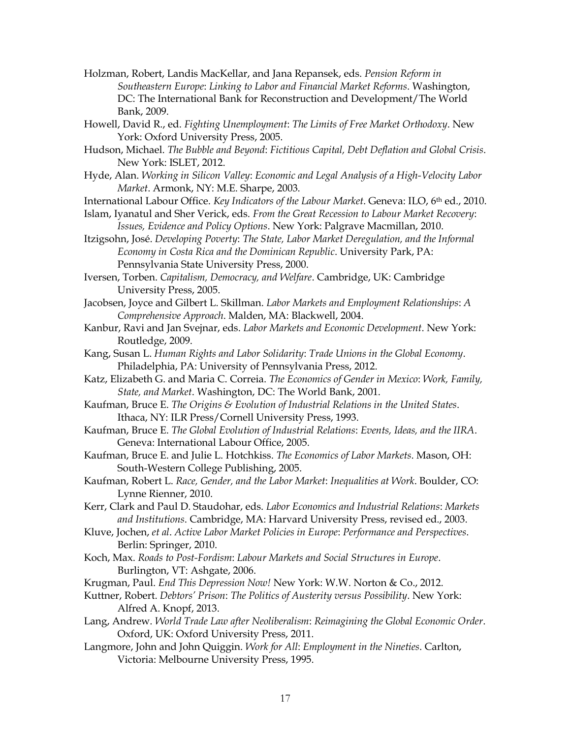Holzman, Robert, Landis MacKellar, and Jana Repansek, eds. *Pension Reform in Southeastern Europe*: *Linking to Labor and Financial Market Reforms*. Washington, DC: The International Bank for Reconstruction and Development/The World Bank, 2009.

Howell, David R., ed. *Fighting Unemployment*: *The Limits of Free Market Orthodoxy*. New York: Oxford University Press, 2005.

Hudson, Michael. *The Bubble and Beyond*: *Fictitious Capital, Debt Deflation and Global Crisis*. New York: ISLET, 2012.

Hyde, Alan. *Working in Silicon Valley*: *Economic and Legal Analysis of a High-Velocity Labor Market*. Armonk, NY: M.E. Sharpe, 2003.

International Labour Office. *Key Indicators of the Labour Market*. Geneva: ILO, 6th ed., 2010.

Islam, Iyanatul and Sher Verick, eds. *From the Great Recession to Labour Market Recovery*: *Issues, Evidence and Policy Options*. New York: Palgrave Macmillan, 2010.

Itzigsohn, José. *Developing Poverty*: *The State, Labor Market Deregulation, and the Informal Economy in Costa Rica and the Dominican Republic*. University Park, PA: Pennsylvania State University Press, 2000.

Iversen, Torben. *Capitalism, Democracy, and Welfare*. Cambridge, UK: Cambridge University Press, 2005.

Jacobsen, Joyce and Gilbert L. Skillman. *Labor Markets and Employment Relationships*: *A Comprehensive Approach*. Malden, MA: Blackwell, 2004.

Kanbur, Ravi and Jan Svejnar, eds. *Labor Markets and Economic Development*. New York: Routledge, 2009.

Kang, Susan L. *Human Rights and Labor Solidarity*: *Trade Unions in the Global Economy*. Philadelphia, PA: University of Pennsylvania Press, 2012.

Katz, Elizabeth G. and Maria C. Correia. *The Economics of Gender in Mexico*: *Work, Family, State, and Market*. Washington, DC: The World Bank, 2001.

Kaufman, Bruce E. *The Origins & Evolution of Industrial Relations in the United States*. Ithaca, NY: ILR Press/Cornell University Press, 1993.

Kaufman, Bruce E. *The Global Evolution of Industrial Relations*: *Events, Ideas, and the IIRA*. Geneva: International Labour Office, 2005.

Kaufman, Bruce E. and Julie L. Hotchkiss. *The Economics of Labor Markets*. Mason, OH: South-Western College Publishing, 2005.

Kaufman, Robert L. *Race, Gender, and the Labor Market*: *Inequalities at Work*. Boulder, CO: Lynne Rienner, 2010.

Kerr, Clark and Paul D. Staudohar, eds. *Labor Economics and Industrial Relations*: *Markets and Institutions*. Cambridge, MA: Harvard University Press, revised ed., 2003.

Kluve, Jochen, *et al*. *Active Labor Market Policies in Europe*: *Performance and Perspectives*. Berlin: Springer, 2010.

Koch, Max. *Roads to Post-Fordism*: *Labour Markets and Social Structures in Europe*. Burlington, VT: Ashgate, 2006.

Krugman, Paul. *End This Depression Now!* New York: W.W. Norton & Co., 2012.

Kuttner, Robert. *Debtors' Prison*: *The Politics of Austerity versus Possibility*. New York: Alfred A. Knopf, 2013.

Lang, Andrew. *World Trade Law after Neoliberalism*: *Reimagining the Global Economic Order*. Oxford, UK: Oxford University Press, 2011.

Langmore, John and John Quiggin. *Work for All*: *Employment in the Nineties*. Carlton, Victoria: Melbourne University Press, 1995.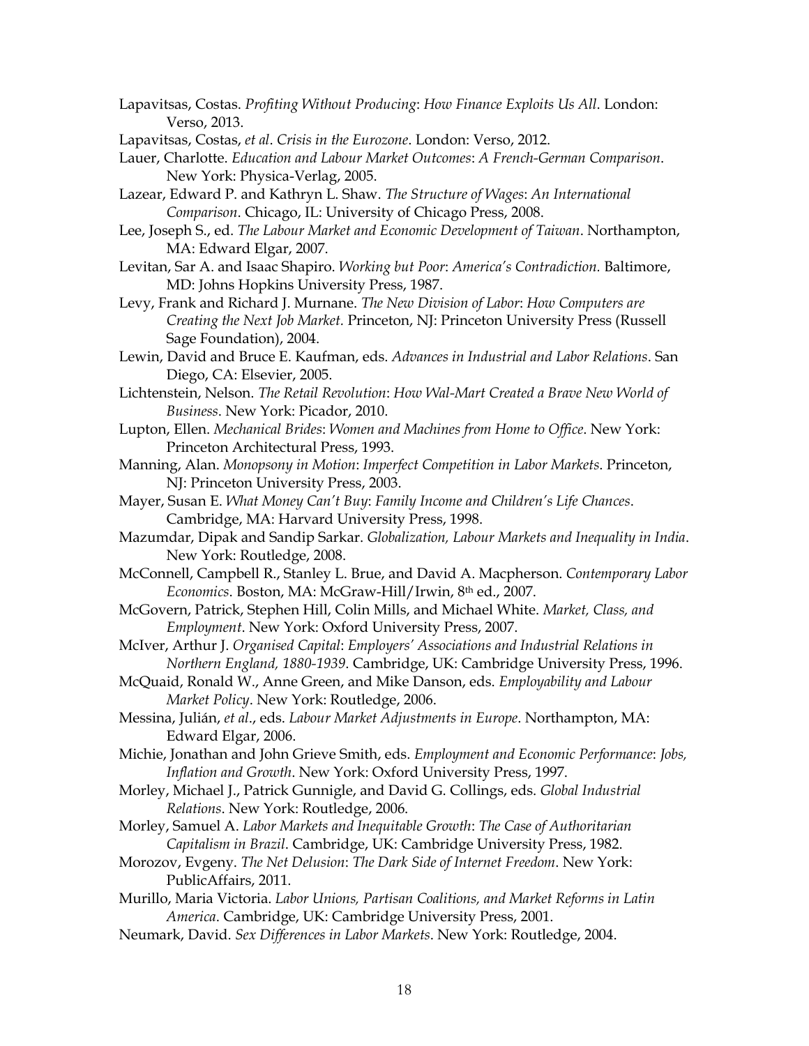Lapavitsas, Costas. *Profiting Without Producing*: *How Finance Exploits Us All*. London: Verso, 2013.

Lapavitsas, Costas, *et al*. *Crisis in the Eurozone*. London: Verso, 2012.

Lauer, Charlotte. *Education and Labour Market Outcomes*: *A French-German Comparison*. New York: Physica-Verlag, 2005.

Lazear, Edward P. and Kathryn L. Shaw. *The Structure of Wages*: *An International Comparison*. Chicago, IL: University of Chicago Press, 2008.

Lee, Joseph S., ed. *The Labour Market and Economic Development of Taiwan*. Northampton, MA: Edward Elgar, 2007.

Levitan, Sar A. and Isaac Shapiro. *Working but Poor*: *America's Contradiction.* Baltimore, MD: Johns Hopkins University Press, 1987.

Levy, Frank and Richard J. Murnane. *The New Division of Labor*: *How Computers are Creating the Next Job Market.* Princeton, NJ: Princeton University Press (Russell Sage Foundation), 2004.

Lewin, David and Bruce E. Kaufman, eds. *Advances in Industrial and Labor Relations*. San Diego, CA: Elsevier, 2005.

Lichtenstein, Nelson. *The Retail Revolution*: *How Wal-Mart Created a Brave New World of Business*. New York: Picador, 2010.

Lupton, Ellen. *Mechanical Brides*: *Women and Machines from Home to Office*. New York: Princeton Architectural Press, 1993.

Manning, Alan. *Monopsony in Motion*: *Imperfect Competition in Labor Markets*. Princeton, NJ: Princeton University Press, 2003.

Mayer, Susan E. *What Money Can't Buy*: *Family Income and Children's Life Chances*. Cambridge, MA: Harvard University Press, 1998.

Mazumdar, Dipak and Sandip Sarkar. *Globalization, Labour Markets and Inequality in India*. New York: Routledge, 2008.

McConnell, Campbell R., Stanley L. Brue, and David A. Macpherson. *Contemporary Labor Economics*. Boston, MA: McGraw-Hill/Irwin, 8th ed., 2007.

McGovern, Patrick, Stephen Hill, Colin Mills, and Michael White. *Market, Class, and Employment*. New York: Oxford University Press, 2007.

McIver, Arthur J. *Organised Capital*: *Employers' Associations and Industrial Relations in Northern England, 1880-1939*. Cambridge, UK: Cambridge University Press, 1996.

McQuaid, Ronald W., Anne Green, and Mike Danson, eds. *Employability and Labour Market Policy*. New York: Routledge, 2006.

Messina, Julián, *et al*., eds. *Labour Market Adjustments in Europe*. Northampton, MA: Edward Elgar, 2006.

Michie, Jonathan and John Grieve Smith, eds. *Employment and Economic Performance*: *Jobs, Inflation and Growth*. New York: Oxford University Press, 1997.

Morley, Michael J., Patrick Gunnigle, and David G. Collings, eds. *Global Industrial Relations*. New York: Routledge, 2006.

Morley, Samuel A. *Labor Markets and Inequitable Growth*: *The Case of Authoritarian Capitalism in Brazil*. Cambridge, UK: Cambridge University Press, 1982.

Morozov, Evgeny. *The Net Delusion*: *The Dark Side of Internet Freedom*. New York: PublicAffairs, 2011.

Murillo, Maria Victoria. *Labor Unions, Partisan Coalitions, and Market Reforms in Latin America*. Cambridge, UK: Cambridge University Press, 2001.

Neumark, David. *Sex Differences in Labor Markets*. New York: Routledge, 2004.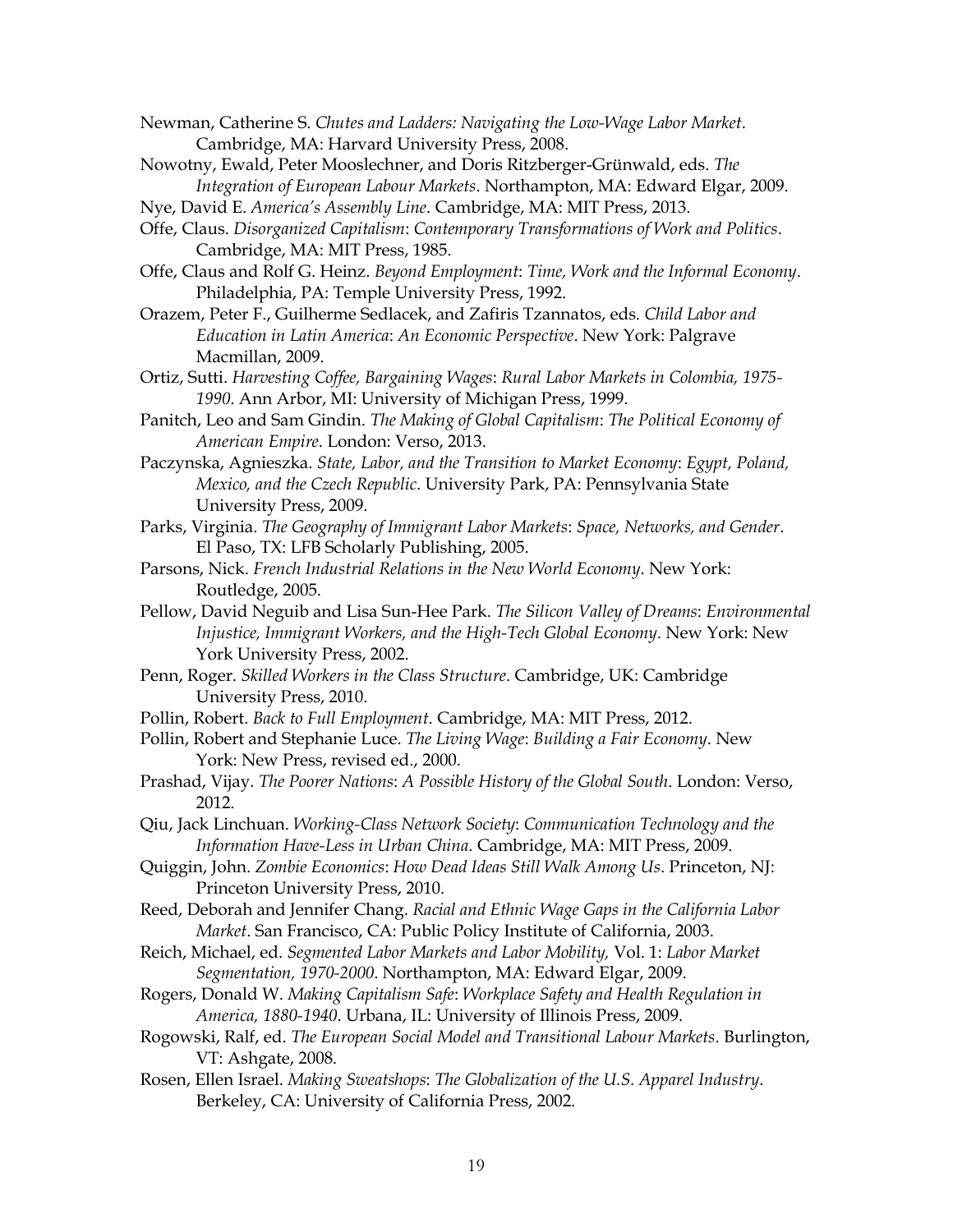Newman, Catherine S. *Chutes and Ladders: Navigating the Low-Wage Labor Market*. Cambridge, MA: Harvard University Press, 2008.

Nowotny, Ewald, Peter Mooslechner, and Doris Ritzberger-Grünwald, eds. *The Integration of European Labour Markets*. Northampton, MA: Edward Elgar, 2009.

Nye, David E. *America's Assembly Line*. Cambridge, MA: MIT Press, 2013.

Offe, Claus. *Disorganized Capitalism*: *Contemporary Transformations of Work and Politics*. Cambridge, MA: MIT Press, 1985.

Offe, Claus and Rolf G. Heinz. *Beyond Employment*: *Time, Work and the Informal Economy*. Philadelphia, PA: Temple University Press, 1992.

Orazem, Peter F., Guilherme Sedlacek, and Zafiris Tzannatos, eds. *Child Labor and Education in Latin America*: *An Economic Perspective*. New York: Palgrave Macmillan, 2009.

Ortiz, Sutti. *Harvesting Coffee, Bargaining Wages*: *Rural Labor Markets in Colombia, 1975-1990*. Ann Arbor, MI: University of Michigan Press, 1999.

Panitch, Leo and Sam Gindin. *The Making of Global Capitalism*: *The Political Economy of American Empire*. London: Verso, 2013.

Paczynska, Agnieszka. *State, Labor, and the Transition to Market Economy*: *Egypt, Poland, Mexico, and the Czech Republic*. University Park, PA: Pennsylvania State University Press, 2009.

Parks, Virginia. *The Geography of Immigrant Labor Markets*: *Space, Networks, and Gender*. El Paso, TX: LFB Scholarly Publishing, 2005.

Parsons, Nick. *French Industrial Relations in the New World Economy*. New York: Routledge, 2005.

Pellow, David Neguib and Lisa Sun-Hee Park. *The Silicon Valley of Dreams*: *Environmental Injustice, Immigrant Workers, and the High-Tech Global Economy*. New York: New York University Press, 2002.

Penn, Roger. *Skilled Workers in the Class Structure*. Cambridge, UK: Cambridge University Press, 2010.

Pollin, Robert. *Back to Full Employment*. Cambridge, MA: MIT Press, 2012.

Pollin, Robert and Stephanie Luce. *The Living Wage*: *Building a Fair Economy*. New York: New Press, revised ed., 2000.

Prashad, Vijay. *The Poorer Nations*: *A Possible History of the Global South*. London: Verso, 2012.

Qiu, Jack Linchuan. *Working-Class Network Society*: *Communication Technology and the Information Have-Less in Urban China*. Cambridge, MA: MIT Press, 2009.

Quiggin, John. *Zombie Economics*: *How Dead Ideas Still Walk Among Us*. Princeton, NJ: Princeton University Press, 2010.

Reed, Deborah and Jennifer Chang. *Racial and Ethnic Wage Gaps in the California Labor Market*. San Francisco, CA: Public Policy Institute of California, 2003.

Reich, Michael, ed. *Segmented Labor Markets and Labor Mobility,* Vol. 1: *Labor Market Segmentation, 1970-2000*. Northampton, MA: Edward Elgar, 2009.

Rogers, Donald W. *Making Capitalism Safe*: *Workplace Safety and Health Regulation in America, 1880-1940*. Urbana, IL: University of Illinois Press, 2009.

Rogowski, Ralf, ed. *The European Social Model and Transitional Labour Markets*. Burlington, VT: Ashgate, 2008.

Rosen, Ellen Israel. *Making Sweatshops*: *The Globalization of the U.S. Apparel Industry*. Berkeley, CA: University of California Press, 2002.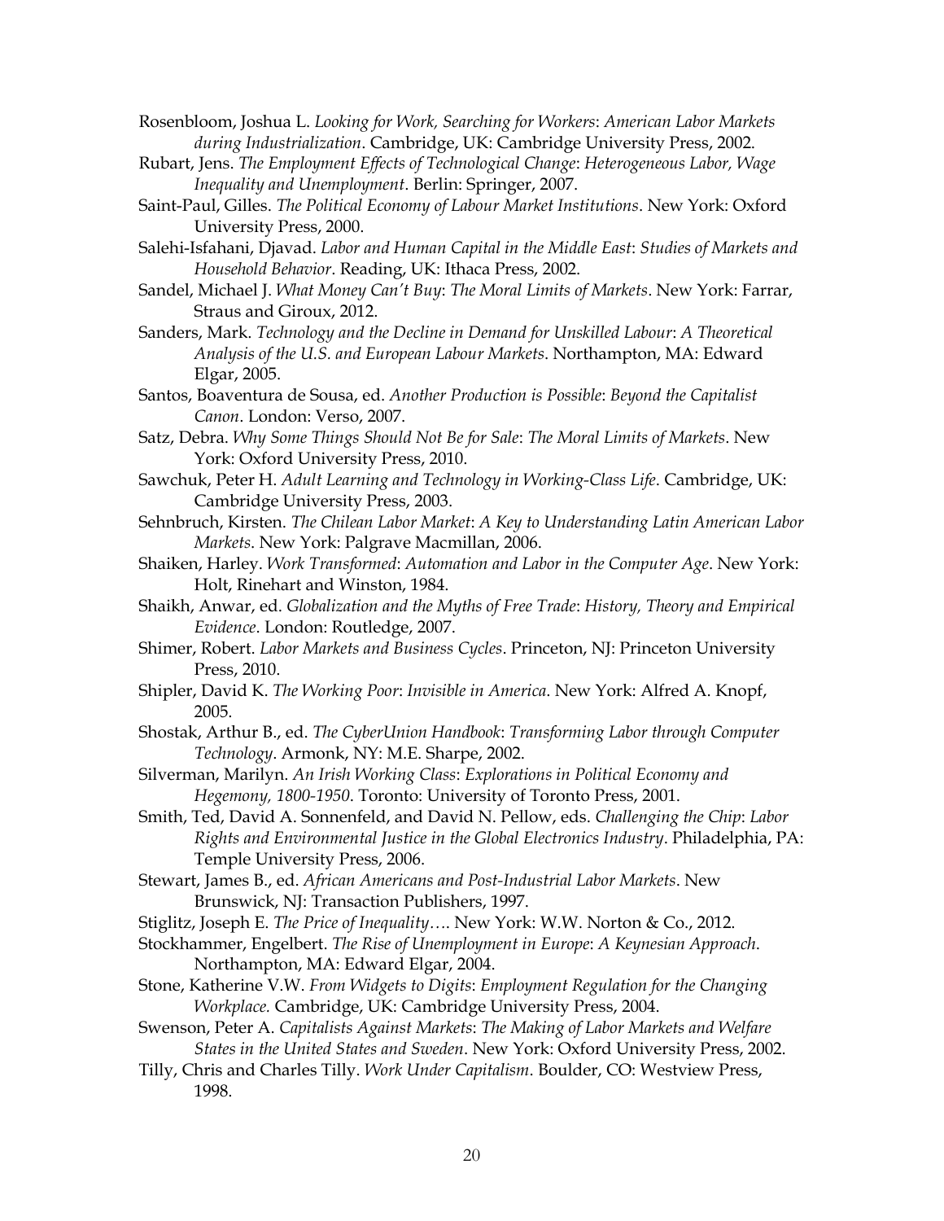Rosenbloom, Joshua L. *Looking for Work, Searching for Workers*: *American Labor Markets during Industrialization*. Cambridge, UK: Cambridge University Press, 2002.

Rubart, Jens. *The Employment Effects of Technological Change*: *Heterogeneous Labor, Wage Inequality and Unemployment*. Berlin: Springer, 2007.

Saint-Paul, Gilles. *The Political Economy of Labour Market Institutions*. New York: Oxford University Press, 2000.

Salehi-Isfahani, Djavad. *Labor and Human Capital in the Middle East*: *Studies of Markets and Household Behavior*. Reading, UK: Ithaca Press, 2002.

Sandel, Michael J. *What Money Can't Buy*: *The Moral Limits of Markets*. New York: Farrar, Straus and Giroux, 2012.

Sanders, Mark. *Technology and the Decline in Demand for Unskilled Labour*: *A Theoretical Analysis of the U.S. and European Labour Markets*. Northampton, MA: Edward Elgar, 2005.

Santos, Boaventura de Sousa, ed. *Another Production is Possible*: *Beyond the Capitalist Canon*. London: Verso, 2007.

Satz, Debra. *Why Some Things Should Not Be for Sale*: *The Moral Limits of Markets*. New York: Oxford University Press, 2010.

Sawchuk, Peter H. *Adult Learning and Technology in Working-Class Life*. Cambridge, UK: Cambridge University Press, 2003.

Sehnbruch, Kirsten. *The Chilean Labor Market*: *A Key to Understanding Latin American Labor Markets*. New York: Palgrave Macmillan, 2006.

Shaiken, Harley. *Work Transformed*: *Automation and Labor in the Computer Age*. New York: Holt, Rinehart and Winston, 1984.

Shaikh, Anwar, ed. *Globalization and the Myths of Free Trade*: *History, Theory and Empirical Evidence*. London: Routledge, 2007.

Shimer, Robert. *Labor Markets and Business Cycles*. Princeton, NJ: Princeton University Press, 2010.

Shipler, David K. *The Working Poor*: *Invisible in America*. New York: Alfred A. Knopf, 2005.

Shostak, Arthur B., ed. *The CyberUnion Handbook*: *Transforming Labor through Computer Technology*. Armonk, NY: M.E. Sharpe, 2002.

Silverman, Marilyn. *An Irish Working Class*: *Explorations in Political Economy and Hegemony, 1800-1950*. Toronto: University of Toronto Press, 2001.

Smith, Ted, David A. Sonnenfeld, and David N. Pellow, eds. *Challenging the Chip*: *Labor Rights and Environmental Justice in the Global Electronics Industry*. Philadelphia, PA: Temple University Press, 2006.

Stewart, James B., ed. *African Americans and Post-Industrial Labor Markets*. New Brunswick, NJ: Transaction Publishers, 1997.

Stiglitz, Joseph E. *The Price of Inequality….* New York: W.W. Norton & Co., 2012.

Stockhammer, Engelbert. *The Rise of Unemployment in Europe*: *A Keynesian Approach*. Northampton, MA: Edward Elgar, 2004.

Stone, Katherine V.W. *From Widgets to Digits*: *Employment Regulation for the Changing Workplace.* Cambridge, UK: Cambridge University Press, 2004.

Swenson, Peter A. *Capitalists Against Markets*: *The Making of Labor Markets and Welfare States in the United States and Sweden*. New York: Oxford University Press, 2002.

Tilly, Chris and Charles Tilly. *Work Under Capitalism*. Boulder, CO: Westview Press, 1998.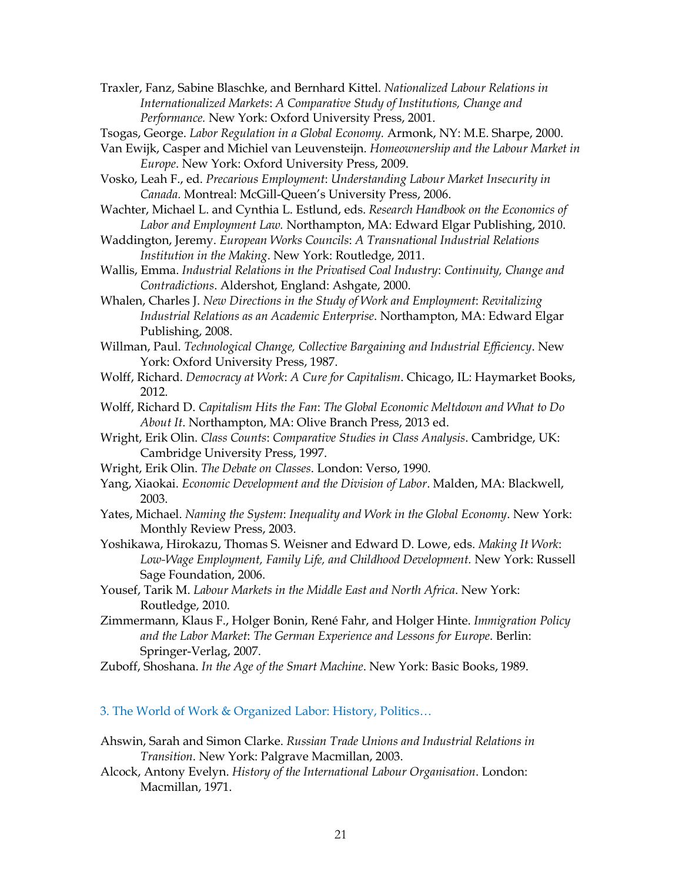Traxler, Fanz, Sabine Blaschke, and Bernhard Kittel. *Nationalized Labour Relations in Internationalized Markets*: *A Comparative Study of Institutions, Change and Performance.* New York: Oxford University Press, 2001.

Tsogas, George. *Labor Regulation in a Global Economy.* Armonk, NY: M.E. Sharpe, 2000.

Van Ewijk, Casper and Michiel van Leuvensteijn. *Homeownership and the Labour Market in Europe*. New York: Oxford University Press, 2009.

Vosko, Leah F., ed. *Precarious Employment*: *Understanding Labour Market Insecurity in Canada*. Montreal: McGill-Queen's University Press, 2006.

Wachter, Michael L. and Cynthia L. Estlund, eds. *Research Handbook on the Economics of Labor and Employment Law.* Northampton, MA: Edward Elgar Publishing, 2010.

Waddington, Jeremy. *European Works Councils*: *A Transnational Industrial Relations Institution in the Making*. New York: Routledge, 2011.

Wallis, Emma. *Industrial Relations in the Privatised Coal Industry*: *Continuity, Change and Contradictions*. Aldershot, England: Ashgate, 2000.

Whalen, Charles J. *New Directions in the Study of Work and Employment*: *Revitalizing Industrial Relations as an Academic Enterprise*. Northampton, MA: Edward Elgar Publishing, 2008.

Willman, Paul. *Technological Change, Collective Bargaining and Industrial Efficiency*. New York: Oxford University Press, 1987.

Wolff, Richard. *Democracy at Work*: *A Cure for Capitalism*. Chicago, IL: Haymarket Books, 2012.

Wolff, Richard D. *Capitalism Hits the Fan*: *The Global Economic Meltdown and What to Do About It*. Northampton, MA: Olive Branch Press, 2013 ed.

Wright, Erik Olin. *Class Counts*: *Comparative Studies in Class Analysis*. Cambridge, UK: Cambridge University Press, 1997.

Wright, Erik Olin. *The Debate on Classes*. London: Verso, 1990.

Yang, Xiaokai. *Economic Development and the Division of Labor*. Malden, MA: Blackwell, 2003.

Yates, Michael. *Naming the System*: *Inequality and Work in the Global Economy*. New York: Monthly Review Press, 2003.

Yoshikawa, Hirokazu, Thomas S. Weisner and Edward D. Lowe, eds. *Making It Work*: *Low-Wage Employment, Family Life, and Childhood Development.* New York: Russell Sage Foundation, 2006.

Yousef, Tarik M. *Labour Markets in the Middle East and North Africa*. New York: Routledge, 2010.

Zimmermann, Klaus F., Holger Bonin, René Fahr, and Holger Hinte. *Immigration Policy and the Labor Market*: *The German Experience and Lessons for Europe*. Berlin: Springer-Verlag, 2007.

Zuboff, Shoshana. *In the Age of the Smart Machine*. New York: Basic Books, 1989.

## 3. The World of Work & Organized Labor: History, Politics…

Ahswin, Sarah and Simon Clarke. *Russian Trade Unions and Industrial Relations in Transition*. New York: Palgrave Macmillan, 2003.

Alcock, Antony Evelyn. *History of the International Labour Organisation*. London: Macmillan, 1971.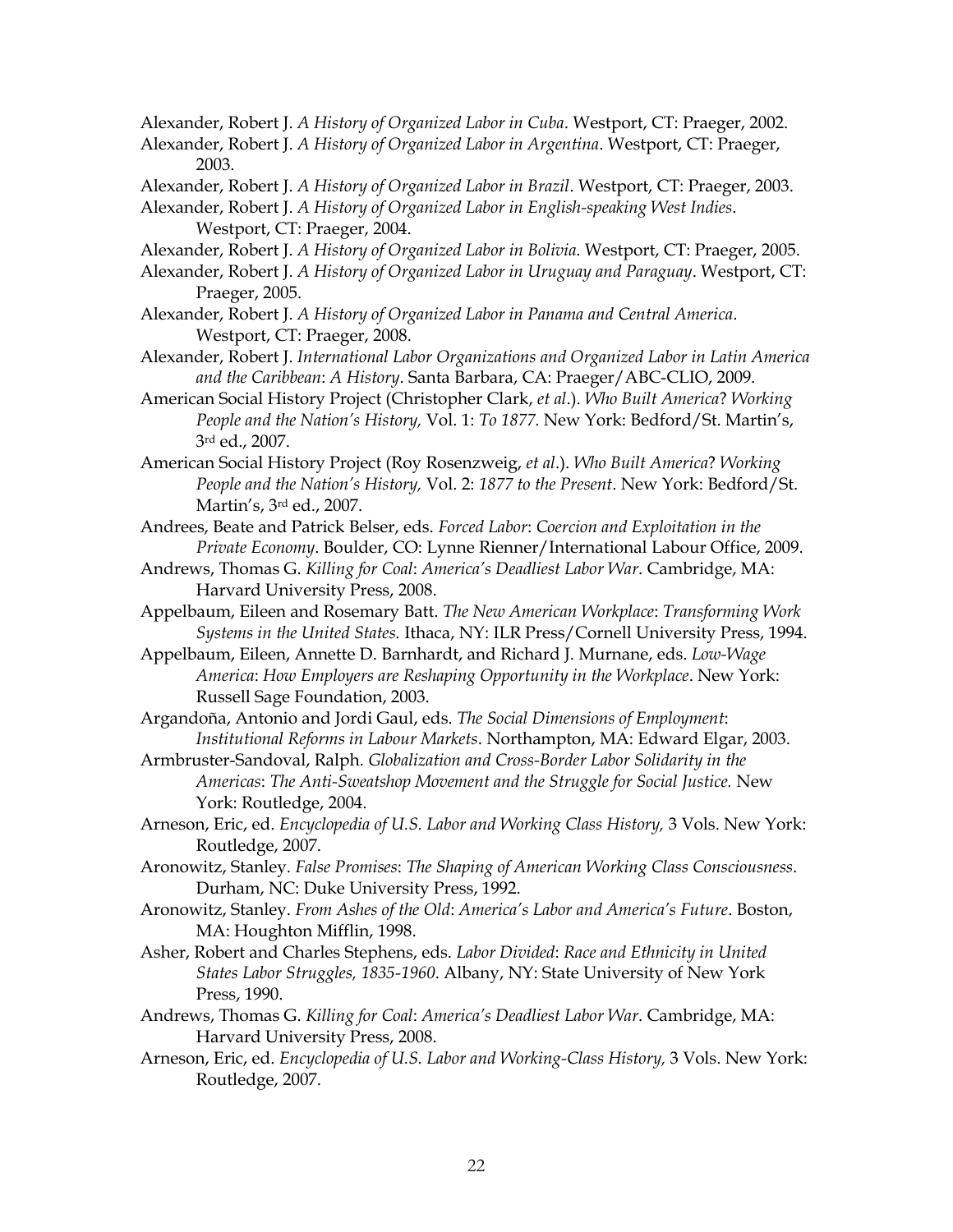Alexander, Robert J. *A History of Organized Labor in Cuba*. Westport, CT: Praeger, 2002.

Alexander, Robert J. *A History of Organized Labor in Argentina*. Westport, CT: Praeger, 2003.

Alexander, Robert J. *A History of Organized Labor in Brazil*. Westport, CT: Praeger, 2003.

Alexander, Robert J. *A History of Organized Labor in English-speaking West Indies*. Westport, CT: Praeger, 2004.

Alexander, Robert J. *A History of Organized Labor in Bolivia*. Westport, CT: Praeger, 2005.

Alexander, Robert J. *A History of Organized Labor in Uruguay and Paraguay*. Westport, CT: Praeger, 2005.

Alexander, Robert J. *A History of Organized Labor in Panama and Central America*. Westport, CT: Praeger, 2008.

Alexander, Robert J. *International Labor Organizations and Organized Labor in Latin America and the Caribbean*: *A History*. Santa Barbara, CA: Praeger/ABC-CLIO, 2009.

American Social History Project (Christopher Clark, *et al*.). *Who Built America*? *Working People and the Nation's History,* Vol. 1: *To 1877.* New York: Bedford/St. Martin's, 3rd ed., 2007.

American Social History Project (Roy Rosenzweig, *et al*.). *Who Built America*? *Working People and the Nation's History,* Vol. 2: *1877 to the Present*. New York: Bedford/St. Martin's, 3rd ed., 2007.

Andrees, Beate and Patrick Belser, eds. *Forced Labor*: *Coercion and Exploitation in the Private Economy*. Boulder, CO: Lynne Rienner/International Labour Office, 2009.

Andrews, Thomas G. *Killing for Coal*: *America's Deadliest Labor War*. Cambridge, MA: Harvard University Press, 2008.

Appelbaum, Eileen and Rosemary Batt. *The New American Workplace*: *Transforming Work Systems in the United States.* Ithaca, NY: ILR Press/Cornell University Press, 1994.

Appelbaum, Eileen, Annette D. Barnhardt, and Richard J. Murnane, eds. *Low-Wage America*: *How Employers are Reshaping Opportunity in the Workplace*. New York: Russell Sage Foundation, 2003.

Argandoña, Antonio and Jordi Gaul, eds. *The Social Dimensions of Employment*: *Institutional Reforms in Labour Markets*. Northampton, MA: Edward Elgar, 2003.

Armbruster-Sandoval, Ralph. *Globalization and Cross-Border Labor Solidarity in the Americas*: *The Anti-Sweatshop Movement and the Struggle for Social Justice.* New York: Routledge, 2004.

Arneson, Eric, ed. *Encyclopedia of U.S. Labor and Working Class History,* 3 Vols. New York: Routledge, 2007.

Aronowitz, Stanley. *False Promises*: *The Shaping of American Working Class Consciousness*. Durham, NC: Duke University Press, 1992.

Aronowitz, Stanley. *From Ashes of the Old*: *America's Labor and America's Future*. Boston, MA: Houghton Mifflin, 1998.

Asher, Robert and Charles Stephens, eds. *Labor Divided*: *Race and Ethnicity in United States Labor Struggles, 1835-1960*. Albany, NY: State University of New York Press, 1990.

Andrews, Thomas G. *Killing for Coal*: *America's Deadliest Labor War*. Cambridge, MA: Harvard University Press, 2008.

Arneson, Eric, ed. *Encyclopedia of U.S. Labor and Working-Class History,* 3 Vols. New York: Routledge, 2007.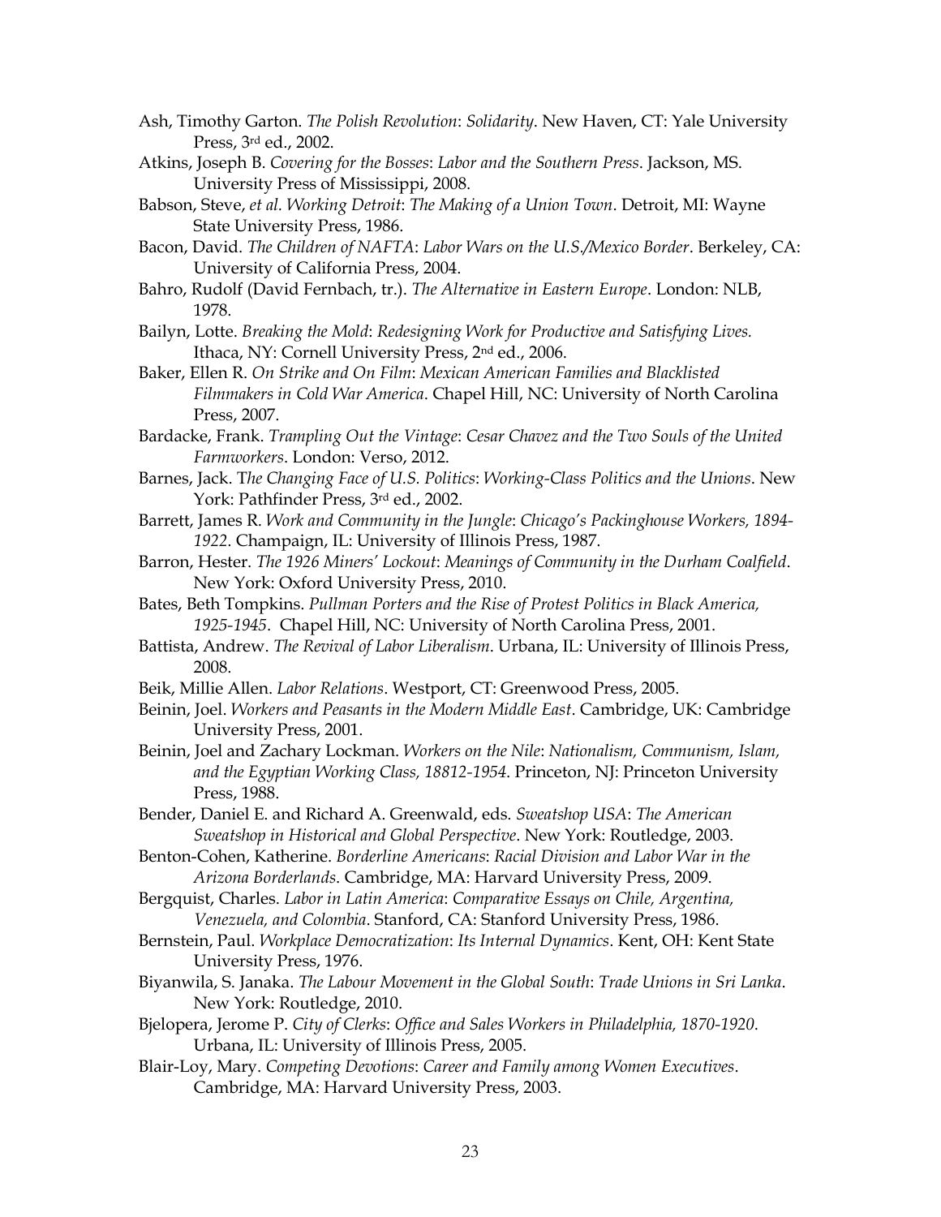Ash, Timothy Garton. *The Polish Revolution*: *Solidarity*. New Haven, CT: Yale University Press, 3rd ed., 2002.

Atkins, Joseph B. *Covering for the Bosses*: *Labor and the Southern Press*. Jackson, MS. University Press of Mississippi, 2008.

Babson, Steve, *et al. Working Detroit*: *The Making of a Union Town*. Detroit, MI: Wayne State University Press, 1986.

Bacon, David. *The Children of NAFTA*: *Labor Wars on the U.S./Mexico Border*. Berkeley, CA: University of California Press, 2004.

Bahro, Rudolf (David Fernbach, tr.). *The Alternative in Eastern Europe*. London: NLB, 1978.

Bailyn, Lotte. *Breaking the Mold*: *Redesigning Work for Productive and Satisfying Lives.* Ithaca, NY: Cornell University Press, 2nd ed., 2006.

Baker, Ellen R. *On Strike and On Film*: *Mexican American Families and Blacklisted Filmmakers in Cold War America*. Chapel Hill, NC: University of North Carolina Press, 2007.

Bardacke, Frank. *Trampling Out the Vintage*: *Cesar Chavez and the Two Souls of the United Farmworkers*. London: Verso, 2012.

Barnes, Jack. T*he Changing Face of U.S. Politics*: *Working-Class Politics and the Unions*. New York: Pathfinder Press, 3rd ed., 2002.

Barrett, James R. *Work and Community in the Jungle*: *Chicago's Packinghouse Workers, 1894-1922*. Champaign, IL: University of Illinois Press, 1987.

Barron, Hester. *The 1926 Miners' Lockout*: *Meanings of Community in the Durham Coalfield*. New York: Oxford University Press, 2010.

Bates, Beth Tompkins. *Pullman Porters and the Rise of Protest Politics in Black America, 1925-1945*. Chapel Hill, NC: University of North Carolina Press, 2001.

Battista, Andrew. *The Revival of Labor Liberalism*. Urbana, IL: University of Illinois Press, 2008.

Beik, Millie Allen. *Labor Relations*. Westport, CT: Greenwood Press, 2005.

Beinin, Joel. *Workers and Peasants in the Modern Middle East*. Cambridge, UK: Cambridge University Press, 2001.

Beinin, Joel and Zachary Lockman. *Workers on the Nile*: *Nationalism, Communism, Islam, and the Egyptian Working Class, 18812-1954*. Princeton, NJ: Princeton University Press, 1988.

Bender, Daniel E. and Richard A. Greenwald, eds. *Sweatshop USA*: *The American Sweatshop in Historical and Global Perspective*. New York: Routledge, 2003.

Benton-Cohen, Katherine. *Borderline Americans*: *Racial Division and Labor War in the Arizona Borderlands*. Cambridge, MA: Harvard University Press, 2009.

Bergquist, Charles. *Labor in Latin America*: *Comparative Essays on Chile, Argentina, Venezuela, and Colombia*. Stanford, CA: Stanford University Press, 1986.

Bernstein, Paul. *Workplace Democratization*: *Its Internal Dynamics*. Kent, OH: Kent State University Press, 1976.

Biyanwila, S. Janaka. *The Labour Movement in the Global South*: *Trade Unions in Sri Lanka*. New York: Routledge, 2010.

Bjelopera, Jerome P. *City of Clerks*: *Office and Sales Workers in Philadelphia, 1870-1920*. Urbana, IL: University of Illinois Press, 2005.

Blair-Loy, Mary. *Competing Devotions*: *Career and Family among Women Executives*. Cambridge, MA: Harvard University Press, 2003.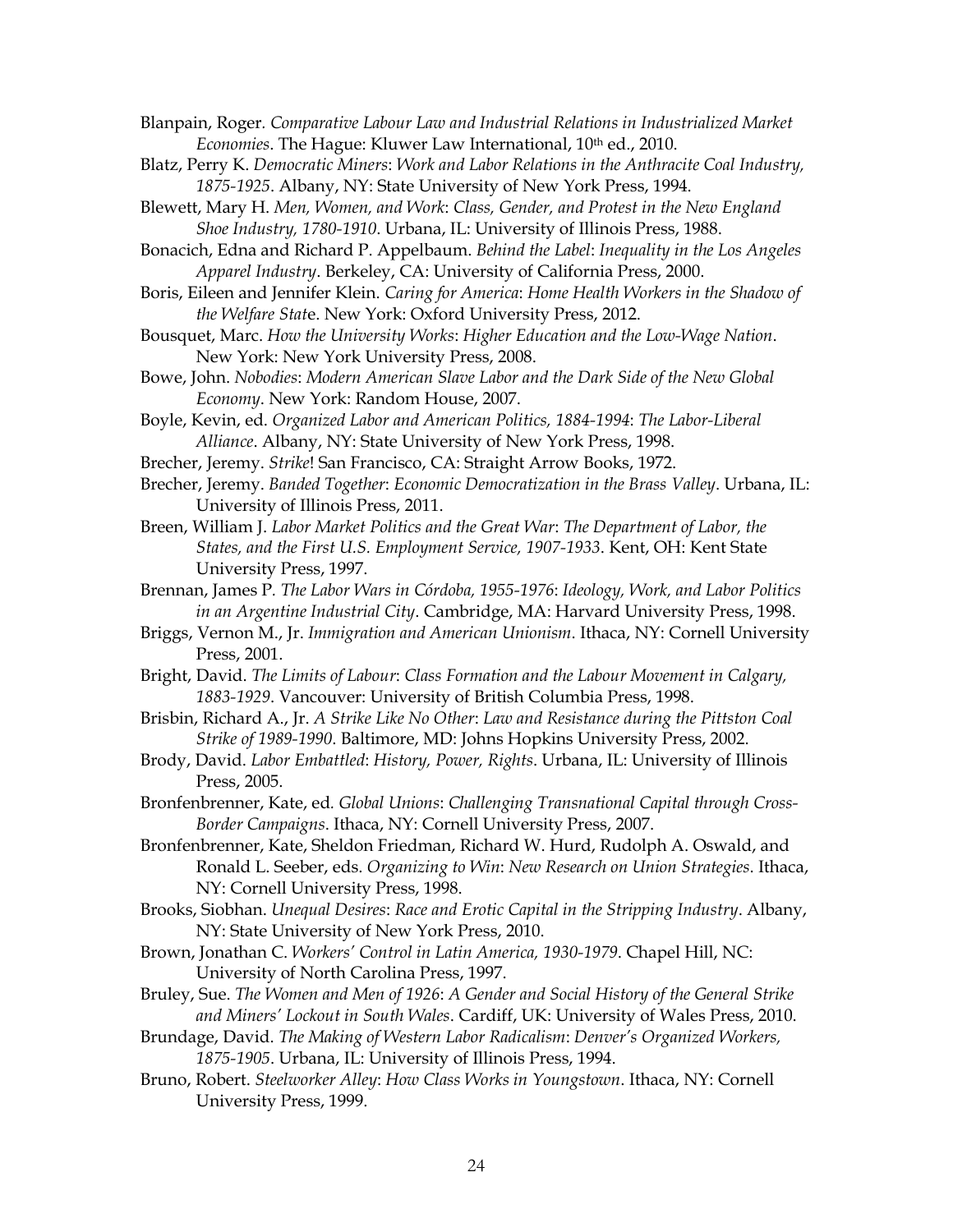Blanpain, Roger. *Comparative Labour Law and Industrial Relations in Industrialized Market Economies*. The Hague: Kluwer Law International, 10th ed., 2010.

Blatz, Perry K. *Democratic Miners*: *Work and Labor Relations in the Anthracite Coal Industry, 1875-1925*. Albany, NY: State University of New York Press, 1994.

Blewett, Mary H. *Men, Women, and Work*: *Class, Gender, and Protest in the New England Shoe Industry, 1780-1910*. Urbana, IL: University of Illinois Press, 1988.

Bonacich, Edna and Richard P. Appelbaum. *Behind the Label*: *Inequality in the Los Angeles Apparel Industry*. Berkeley, CA: University of California Press, 2000.

Boris, Eileen and Jennifer Klein. *Caring for America*: *Home Health Workers in the Shadow of the Welfare Stat*e. New York: Oxford University Press, 2012.

Bousquet, Marc. *How the University Works*: *Higher Education and the Low-Wage Nation*. New York: New York University Press, 2008.

Bowe, John. *Nobodies*: *Modern American Slave Labor and the Dark Side of the New Global Economy*. New York: Random House, 2007.

Boyle, Kevin, ed. *Organized Labor and American Politics, 1884-1994*: *The Labor-Liberal Alliance*. Albany, NY: State University of New York Press, 1998.

Brecher, Jeremy. *Strike*! San Francisco, CA: Straight Arrow Books, 1972.

Brecher, Jeremy. *Banded Together*: *Economic Democratization in the Brass Valley*. Urbana, IL: University of Illinois Press, 2011.

Breen, William J. *Labor Market Politics and the Great War*: *The Department of Labor, the States, and the First U.S. Employment Service, 1907-1933*. Kent, OH: Kent State University Press, 1997.

Brennan, James P. *The Labor Wars in Córdoba, 1955-1976*: *Ideology, Work, and Labor Politics in an Argentine Industrial City*. Cambridge, MA: Harvard University Press, 1998.

Briggs, Vernon M., Jr. *Immigration and American Unionism*. Ithaca, NY: Cornell University Press, 2001.

Bright, David. *The Limits of Labour*: *Class Formation and the Labour Movement in Calgary, 1883-1929*. Vancouver: University of British Columbia Press, 1998.

Brisbin, Richard A., Jr. *A Strike Like No Other*: *Law and Resistance during the Pittston Coal Strike of 1989-1990*. Baltimore, MD: Johns Hopkins University Press, 2002.

Brody, David. *Labor Embattled*: *History, Power, Rights*. Urbana, IL: University of Illinois Press, 2005.

Bronfenbrenner, Kate, ed. *Global Unions*: *Challenging Transnational Capital through Cross-Border Campaigns*. Ithaca, NY: Cornell University Press, 2007.

Bronfenbrenner, Kate, Sheldon Friedman, Richard W. Hurd, Rudolph A. Oswald, and Ronald L. Seeber, eds. *Organizing to Win*: *New Research on Union Strategies*. Ithaca, NY: Cornell University Press, 1998.

Brooks, Siobhan. *Unequal Desires*: *Race and Erotic Capital in the Stripping Industry*. Albany, NY: State University of New York Press, 2010.

Brown, Jonathan C. *Workers' Control in Latin America, 1930-1979*. Chapel Hill, NC: University of North Carolina Press, 1997.

Bruley, Sue. *The Women and Men of 1926*: *A Gender and Social History of the General Strike and Miners' Lockout in South Wales*. Cardiff, UK: University of Wales Press, 2010.

Brundage, David. *The Making of Western Labor Radicalism*: *Denver's Organized Workers, 1875-1905*. Urbana, IL: University of Illinois Press, 1994.

Bruno, Robert. *Steelworker Alley*: *How Class Works in Youngstown*. Ithaca, NY: Cornell University Press, 1999.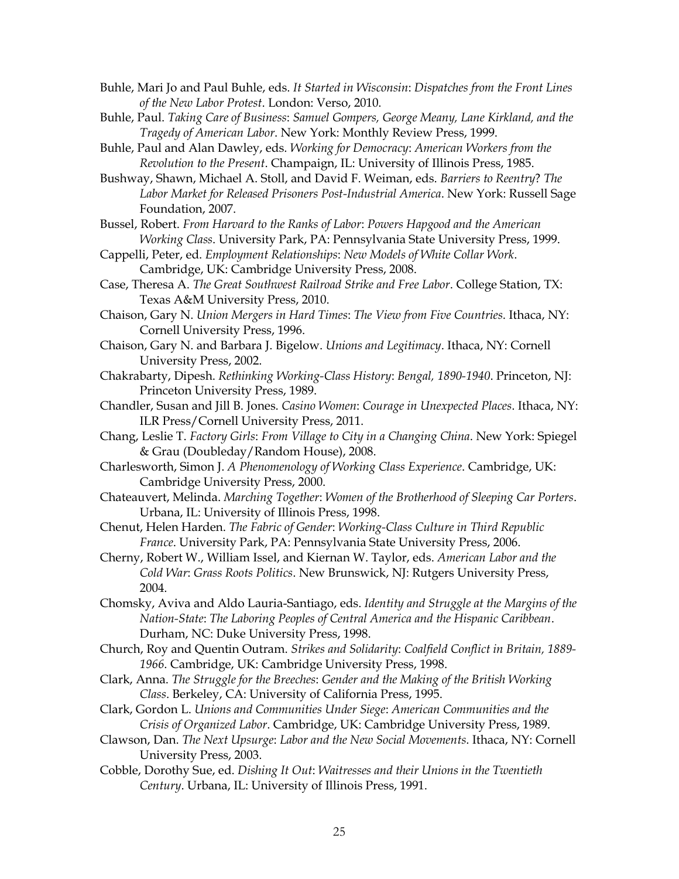Buhle, Mari Jo and Paul Buhle, eds. *It Started in Wisconsin*: *Dispatches from the Front Lines of the New Labor Protest*. London: Verso, 2010.

Buhle, Paul. *Taking Care of Business*: *Samuel Gompers, George Meany, Lane Kirkland, and the Tragedy of American Labor*. New York: Monthly Review Press, 1999.

Buhle, Paul and Alan Dawley, eds. *Working for Democracy*: *American Workers from the Revolution to the Present*. Champaign, IL: University of Illinois Press, 1985.

Bushway, Shawn, Michael A. Stoll, and David F. Weiman, eds. *Barriers to Reentry*? *The Labor Market for Released Prisoners Post-Industrial America*. New York: Russell Sage Foundation, 2007.

Bussel, Robert. *From Harvard to the Ranks of Labor*: *Powers Hapgood and the American Working Class*. University Park, PA: Pennsylvania State University Press, 1999.

Cappelli, Peter, ed. *Employment Relationships*: *New Models of White Collar Work*. Cambridge, UK: Cambridge University Press, 2008.

Case, Theresa A. *The Great Southwest Railroad Strike and Free Labor*. College Station, TX: Texas A&M University Press, 2010.

Chaison, Gary N. *Union Mergers in Hard Times*: *The View from Five Countries*. Ithaca, NY: Cornell University Press, 1996.

Chaison, Gary N. and Barbara J. Bigelow. *Unions and Legitimacy*. Ithaca, NY: Cornell University Press, 2002.

Chakrabarty, Dipesh. *Rethinking Working-Class History*: *Bengal, 1890-1940*. Princeton, NJ: Princeton University Press, 1989.

Chandler, Susan and Jill B. Jones. *Casino Women*: *Courage in Unexpected Places*. Ithaca, NY: ILR Press/Cornell University Press, 2011.

Chang, Leslie T. *Factory Girls*: *From Village to City in a Changing China*. New York: Spiegel & Grau (Doubleday/Random House), 2008.

Charlesworth, Simon J. *A Phenomenology of Working Class Experience*. Cambridge, UK: Cambridge University Press, 2000.

Chateauvert, Melinda. *Marching Together*: *Women of the Brotherhood of Sleeping Car Porters*. Urbana, IL: University of Illinois Press, 1998.

Chenut, Helen Harden. *The Fabric of Gender*: *Working-Class Culture in Third Republic France*. University Park, PA: Pennsylvania State University Press, 2006.

Cherny, Robert W., William Issel, and Kiernan W. Taylor, eds. *American Labor and the Cold War*: *Grass Roots Politics*. New Brunswick, NJ: Rutgers University Press, 2004.

Chomsky, Aviva and Aldo Lauria-Santiago, eds. *Identity and Struggle at the Margins of the Nation-State*: *The Laboring Peoples of Central America and the Hispanic Caribbean*. Durham, NC: Duke University Press, 1998.

Church, Roy and Quentin Outram. *Strikes and Solidarity*: *Coalfield Conflict in Britain, 1889-1966*. Cambridge, UK: Cambridge University Press, 1998.

Clark, Anna. *The Struggle for the Breeches*: *Gender and the Making of the British Working Class*. Berkeley, CA: University of California Press, 1995.

Clark, Gordon L. *Unions and Communities Under Siege*: *American Communities and the Crisis of Organized Labor*. Cambridge, UK: Cambridge University Press, 1989.

Clawson, Dan. *The Next Upsurge*: *Labor and the New Social Movements*. Ithaca, NY: Cornell University Press, 2003.

Cobble, Dorothy Sue, ed. *Dishing It Out*: *Waitresses and their Unions in the Twentieth Century*. Urbana, IL: University of Illinois Press, 1991.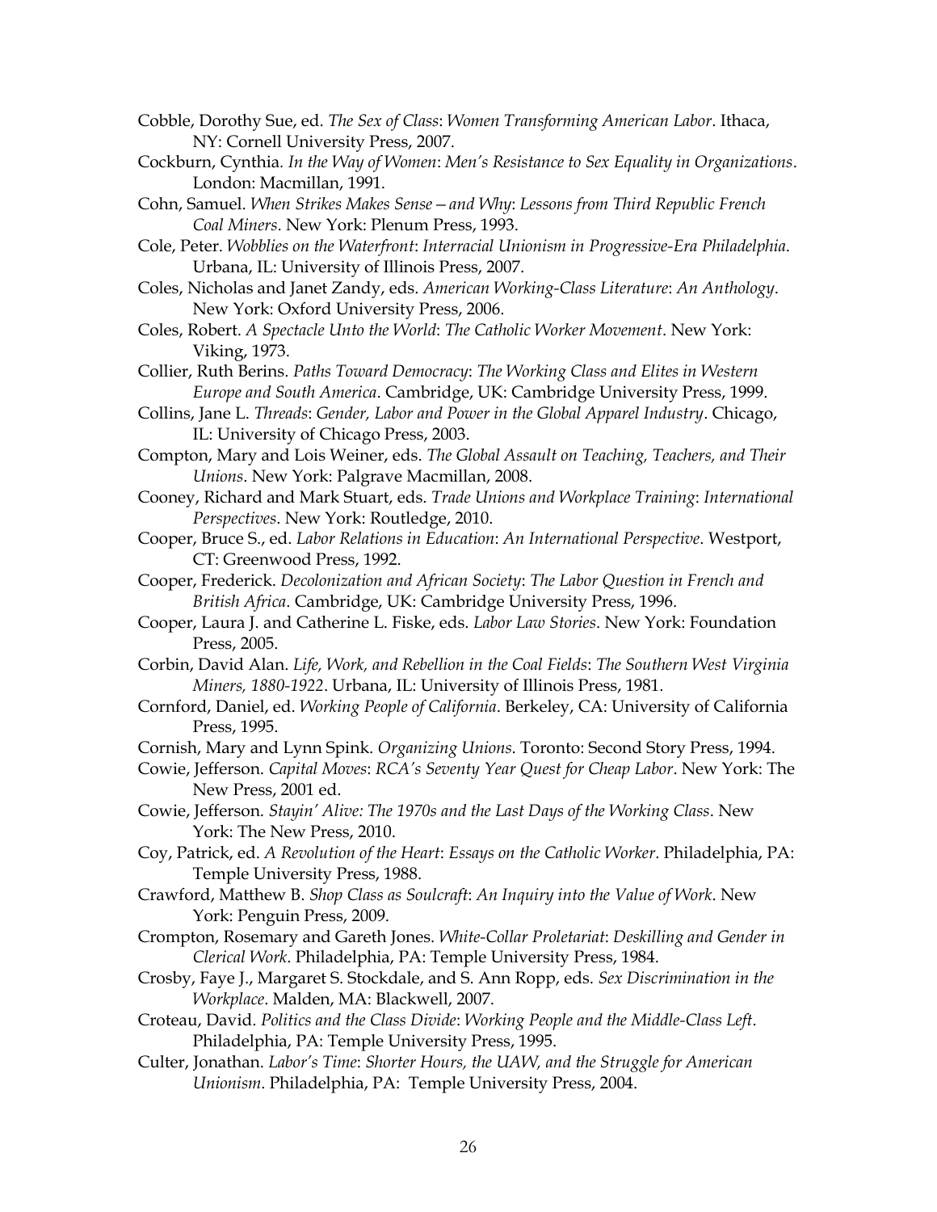Cobble, Dorothy Sue, ed. *The Sex of Class*: *Women Transforming American Labor*. Ithaca, NY: Cornell University Press, 2007.

Cockburn, Cynthia. *In the Way of Women*: *Men's Resistance to Sex Equality in Organizations*. London: Macmillan, 1991.

Cohn, Samuel. *When Strikes Makes Sense—and Why*: *Lessons from Third Republic French Coal Miners*. New York: Plenum Press, 1993.

Cole, Peter. *Wobblies on the Waterfront*: *Interracial Unionism in Progressive-Era Philadelphia*. Urbana, IL: University of Illinois Press, 2007.

Coles, Nicholas and Janet Zandy, eds. *American Working-Class Literature*: *An Anthology*. New York: Oxford University Press, 2006.

Coles, Robert. *A Spectacle Unto the World*: *The Catholic Worker Movement*. New York: Viking, 1973.

Collier, Ruth Berins. *Paths Toward Democracy*: *The Working Class and Elites in Western Europe and South America*. Cambridge, UK: Cambridge University Press, 1999.

Collins, Jane L. *Threads*: *Gender, Labor and Power in the Global Apparel Industry*. Chicago, IL: University of Chicago Press, 2003.

Compton, Mary and Lois Weiner, eds. *The Global Assault on Teaching, Teachers, and Their Unions*. New York: Palgrave Macmillan, 2008.

Cooney, Richard and Mark Stuart, eds. *Trade Unions and Workplace Training*: *International Perspectives*. New York: Routledge, 2010.

Cooper, Bruce S., ed. *Labor Relations in Education*: *An International Perspective*. Westport, CT: Greenwood Press, 1992.

Cooper, Frederick. *Decolonization and African Society*: *The Labor Question in French and British Africa*. Cambridge, UK: Cambridge University Press, 1996.

Cooper, Laura J. and Catherine L. Fiske, eds. *Labor Law Stories*. New York: Foundation Press, 2005.

Corbin, David Alan. *Life, Work, and Rebellion in the Coal Fields*: *The Southern West Virginia Miners, 1880-1922*. Urbana, IL: University of Illinois Press, 1981.

Cornford, Daniel, ed. *Working People of California*. Berkeley, CA: University of California Press, 1995.

Cornish, Mary and Lynn Spink. *Organizing Unions*. Toronto: Second Story Press, 1994.

Cowie, Jefferson. *Capital Moves*: *RCA's Seventy Year Quest for Cheap Labor*. New York: The New Press, 2001 ed.

Cowie, Jefferson. *Stayin' Alive: The 1970s and the Last Days of the Working Class*. New York: The New Press, 2010.

Coy, Patrick, ed. *A Revolution of the Heart*: *Essays on the Catholic Worker*. Philadelphia, PA: Temple University Press, 1988.

Crawford, Matthew B. *Shop Class as Soulcraft*: *An Inquiry into the Value of Work*. New York: Penguin Press, 2009.

Crompton, Rosemary and Gareth Jones. *White-Collar Proletariat*: *Deskilling and Gender in Clerical Work*. Philadelphia, PA: Temple University Press, 1984.

Crosby, Faye J., Margaret S. Stockdale, and S. Ann Ropp, eds. *Sex Discrimination in the Workplace*. Malden, MA: Blackwell, 2007.

Croteau, David. *Politics and the Class Divide*: *Working People and the Middle-Class Left*. Philadelphia, PA: Temple University Press, 1995.

Culter, Jonathan. *Labor's Time*: *Shorter Hours, the UAW, and the Struggle for American Unionism*. Philadelphia, PA: Temple University Press, 2004.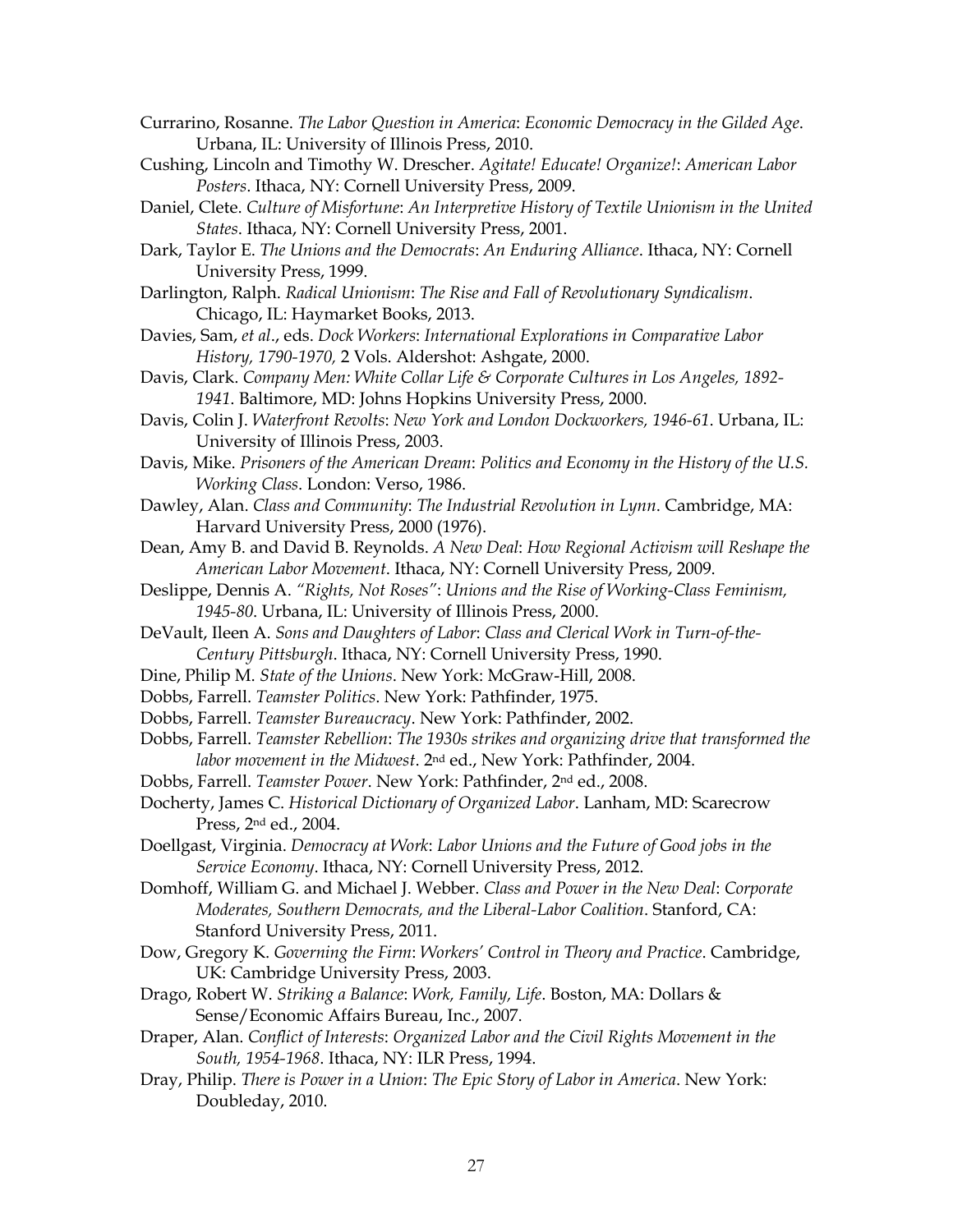Currarino, Rosanne. *The Labor Question in America*: *Economic Democracy in the Gilded Age*. Urbana, IL: University of Illinois Press, 2010.

Cushing, Lincoln and Timothy W. Drescher. *Agitate! Educate! Organize!*: *American Labor Posters*. Ithaca, NY: Cornell University Press, 2009.

Daniel, Clete. *Culture of Misfortune*: *An Interpretive History of Textile Unionism in the United States*. Ithaca, NY: Cornell University Press, 2001.

Dark, Taylor E. *The Unions and the Democrats*: *An Enduring Alliance*. Ithaca, NY: Cornell University Press, 1999.

Darlington, Ralph. *Radical Unionism*: *The Rise and Fall of Revolutionary Syndicalism*. Chicago, IL: Haymarket Books, 2013.

Davies, Sam, *et al*., eds. *Dock Workers*: *International Explorations in Comparative Labor History, 1790-1970,* 2 Vols. Aldershot: Ashgate, 2000.

Davis, Clark. *Company Men: White Collar Life & Corporate Cultures in Los Angeles, 1892-1941*. Baltimore, MD: Johns Hopkins University Press, 2000.

Davis, Colin J. *Waterfront Revolts*: *New York and London Dockworkers, 1946-61*. Urbana, IL: University of Illinois Press, 2003.

Davis, Mike. *Prisoners of the American Dream*: *Politics and Economy in the History of the U.S. Working Class*. London: Verso, 1986.

Dawley, Alan. *Class and Community*: *The Industrial Revolution in Lynn*. Cambridge, MA: Harvard University Press, 2000 (1976).

Dean, Amy B. and David B. Reynolds. *A New Deal*: *How Regional Activism will Reshape the American Labor Movement*. Ithaca, NY: Cornell University Press, 2009.

Deslippe, Dennis A. *"Rights, Not Roses"*: *Unions and the Rise of Working-Class Feminism, 1945-80*. Urbana, IL: University of Illinois Press, 2000.

DeVault, Ileen A. *Sons and Daughters of Labor*: *Class and Clerical Work in Turn-of-the-Century Pittsburgh*. Ithaca, NY: Cornell University Press, 1990.

Dine, Philip M. *State of the Unions*. New York: McGraw-Hill, 2008.

Dobbs, Farrell. *Teamster Politics*. New York: Pathfinder, 1975.

Dobbs, Farrell. *Teamster Bureaucracy*. New York: Pathfinder, 2002.

Dobbs, Farrell. *Teamster Rebellion*: *The 1930s strikes and organizing drive that transformed the labor movement in the Midwest*. 2nd ed., New York: Pathfinder, 2004.

Dobbs, Farrell. *Teamster Power*. New York: Pathfinder, 2nd ed., 2008.

Docherty, James C. *Historical Dictionary of Organized Labor*. Lanham, MD: Scarecrow Press, 2nd ed., 2004.

Doellgast, Virginia. *Democracy at Work*: *Labor Unions and the Future of Good jobs in the Service Economy*. Ithaca, NY: Cornell University Press, 2012.

Domhoff, William G. and Michael J. Webber. *Class and Power in the New Deal*: *Corporate Moderates, Southern Democrats, and the Liberal-Labor Coalition*. Stanford, CA: Stanford University Press, 2011.

Dow, Gregory K. *Governing the Firm*: *Workers' Control in Theory and Practice*. Cambridge, UK: Cambridge University Press, 2003.

Drago, Robert W. *Striking a Balance*: *Work, Family, Life*. Boston, MA: Dollars & Sense/Economic Affairs Bureau, Inc., 2007.

Draper, Alan. *Conflict of Interests*: *Organized Labor and the Civil Rights Movement in the South, 1954-1968*. Ithaca, NY: ILR Press, 1994.

Dray, Philip. *There is Power in a Union*: *The Epic Story of Labor in America*. New York: Doubleday, 2010.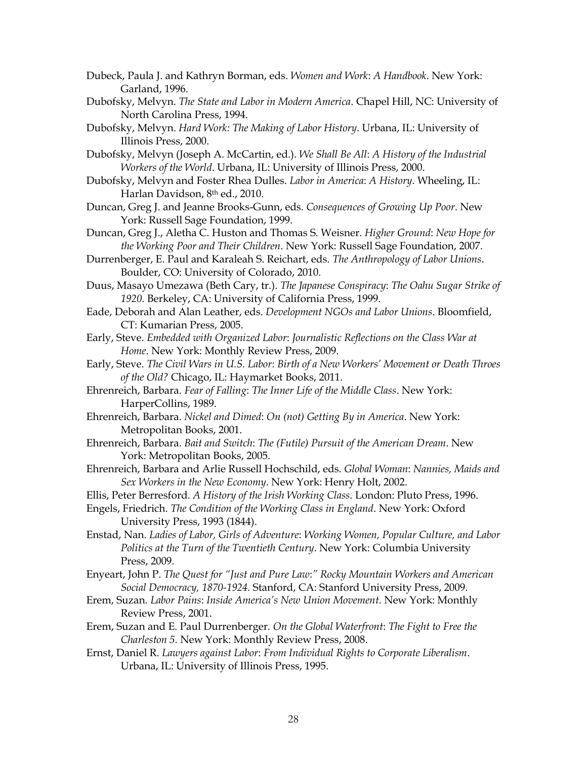Dubeck, Paula J. and Kathryn Borman, eds. *Women and Work*: *A Handbook*. New York: Garland, 1996.

Dubofsky, Melvyn. *The State and Labor in Modern America*. Chapel Hill, NC: University of North Carolina Press, 1994.

Dubofsky, Melvyn. *Hard Work: The Making of Labor History*. Urbana, IL: University of Illinois Press, 2000.

Dubofsky, Melvyn (Joseph A. McCartin, ed.). *We Shall Be All*: *A History of the Industrial Workers of the World*. Urbana, IL: University of Illinois Press, 2000.

Dubofsky, Melvyn and Foster Rhea Dulles. *Labor in America*: *A History*. Wheeling, IL: Harlan Davidson, 8th ed., 2010.

Duncan, Greg J. and Jeanne Brooks-Gunn, eds. *Consequences of Growing Up Poor*. New York: Russell Sage Foundation, 1999.

Duncan, Greg J., Aletha C. Huston and Thomas S. Weisner. *Higher Ground*: *New Hope for the Working Poor and Their Children*. New York: Russell Sage Foundation, 2007.

Durrenberger, E. Paul and Karaleah S. Reichart, eds. *The Anthropology of Labor Unions*. Boulder, CO: University of Colorado, 2010.

Duus, Masayo Umezawa (Beth Cary, tr.). *The Japanese Conspiracy*: *The Oahu Sugar Strike of 1920*. Berkeley, CA: University of California Press, 1999.

Eade, Deborah and Alan Leather, eds. *Development NGOs and Labor Unions*. Bloomfield, CT: Kumarian Press, 2005.

Early, Steve. *Embedded with Organized Labor*: *Journalistic Reflections on the Class War at Home*. New York: Monthly Review Press, 2009.

Early, Steve. *The Civil Wars in U.S. Labor*: *Birth of a New Workers' Movement or Death Throes of the Old?* Chicago, IL: Haymarket Books, 2011.

Ehrenreich, Barbara. *Fear of Falling*: *The Inner Life of the Middle Class*. New York: HarperCollins, 1989.

Ehrenreich, Barbara. *Nickel and Dimed*: *On (not) Getting By in America*. New York: Metropolitan Books, 2001.

Ehrenreich, Barbara. *Bait and Switch*: *The (Futile) Pursuit of the American Dream*. New York: Metropolitan Books, 2005.

Ehrenreich, Barbara and Arlie Russell Hochschild, eds. *Global Woman*: *Nannies, Maids and Sex Workers in the New Economy*. New York: Henry Holt, 2002.

Ellis, Peter Berresford. *A History of the Irish Working Class*. London: Pluto Press, 1996.

Engels, Friedrich. *The Condition of the Working Class in England*. New York: Oxford University Press, 1993 (1844).

Enstad, Nan. *Ladies of Labor, Girls of Adventure*: *Working Women, Popular Culture, and Labor Politics at the Turn of the Twentieth Century*. New York: Columbia University Press, 2009.

Enyeart, John P. *The Quest for "Just and Pure Law:" Rocky Mountain Workers and American Social Democracy, 1870-1924.* Stanford, CA: Stanford University Press, 2009.

Erem, Suzan. *Labor Pains*: *Inside America's New Union Movement.* New York: Monthly Review Press, 2001.

Erem, Suzan and E. Paul Durrenberger. *On the Global Waterfront*: *The Fight to Free the Charleston 5.* New York: Monthly Review Press, 2008.

Ernst, Daniel R. *Lawyers against Labor*: *From Individual Rights to Corporate Liberalism*. Urbana, IL: University of Illinois Press, 1995.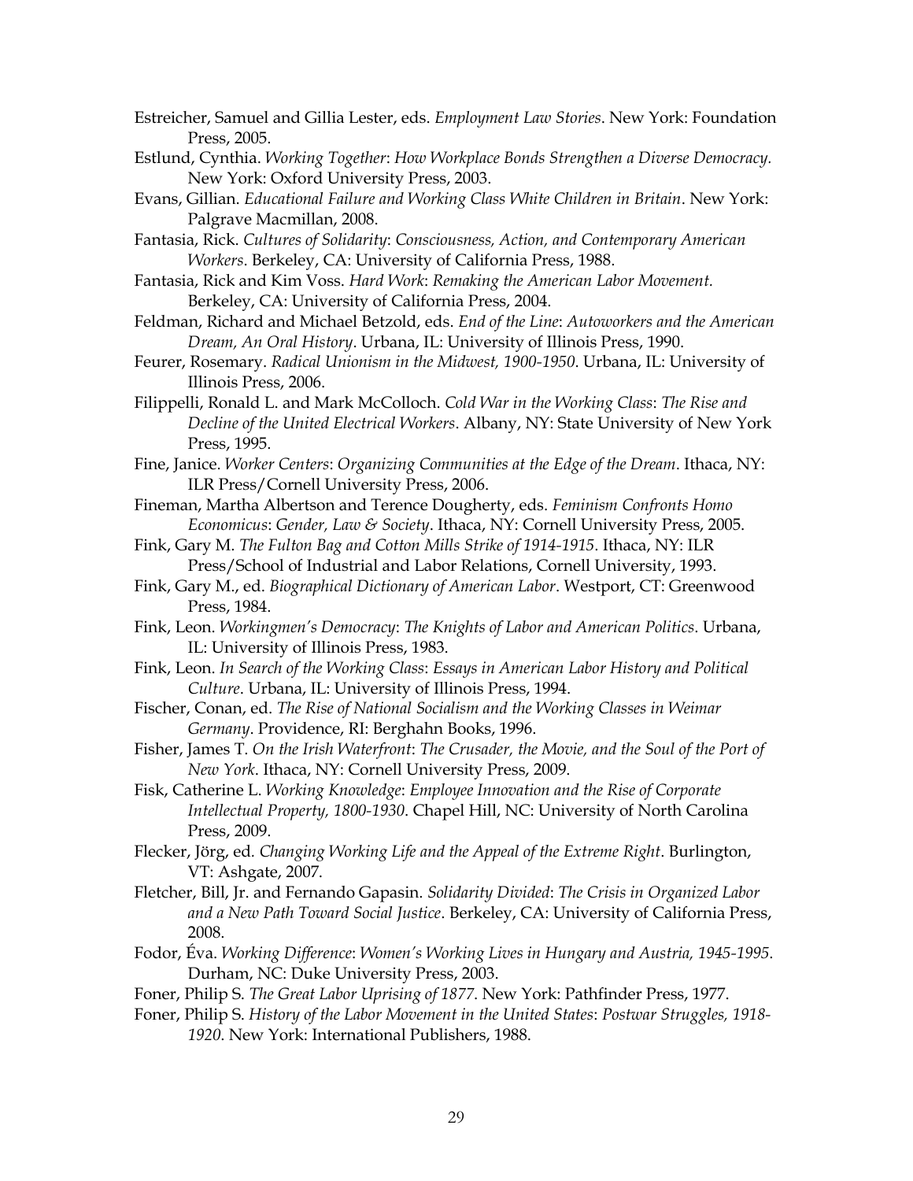Estreicher, Samuel and Gillia Lester, eds. *Employment Law Stories*. New York: Foundation Press, 2005.

Estlund, Cynthia. *Working Together*: *How Workplace Bonds Strengthen a Diverse Democracy.* New York: Oxford University Press, 2003.

Evans, Gillian. *Educational Failure and Working Class White Children in Britain*. New York: Palgrave Macmillan, 2008.

Fantasia, Rick. *Cultures of Solidarity*: *Consciousness, Action, and Contemporary American Workers*. Berkeley, CA: University of California Press, 1988.

Fantasia, Rick and Kim Voss. *Hard Work*: *Remaking the American Labor Movement.* Berkeley, CA: University of California Press, 2004.

Feldman, Richard and Michael Betzold, eds. *End of the Line*: *Autoworkers and the American Dream, An Oral History*. Urbana, IL: University of Illinois Press, 1990.

Feurer, Rosemary. *Radical Unionism in the Midwest, 1900-1950*. Urbana, IL: University of Illinois Press, 2006.

Filippelli, Ronald L. and Mark McColloch. *Cold War in the Working Class*: *The Rise and Decline of the United Electrical Workers*. Albany, NY: State University of New York Press, 1995.

Fine, Janice. *Worker Centers*: *Organizing Communities at the Edge of the Dream*. Ithaca, NY: ILR Press/Cornell University Press, 2006.

Fineman, Martha Albertson and Terence Dougherty, eds. *Feminism Confronts Homo Economicus*: *Gender, Law & Society*. Ithaca, NY: Cornell University Press, 2005.

Fink, Gary M. *The Fulton Bag and Cotton Mills Strike of 1914-1915*. Ithaca, NY: ILR Press/School of Industrial and Labor Relations, Cornell University, 1993.

Fink, Gary M., ed. *Biographical Dictionary of American Labor*. Westport, CT: Greenwood Press, 1984.

Fink, Leon. *Workingmen's Democracy*: *The Knights of Labor and American Politics*. Urbana, IL: University of Illinois Press, 1983.

Fink, Leon. *In Search of the Working Class*: *Essays in American Labor History and Political Culture*. Urbana, IL: University of Illinois Press, 1994.

Fischer, Conan, ed. *The Rise of National Socialism and the Working Classes in Weimar Germany*. Providence, RI: Berghahn Books, 1996.

Fisher, James T. *On the Irish Waterfront*: *The Crusader, the Movie, and the Soul of the Port of New York*. Ithaca, NY: Cornell University Press, 2009.

Fisk, Catherine L. *Working Knowledge*: *Employee Innovation and the Rise of Corporate Intellectual Property, 1800-1930*. Chapel Hill, NC: University of North Carolina Press, 2009.

Flecker, Jörg, ed. *Changing Working Life and the Appeal of the Extreme Right*. Burlington, VT: Ashgate, 2007.

Fletcher, Bill, Jr. and Fernando Gapasin. *Solidarity Divided*: *The Crisis in Organized Labor and a New Path Toward Social Justice*. Berkeley, CA: University of California Press, 2008.

Fodor, Éva. *Working Difference*: *Women's Working Lives in Hungary and Austria, 1945-1995*. Durham, NC: Duke University Press, 2003.

Foner, Philip S. *The Great Labor Uprising of 1877*. New York: Pathfinder Press, 1977.

Foner, Philip S. *History of the Labor Movement in the United States*: *Postwar Struggles, 1918-1920*. New York: International Publishers, 1988.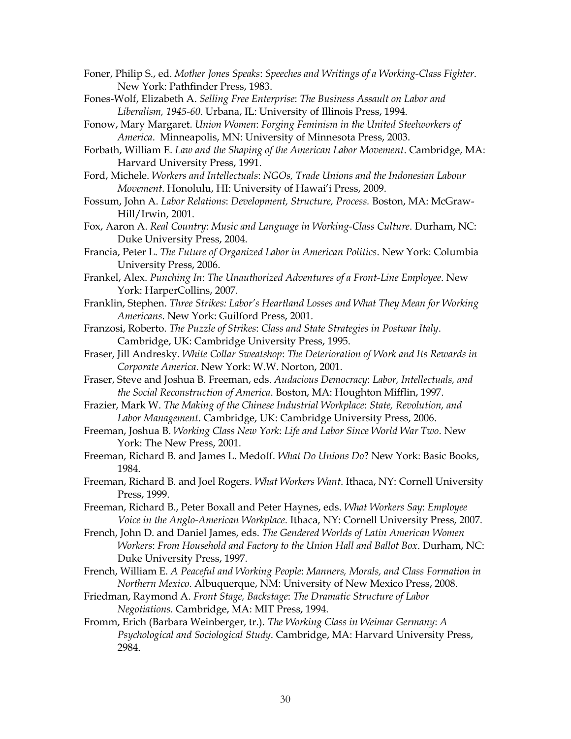Foner, Philip S., ed. *Mother Jones Speaks*: *Speeches and Writings of a Working-Class Fighter*. New York: Pathfinder Press, 1983.

Fones-Wolf, Elizabeth A. *Selling Free Enterprise*: *The Business Assault on Labor and Liberalism, 1945-60*. Urbana, IL: University of Illinois Press, 1994.

Fonow, Mary Margaret. *Union Women*: *Forging Feminism in the United Steelworkers of America*. Minneapolis, MN: University of Minnesota Press, 2003.

Forbath, William E. *Law and the Shaping of the American Labor Movement*. Cambridge, MA: Harvard University Press, 1991.

Ford, Michele. *Workers and Intellectuals*: *NGOs, Trade Unions and the Indonesian Labour Movement*. Honolulu, HI: University of Hawai'i Press, 2009.

Fossum, John A. *Labor Relations*: *Development, Structure, Process.* Boston, MA: McGraw-Hill/Irwin, 2001.

Fox, Aaron A. *Real Country*: *Music and Language in Working-Class Culture*. Durham, NC: Duke University Press, 2004.

Francia, Peter L. *The Future of Organized Labor in American Politics*. New York: Columbia University Press, 2006.

Frankel, Alex. *Punching In*: *The Unauthorized Adventures of a Front-Line Employee*. New York: HarperCollins, 2007.

Franklin, Stephen. *Three Strikes: Labor's Heartland Losses and What They Mean for Working Americans*. New York: Guilford Press, 2001.

Franzosi, Roberto. *The Puzzle of Strikes*: *Class and State Strategies in Postwar Italy*. Cambridge, UK: Cambridge University Press, 1995.

Fraser, Jill Andresky. *White Collar Sweatshop*: *The Deterioration of Work and Its Rewards in Corporate America*. New York: W.W. Norton, 2001.

Fraser, Steve and Joshua B. Freeman, eds. *Audacious Democracy*: *Labor, Intellectuals, and the Social Reconstruction of America*. Boston, MA: Houghton Mifflin, 1997.

Frazier, Mark W. *The Making of the Chinese Industrial Workplace*: *State, Revolution, and Labor Management*. Cambridge, UK: Cambridge University Press, 2006.

Freeman, Joshua B. *Working Class New York*: *Life and Labor Since World War Two*. New York: The New Press, 2001.

Freeman, Richard B. and James L. Medoff. *What Do Unions Do*? New York: Basic Books, 1984.

Freeman, Richard B. and Joel Rogers. *What Workers Want*. Ithaca, NY: Cornell University Press, 1999.

Freeman, Richard B., Peter Boxall and Peter Haynes, eds. *What Workers Say*: *Employee Voice in the Anglo-American Workplace.* Ithaca, NY: Cornell University Press, 2007.

French, John D. and Daniel James, eds. *The Gendered Worlds of Latin American Women Workers*: *From Household and Factory to the Union Hall and Ballot Box*. Durham, NC: Duke University Press, 1997.

French, William E. *A Peaceful and Working People*: *Manners, Morals, and Class Formation in Northern Mexico*. Albuquerque, NM: University of New Mexico Press, 2008.

Friedman, Raymond A. *Front Stage, Backstage*: *The Dramatic Structure of Labor Negotiations*. Cambridge, MA: MIT Press, 1994.

Fromm, Erich (Barbara Weinberger, tr.). *The Working Class in Weimar Germany*: *A Psychological and Sociological Study*. Cambridge, MA: Harvard University Press, 2984.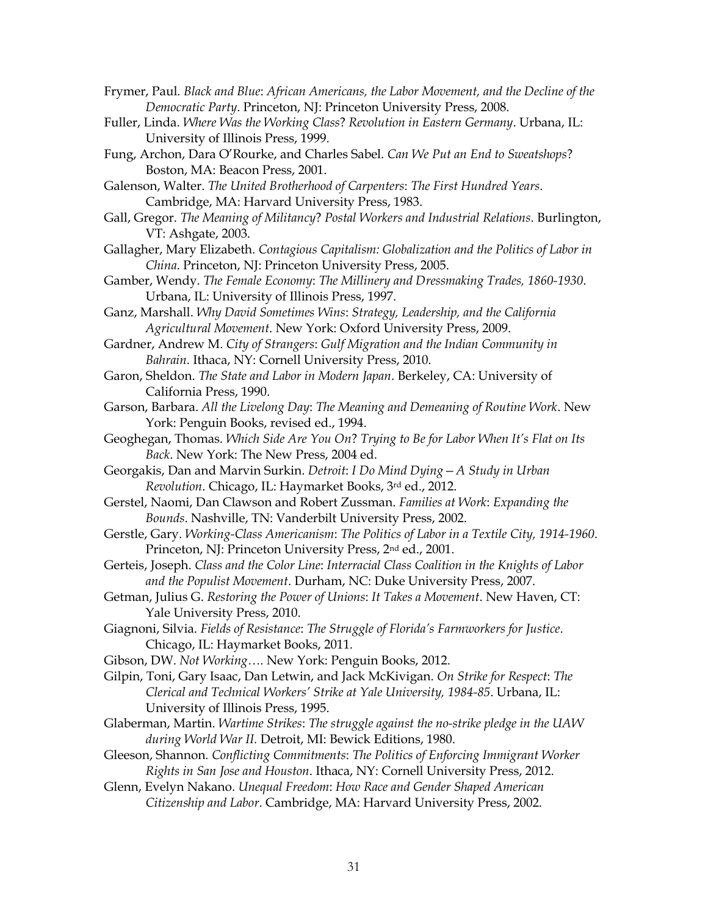Frymer, Paul. *Black and Blue*: *African Americans, the Labor Movement, and the Decline of the Democratic Party*. Princeton, NJ: Princeton University Press, 2008.

Fuller, Linda. *Where Was the Working Class*? *Revolution in Eastern Germany*. Urbana, IL: University of Illinois Press, 1999.

Fung, Archon, Dara O'Rourke, and Charles Sabel. *Can We Put an End to Sweatshops*? Boston, MA: Beacon Press, 2001.

Galenson, Walter. *The United Brotherhood of Carpenters*: *The First Hundred Years*. Cambridge, MA: Harvard University Press, 1983.

Gall, Gregor. *The Meaning of Militancy*? *Postal Workers and Industrial Relations*. Burlington, VT: Ashgate, 2003.

Gallagher, Mary Elizabeth. *Contagious Capitalism: Globalization and the Politics of Labor in China*. Princeton, NJ: Princeton University Press, 2005.

Gamber, Wendy. *The Female Economy*: *The Millinery and Dressmaking Trades, 1860-1930*. Urbana, IL: University of Illinois Press, 1997.

Ganz, Marshall. *Why David Sometimes Wins*: *Strategy, Leadership, and the California Agricultural Movement*. New York: Oxford University Press, 2009.

Gardner, Andrew M. *City of Strangers*: *Gulf Migration and the Indian Community in Bahrain*. Ithaca, NY: Cornell University Press, 2010.

Garon, Sheldon. *The State and Labor in Modern Japan*. Berkeley, CA: University of California Press, 1990.

Garson, Barbara. *All the Livelong Day*: *The Meaning and Demeaning of Routine Work*. New York: Penguin Books, revised ed., 1994.

Geoghegan, Thomas. *Which Side Are You On*? *Trying to Be for Labor When It's Flat on Its Back*. New York: The New Press, 2004 ed.

Georgakis, Dan and Marvin Surkin. *Detroit*: *I Do Mind Dying—A Study in Urban Revolution*. Chicago, IL: Haymarket Books, 3rd ed., 2012.

Gerstel, Naomi, Dan Clawson and Robert Zussman. *Families at Work*: *Expanding the Bounds*. Nashville, TN: Vanderbilt University Press, 2002.

Gerstle, Gary. *Working-Class Americanism*: *The Politics of Labor in a Textile City, 1914-1960*. Princeton, NJ: Princeton University Press, 2nd ed., 2001.

Gerteis, Joseph. *Class and the Color Line*: *Interracial Class Coalition in the Knights of Labor and the Populist Movement*. Durham, NC: Duke University Press, 2007.

Getman, Julius G. *Restoring the Power of Unions*: *It Takes a Movement*. New Haven, CT: Yale University Press, 2010.

Giagnoni, Silvia. *Fields of Resistance*: *The Struggle of Florida's Farmworkers for Justice*. Chicago, IL: Haymarket Books, 2011.

Gibson, DW. *Not Working….* New York: Penguin Books, 2012.

Gilpin, Toni, Gary Isaac, Dan Letwin, and Jack McKivigan. *On Strike for Respect*: *The Clerical and Technical Workers' Strike at Yale University, 1984-85*. Urbana, IL: University of Illinois Press, 1995.

Glaberman, Martin. *Wartime Strikes*: *The struggle against the no-strike pledge in the UAW during World War II.* Detroit, MI: Bewick Editions, 1980.

Gleeson, Shannon. *Conflicting Commitments*: *The Politics of Enforcing Immigrant Worker Rights in San Jose and Houston*. Ithaca, NY: Cornell University Press, 2012.

Glenn, Evelyn Nakano. *Unequal Freedom*: *How Race and Gender Shaped American Citizenship and Labor*. Cambridge, MA: Harvard University Press, 2002.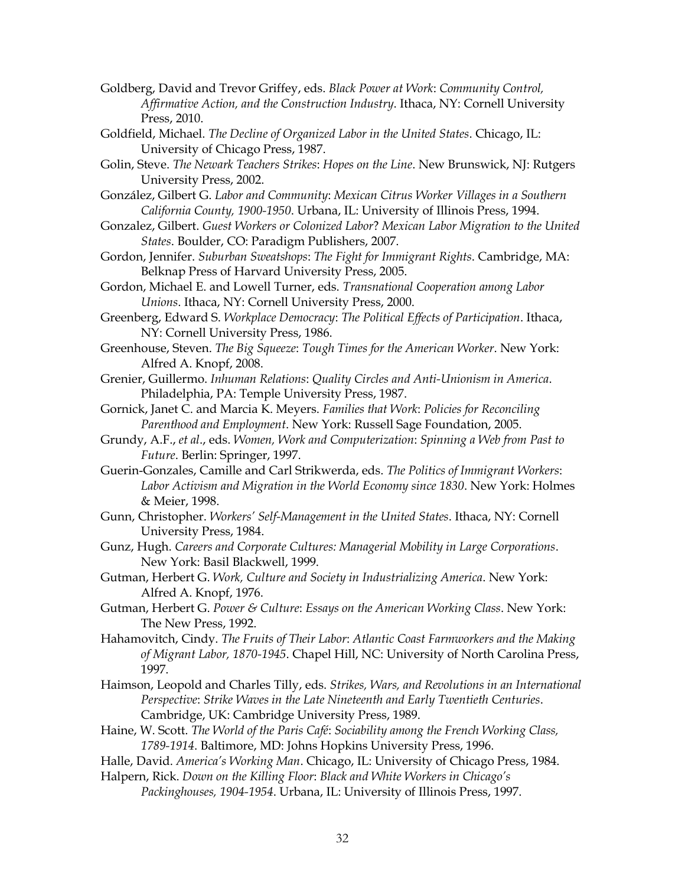Goldberg, David and Trevor Griffey, eds. *Black Power at Work*: *Community Control, Affirmative Action, and the Construction Industry*. Ithaca, NY: Cornell University Press, 2010.

Goldfield, Michael. *The Decline of Organized Labor in the United States*. Chicago, IL: University of Chicago Press, 1987.

Golin, Steve. *The Newark Teachers Strikes*: *Hopes on the Line*. New Brunswick, NJ: Rutgers University Press, 2002.

González, Gilbert G. *Labor and Community*: *Mexican Citrus Worker Villages in a Southern California County, 1900-1950*. Urbana, IL: University of Illinois Press, 1994.

Gonzalez, Gilbert. *Guest Workers or Colonized Labor*? *Mexican Labor Migration to the United States*. Boulder, CO: Paradigm Publishers, 2007.

Gordon, Jennifer. *Suburban Sweatshops*: *The Fight for Immigrant Rights*. Cambridge, MA: Belknap Press of Harvard University Press, 2005.

Gordon, Michael E. and Lowell Turner, eds. *Transnational Cooperation among Labor Unions*. Ithaca, NY: Cornell University Press, 2000.

Greenberg, Edward S. *Workplace Democracy*: *The Political Effects of Participation*. Ithaca, NY: Cornell University Press, 1986.

Greenhouse, Steven. *The Big Squeeze*: *Tough Times for the American Worker*. New York: Alfred A. Knopf, 2008.

Grenier, Guillermo. *Inhuman Relations*: *Quality Circles and Anti-Unionism in America*. Philadelphia, PA: Temple University Press, 1987.

Gornick, Janet C. and Marcia K. Meyers. *Families that Work*: *Policies for Reconciling Parenthood and Employment*. New York: Russell Sage Foundation, 2005.

Grundy, A.F., *et al*., eds. *Women, Work and Computerization*: *Spinning a Web from Past to Future*. Berlin: Springer, 1997.

Guerin-Gonzales, Camille and Carl Strikwerda, eds. *The Politics of Immigrant Workers*: *Labor Activism and Migration in the World Economy since 1830*. New York: Holmes & Meier, 1998.

Gunn, Christopher. *Workers' Self-Management in the United States*. Ithaca, NY: Cornell University Press, 1984.

Gunz, Hugh. *Careers and Corporate Cultures: Managerial Mobility in Large Corporations*. New York: Basil Blackwell, 1999.

Gutman, Herbert G. *Work, Culture and Society in Industrializing America*. New York: Alfred A. Knopf, 1976.

Gutman, Herbert G. *Power & Culture*: *Essays on the American Working Class*. New York: The New Press, 1992.

Hahamovitch, Cindy. *The Fruits of Their Labor*: *Atlantic Coast Farmworkers and the Making of Migrant Labor, 1870-1945*. Chapel Hill, NC: University of North Carolina Press, 1997.

Haimson, Leopold and Charles Tilly, eds. *Strikes, Wars, and Revolutions in an International Perspective*: *Strike Waves in the Late Nineteenth and Early Twentieth Centuries*. Cambridge, UK: Cambridge University Press, 1989.

Haine, W. Scott. *The World of the Paris Café*: *Sociability among the French Working Class, 1789-1914*. Baltimore, MD: Johns Hopkins University Press, 1996.

Halle, David. *America's Working Man*. Chicago, IL: University of Chicago Press, 1984.

Halpern, Rick. *Down on the Killing Floor*: *Black and White Workers in Chicago's Packinghouses, 1904-1954*. Urbana, IL: University of Illinois Press, 1997.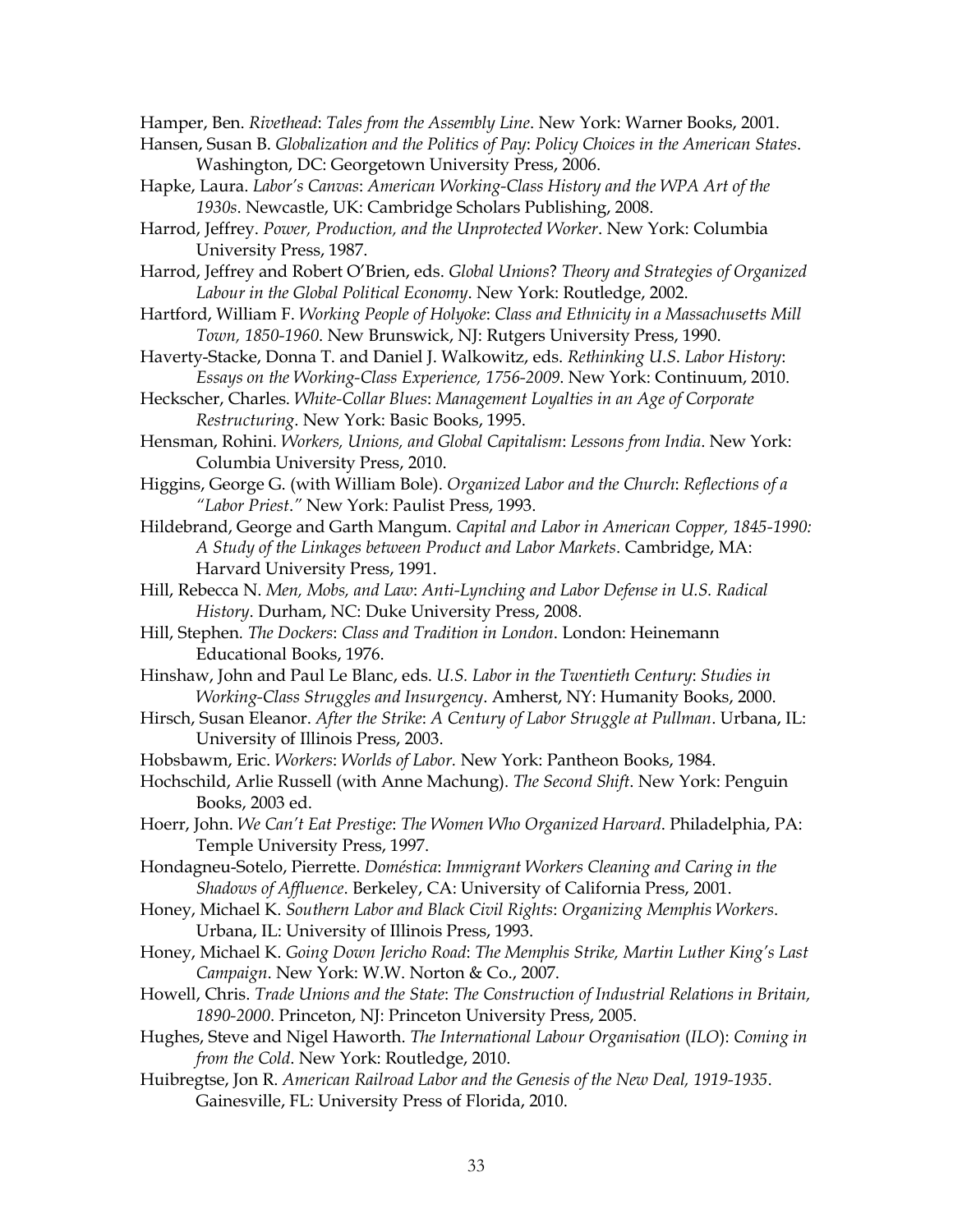Hamper, Ben. *Rivethead*: *Tales from the Assembly Line*. New York: Warner Books, 2001.

Hansen, Susan B. *Globalization and the Politics of Pay*: *Policy Choices in the American States*. Washington, DC: Georgetown University Press, 2006.

Hapke, Laura. *Labor's Canvas*: *American Working-Class History and the WPA Art of the 1930s*. Newcastle, UK: Cambridge Scholars Publishing, 2008.

Harrod, Jeffrey. *Power, Production, and the Unprotected Worker*. New York: Columbia University Press, 1987.

Harrod, Jeffrey and Robert O'Brien, eds. *Global Unions*? *Theory and Strategies of Organized Labour in the Global Political Economy*. New York: Routledge, 2002.

Hartford, William F. *Working People of Holyoke*: *Class and Ethnicity in a Massachusetts Mill Town, 1850-1960*. New Brunswick, NJ: Rutgers University Press, 1990.

Haverty-Stacke, Donna T. and Daniel J. Walkowitz, eds. *Rethinking U.S. Labor History*: *Essays on the Working-Class Experience, 1756-2009*. New York: Continuum, 2010.

Heckscher, Charles. *White-Collar Blues*: *Management Loyalties in an Age of Corporate Restructuring*. New York: Basic Books, 1995.

Hensman, Rohini. *Workers, Unions, and Global Capitalism*: *Lessons from India*. New York: Columbia University Press, 2010.

Higgins, George G. (with William Bole). *Organized Labor and the Church*: *Reflections of a "Labor Priest."* New York: Paulist Press, 1993.

Hildebrand, George and Garth Mangum. *Capital and Labor in American Copper, 1845-1990: A Study of the Linkages between Product and Labor Markets*. Cambridge, MA: Harvard University Press, 1991.

Hill, Rebecca N. *Men, Mobs, and Law*: *Anti-Lynching and Labor Defense in U.S. Radical History*. Durham, NC: Duke University Press, 2008.

Hill, Stephen. *The Dockers*: *Class and Tradition in London*. London: Heinemann Educational Books, 1976.

Hinshaw, John and Paul Le Blanc, eds. *U.S. Labor in the Twentieth Century*: *Studies in Working-Class Struggles and Insurgency*. Amherst, NY: Humanity Books, 2000.

Hirsch, Susan Eleanor. *After the Strike*: *A Century of Labor Struggle at Pullman*. Urbana, IL: University of Illinois Press, 2003.

Hobsbawm, Eric. *Workers*: *Worlds of Labor.* New York: Pantheon Books, 1984.

Hochschild, Arlie Russell (with Anne Machung). *The Second Shift*. New York: Penguin Books, 2003 ed.

Hoerr, John. *We Can't Eat Prestige*: *The Women Who Organized Harvard*. Philadelphia, PA: Temple University Press, 1997.

Hondagneu-Sotelo, Pierrette. *Doméstica*: *Immigrant Workers Cleaning and Caring in the Shadows of Affluence*. Berkeley, CA: University of California Press, 2001.

Honey, Michael K. *Southern Labor and Black Civil Rights*: *Organizing Memphis Workers*. Urbana, IL: University of Illinois Press, 1993.

Honey, Michael K. *Going Down Jericho Road*: *The Memphis Strike, Martin Luther King's Last Campaign*. New York: W.W. Norton & Co., 2007.

Howell, Chris. *Trade Unions and the State*: *The Construction of Industrial Relations in Britain, 1890-2000*. Princeton, NJ: Princeton University Press, 2005.

Hughes, Steve and Nigel Haworth. *The International Labour Organisation* (*ILO*): *Coming in from the Cold*. New York: Routledge, 2010.

Huibregtse, Jon R. *American Railroad Labor and the Genesis of the New Deal, 1919-1935*. Gainesville, FL: University Press of Florida, 2010.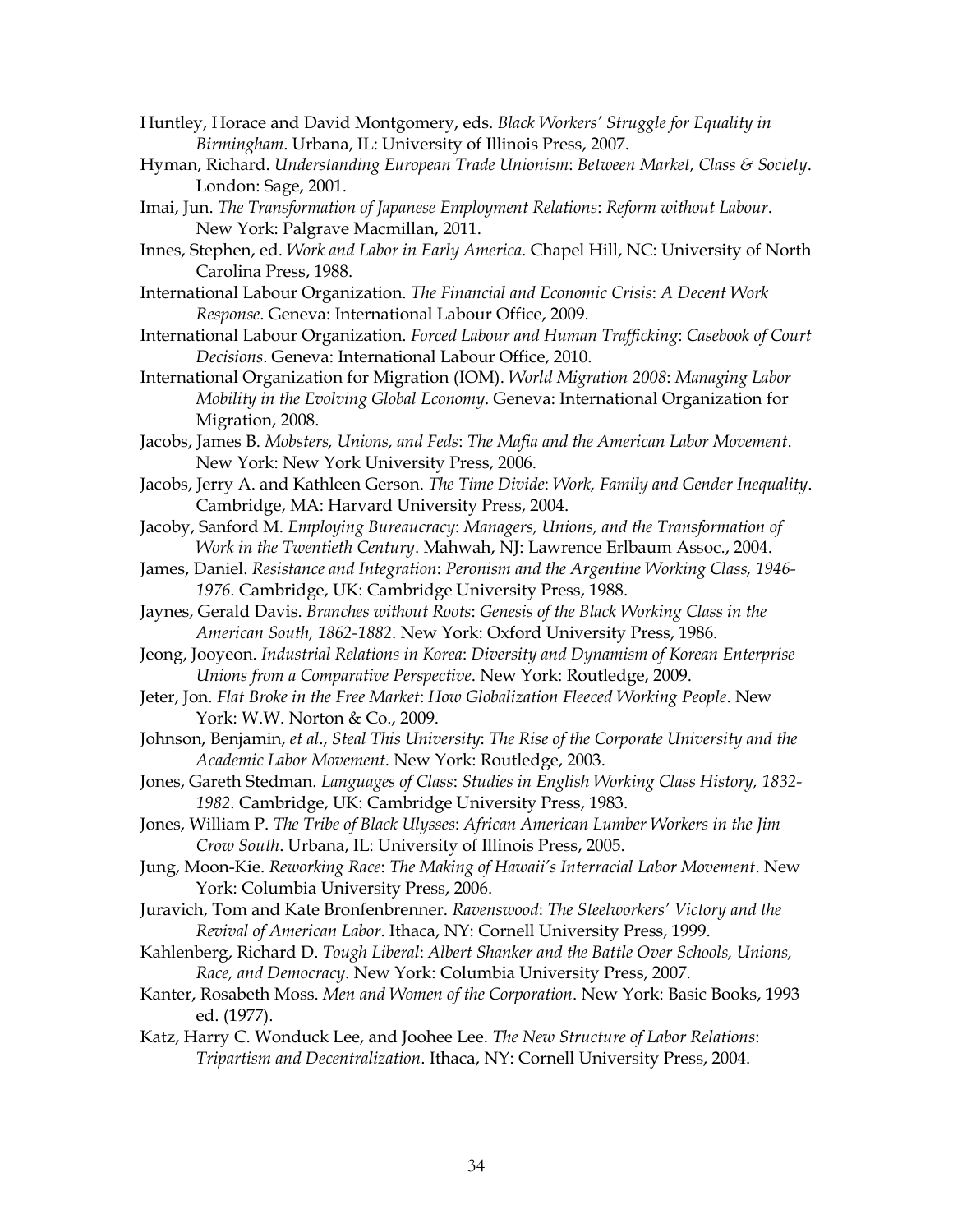Huntley, Horace and David Montgomery, eds. *Black Workers' Struggle for Equality in Birmingham*. Urbana, IL: University of Illinois Press, 2007.

Hyman, Richard. *Understanding European Trade Unionism*: *Between Market, Class & Society*. London: Sage, 2001.

Imai, Jun. *The Transformation of Japanese Employment Relations*: *Reform without Labour*. New York: Palgrave Macmillan, 2011.

Innes, Stephen, ed. *Work and Labor in Early America*. Chapel Hill, NC: University of North Carolina Press, 1988.

International Labour Organization. *The Financial and Economic Crisis*: *A Decent Work Response*. Geneva: International Labour Office, 2009.

International Labour Organization. *Forced Labour and Human Trafficking*: *Casebook of Court Decisions*. Geneva: International Labour Office, 2010.

International Organization for Migration (IOM). *World Migration 2008*: *Managing Labor Mobility in the Evolving Global Economy*. Geneva: International Organization for Migration, 2008.

Jacobs, James B. *Mobsters, Unions, and Feds*: *The Mafia and the American Labor Movement*. New York: New York University Press, 2006.

Jacobs, Jerry A. and Kathleen Gerson. *The Time Divide*: *Work, Family and Gender Inequality*. Cambridge, MA: Harvard University Press, 2004.

Jacoby, Sanford M. *Employing Bureaucracy*: *Managers, Unions, and the Transformation of Work in the Twentieth Century*. Mahwah, NJ: Lawrence Erlbaum Assoc., 2004.

James, Daniel. *Resistance and Integration*: *Peronism and the Argentine Working Class, 1946-1976*. Cambridge, UK: Cambridge University Press, 1988.

Jaynes, Gerald Davis. *Branches without Roots*: *Genesis of the Black Working Class in the American South, 1862-1882*. New York: Oxford University Press, 1986.

Jeong, Jooyeon. *Industrial Relations in Korea*: *Diversity and Dynamism of Korean Enterprise Unions from a Comparative Perspective*. New York: Routledge, 2009.

Jeter, Jon. *Flat Broke in the Free Market*: *How Globalization Fleeced Working People*. New York: W.W. Norton & Co., 2009.

Johnson, Benjamin, *et al*., *Steal This University*: *The Rise of the Corporate University and the Academic Labor Movement*. New York: Routledge, 2003.

Jones, Gareth Stedman. *Languages of Class*: *Studies in English Working Class History, 1832-1982*. Cambridge, UK: Cambridge University Press, 1983.

Jones, William P. *The Tribe of Black Ulysses*: *African American Lumber Workers in the Jim Crow South*. Urbana, IL: University of Illinois Press, 2005.

Jung, Moon-Kie. *Reworking Race*: *The Making of Hawaii's Interracial Labor Movement*. New York: Columbia University Press, 2006.

Juravich, Tom and Kate Bronfenbrenner. *Ravenswood*: *The Steelworkers' Victory and the Revival of American Labor*. Ithaca, NY: Cornell University Press, 1999.

Kahlenberg, Richard D. *Tough Liberal*: *Albert Shanker and the Battle Over Schools, Unions, Race, and Democracy*. New York: Columbia University Press, 2007.

Kanter, Rosabeth Moss. *Men and Women of the Corporation*. New York: Basic Books, 1993 ed. (1977).

Katz, Harry C. Wonduck Lee, and Joohee Lee. *The New Structure of Labor Relations*: *Tripartism and Decentralization*. Ithaca, NY: Cornell University Press, 2004.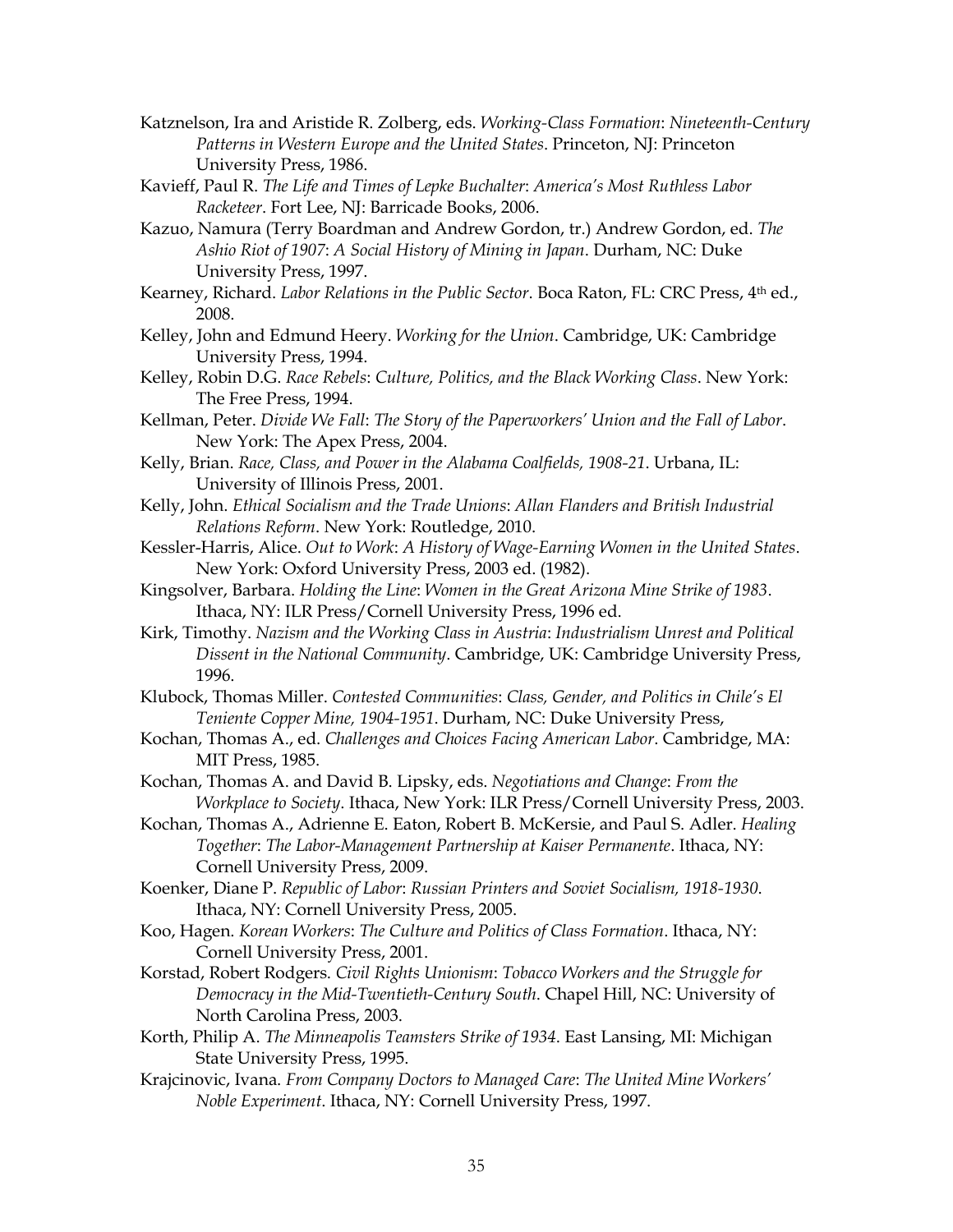Katznelson, Ira and Aristide R. Zolberg, eds. *Working-Class Formation*: *Nineteenth-Century Patterns in Western Europe and the United States*. Princeton, NJ: Princeton University Press, 1986.

Kavieff, Paul R. *The Life and Times of Lepke Buchalter*: *America's Most Ruthless Labor Racketeer*. Fort Lee, NJ: Barricade Books, 2006.

Kazuo, Namura (Terry Boardman and Andrew Gordon, tr.) Andrew Gordon, ed. *The Ashio Riot of 1907*: *A Social History of Mining in Japan*. Durham, NC: Duke University Press, 1997.

Kearney, Richard. *Labor Relations in the Public Sector*. Boca Raton, FL: CRC Press, 4th ed., 2008.

Kelley, John and Edmund Heery. *Working for the Union*. Cambridge, UK: Cambridge University Press, 1994.

Kelley, Robin D.G. *Race Rebels*: *Culture, Politics, and the Black Working Class*. New York: The Free Press, 1994.

Kellman, Peter. *Divide We Fall*: *The Story of the Paperworkers' Union and the Fall of Labor*. New York: The Apex Press, 2004.

Kelly, Brian. *Race, Class, and Power in the Alabama Coalfields, 1908-21*. Urbana, IL: University of Illinois Press, 2001.

Kelly, John. *Ethical Socialism and the Trade Unions*: *Allan Flanders and British Industrial Relations Reform*. New York: Routledge, 2010.

Kessler-Harris, Alice. *Out to Work*: *A History of Wage-Earning Women in the United States*. New York: Oxford University Press, 2003 ed. (1982).

Kingsolver, Barbara. *Holding the Line*: *Women in the Great Arizona Mine Strike of 1983*. Ithaca, NY: ILR Press/Cornell University Press, 1996 ed.

Kirk, Timothy. *Nazism and the Working Class in Austria*: *Industrialism Unrest and Political Dissent in the National Community*. Cambridge, UK: Cambridge University Press, 1996.

Klubock, Thomas Miller. *Contested Communities*: *Class, Gender, and Politics in Chile's El Teniente Copper Mine, 1904-1951*. Durham, NC: Duke University Press,

Kochan, Thomas A., ed. *Challenges and Choices Facing American Labor*. Cambridge, MA: MIT Press, 1985.

Kochan, Thomas A. and David B. Lipsky, eds. *Negotiations and Change*: *From the Workplace to Society*. Ithaca, New York: ILR Press/Cornell University Press, 2003.

Kochan, Thomas A., Adrienne E. Eaton, Robert B. McKersie, and Paul S. Adler. *Healing Together*: *The Labor-Management Partnership at Kaiser Permanente*. Ithaca, NY: Cornell University Press, 2009.

Koenker, Diane P. *Republic of Labor*: *Russian Printers and Soviet Socialism, 1918-1930*. Ithaca, NY: Cornell University Press, 2005.

Koo, Hagen. *Korean Workers*: *The Culture and Politics of Class Formation*. Ithaca, NY: Cornell University Press, 2001.

Korstad, Robert Rodgers. *Civil Rights Unionism*: *Tobacco Workers and the Struggle for Democracy in the Mid-Twentieth-Century South*. Chapel Hill, NC: University of North Carolina Press, 2003.

Korth, Philip A. *The Minneapolis Teamsters Strike of 1934*. East Lansing, MI: Michigan State University Press, 1995.

Krajcinovic, Ivana. *From Company Doctors to Managed Care*: *The United Mine Workers' Noble Experiment*. Ithaca, NY: Cornell University Press, 1997.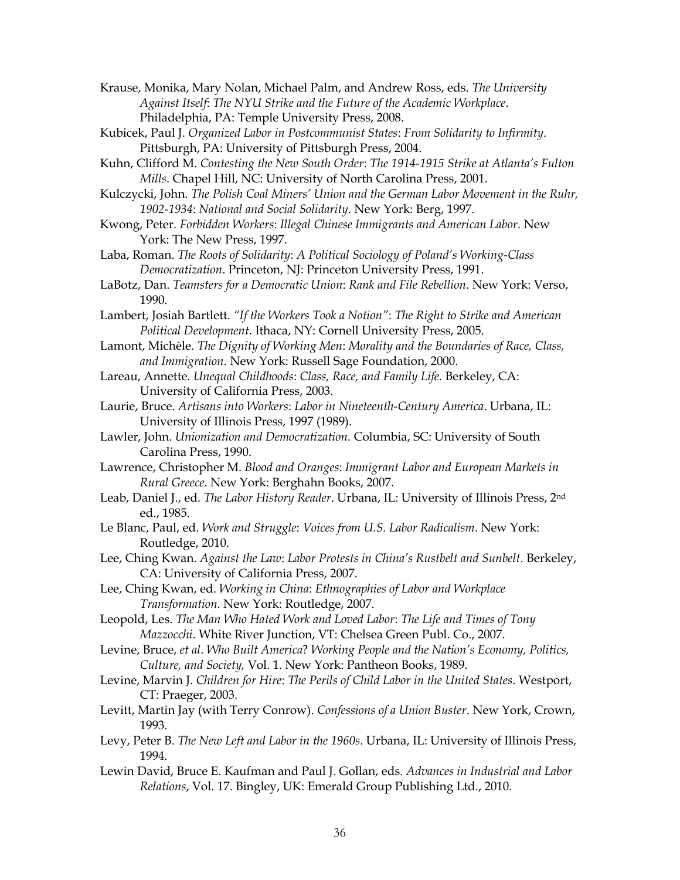Krause, Monika, Mary Nolan, Michael Palm, and Andrew Ross, eds. *The University Against Itself*: *The NYU Strike and the Future of the Academic Workplace*. Philadelphia, PA: Temple University Press, 2008.

Kubicek, Paul J. *Organized Labor in Postcommunist States*: *From Solidarity to Infirmity*. Pittsburgh, PA: University of Pittsburgh Press, 2004.

Kuhn, Clifford M. *Contesting the New South Order*: *The 1914-1915 Strike at Atlanta's Fulton Mills*. Chapel Hill, NC: University of North Carolina Press, 2001.

Kulczycki, John. *The Polish Coal Miners' Union and the German Labor Movement in the Ruhr, 1902-1934*: *National and Social Solidarity*. New York: Berg, 1997.

Kwong, Peter. *Forbidden Workers*: *Illegal Chinese Immigrants and American Labor*. New York: The New Press, 1997.

Laba, Roman. *The Roots of Solidarity*: *A Political Sociology of Poland's Working-Class Democratization*. Princeton, NJ: Princeton University Press, 1991.

LaBotz, Dan. *Teamsters for a Democratic Union*: *Rank and File Rebellion*. New York: Verso, 1990.

Lambert, Josiah Bartlett. *"If the Workers Took a Notion"*: *The Right to Strike and American Political Development*. Ithaca, NY: Cornell University Press, 2005.

Lamont, Michèle. *The Dignity of Working Men*: *Morality and the Boundaries of Race, Class, and Immigration*. New York: Russell Sage Foundation, 2000.

Lareau, Annette. *Unequal Childhoods*: *Class, Race, and Family Life.* Berkeley, CA: University of California Press, 2003.

Laurie, Bruce. *Artisans into Workers*: *Labor in Nineteenth-Century America*. Urbana, IL: University of Illinois Press, 1997 (1989).

Lawler, John. *Unionization and Democratization.* Columbia, SC: University of South Carolina Press, 1990.

Lawrence, Christopher M. *Blood and Oranges*: *Immigrant Labor and European Markets in Rural Greece*. New York: Berghahn Books, 2007.

Leab, Daniel J., ed. *The Labor History Reader*. Urbana, IL: University of Illinois Press, 2nd ed., 1985.

Le Blanc, Paul, ed. *Work and Struggle*: *Voices from U.S. Labor Radicalism*. New York: Routledge, 2010.

Lee, Ching Kwan. *Against the Law*: *Labor Protests in China's Rustbelt and Sunbelt*. Berkeley, CA: University of California Press, 2007.

Lee, Ching Kwan, ed. *Working in China*: *Ethnographies of Labor and Workplace Transformation*. New York: Routledge, 2007.

Leopold, Les. *The Man Who Hated Work and Loved Labor*: *The Life and Times of Tony Mazzocchi*. White River Junction, VT: Chelsea Green Publ. Co., 2007.

Levine, Bruce, *et al*. *Who Built America*? *Working People and the Nation's Economy, Politics, Culture, and Society,* Vol. 1. New York: Pantheon Books, 1989.

Levine, Marvin J. *Children for Hire*: *The Perils of Child Labor in the United States*. Westport, CT: Praeger, 2003.

Levitt, Martin Jay (with Terry Conrow). *Confessions of a Union Buster*. New York, Crown, 1993.

Levy, Peter B. *The New Left and Labor in the 1960s*. Urbana, IL: University of Illinois Press, 1994.

Lewin David, Bruce E. Kaufman and Paul J. Gollan, eds. *Advances in Industrial and Labor Relations*, Vol. 17. Bingley, UK: Emerald Group Publishing Ltd., 2010.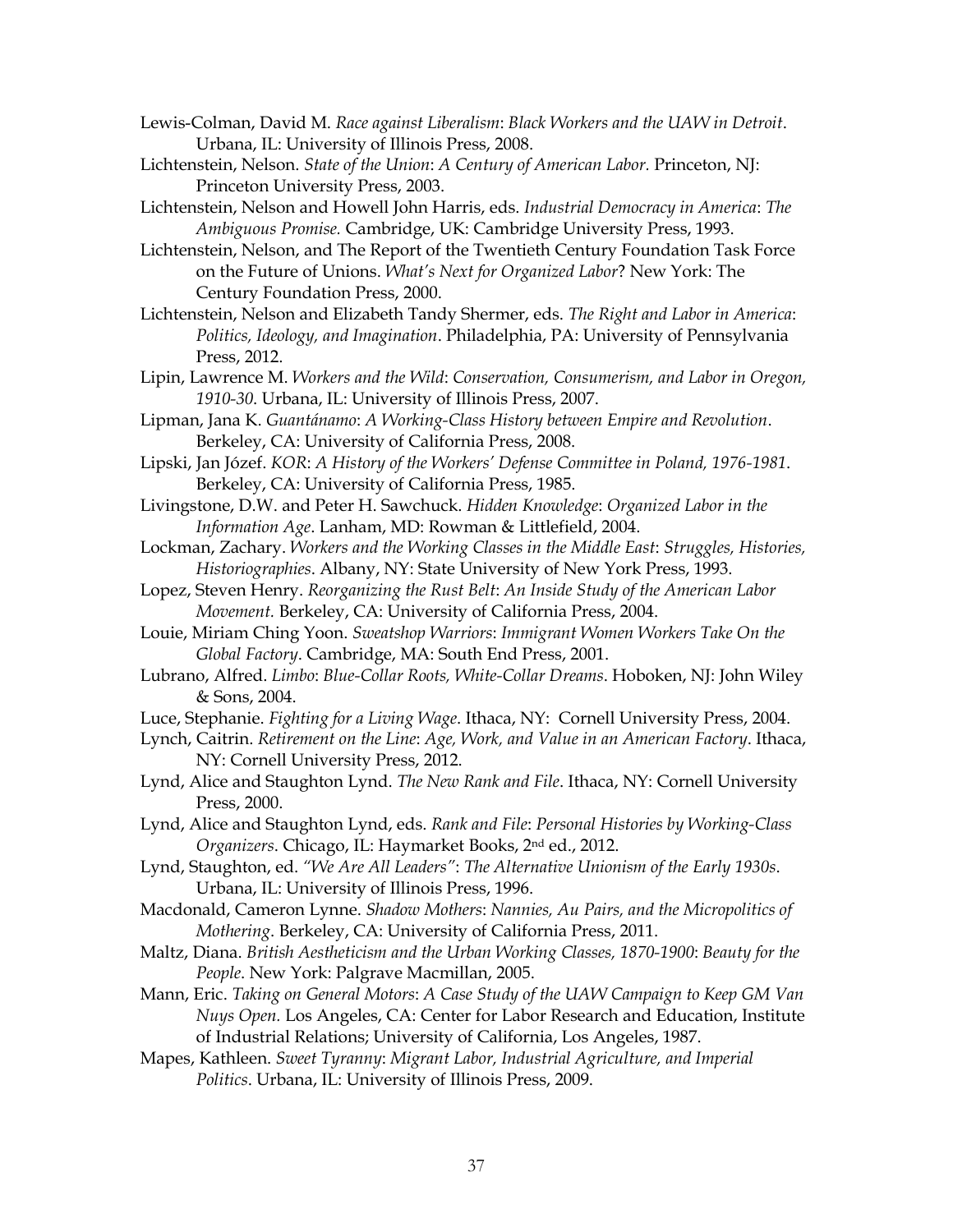Lewis-Colman, David M. *Race against Liberalism*: *Black Workers and the UAW in Detroit*. Urbana, IL: University of Illinois Press, 2008.

Lichtenstein, Nelson. *State of the Union*: *A Century of American Labor.* Princeton, NJ: Princeton University Press, 2003.

Lichtenstein, Nelson and Howell John Harris, eds. *Industrial Democracy in America*: *The Ambiguous Promise.* Cambridge, UK: Cambridge University Press, 1993.

Lichtenstein, Nelson, and The Report of the Twentieth Century Foundation Task Force on the Future of Unions. *What's Next for Organized Labor*? New York: The Century Foundation Press, 2000.

Lichtenstein, Nelson and Elizabeth Tandy Shermer, eds. *The Right and Labor in America*: *Politics, Ideology, and Imagination*. Philadelphia, PA: University of Pennsylvania Press, 2012.

Lipin, Lawrence M. *Workers and the Wild*: *Conservation, Consumerism, and Labor in Oregon, 1910-30*. Urbana, IL: University of Illinois Press, 2007.

Lipman, Jana K. *Guantánamo*: *A Working-Class History between Empire and Revolution*. Berkeley, CA: University of California Press, 2008.

Lipski, Jan Józef. *KOR*: *A History of the Workers' Defense Committee in Poland, 1976-1981*. Berkeley, CA: University of California Press, 1985.

Livingstone, D.W. and Peter H. Sawchuck. *Hidden Knowledge*: *Organized Labor in the Information Age*. Lanham, MD: Rowman & Littlefield, 2004.

Lockman, Zachary. *Workers and the Working Classes in the Middle East*: *Struggles, Histories, Historiographies*. Albany, NY: State University of New York Press, 1993.

Lopez, Steven Henry. *Reorganizing the Rust Belt*: *An Inside Study of the American Labor Movement.* Berkeley, CA: University of California Press, 2004.

Louie, Miriam Ching Yoon. *Sweatshop Warriors*: *Immigrant Women Workers Take On the Global Factory*. Cambridge, MA: South End Press, 2001.

Lubrano, Alfred. *Limbo*: *Blue-Collar Roots, White-Collar Dreams*. Hoboken, NJ: John Wiley & Sons, 2004.

Luce, Stephanie. *Fighting for a Living Wage*. Ithaca, NY: Cornell University Press, 2004.

Lynch, Caitrin. *Retirement on the Line*: *Age, Work, and Value in an American Factory*. Ithaca, NY: Cornell University Press, 2012.

Lynd, Alice and Staughton Lynd. *The New Rank and File*. Ithaca, NY: Cornell University Press, 2000.

Lynd, Alice and Staughton Lynd, eds. *Rank and File*: *Personal Histories by Working-Class Organizers*. Chicago, IL: Haymarket Books, 2nd ed., 2012.

Lynd, Staughton, ed. *"We Are All Leaders"*: *The Alternative Unionism of the Early 1930s*. Urbana, IL: University of Illinois Press, 1996.

Macdonald, Cameron Lynne. *Shadow Mothers*: *Nannies, Au Pairs, and the Micropolitics of Mothering*. Berkeley, CA: University of California Press, 2011.

Maltz, Diana. *British Aestheticism and the Urban Working Classes, 1870-1900*: *Beauty for the People*. New York: Palgrave Macmillan, 2005.

Mann, Eric. *Taking on General Motors*: *A Case Study of the UAW Campaign to Keep GM Van Nuys Open.* Los Angeles, CA: Center for Labor Research and Education, Institute of Industrial Relations; University of California, Los Angeles, 1987.

Mapes, Kathleen. *Sweet Tyranny*: *Migrant Labor, Industrial Agriculture, and Imperial Politics*. Urbana, IL: University of Illinois Press, 2009.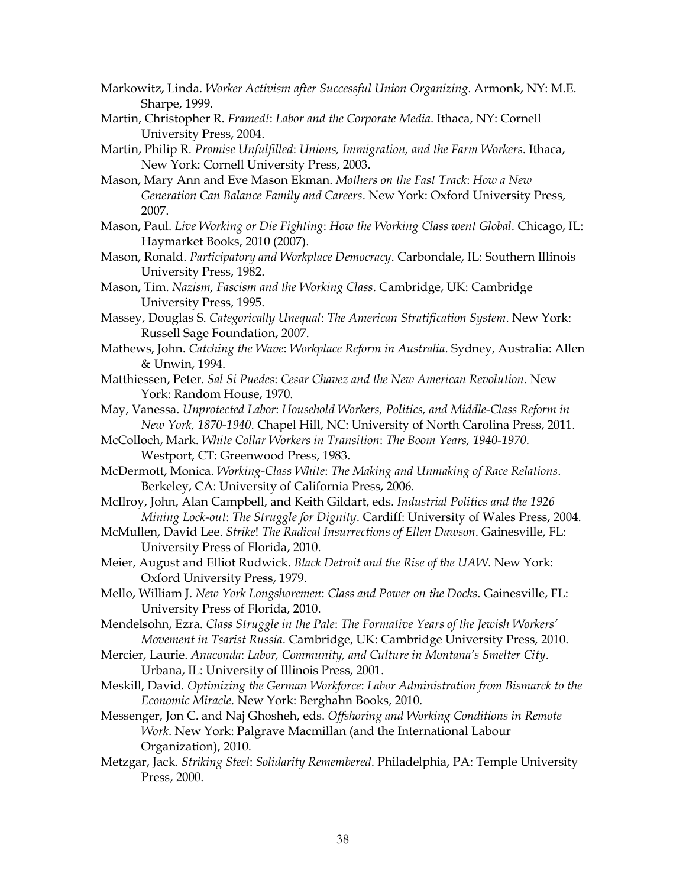Markowitz, Linda. *Worker Activism after Successful Union Organizing*. Armonk, NY: M.E. Sharpe, 1999.

Martin, Christopher R. *Framed!*: *Labor and the Corporate Media*. Ithaca, NY: Cornell University Press, 2004.

Martin, Philip R. *Promise Unfulfilled*: *Unions, Immigration, and the Farm Workers*. Ithaca, New York: Cornell University Press, 2003.

Mason, Mary Ann and Eve Mason Ekman. *Mothers on the Fast Track*: *How a New Generation Can Balance Family and Careers*. New York: Oxford University Press, 2007.

Mason, Paul. *Live Working or Die Fighting*: *How the Working Class went Global*. Chicago, IL: Haymarket Books, 2010 (2007).

Mason, Ronald. *Participatory and Workplace Democracy*. Carbondale, IL: Southern Illinois University Press, 1982.

Mason, Tim. *Nazism, Fascism and the Working Class*. Cambridge, UK: Cambridge University Press, 1995.

Massey, Douglas S. *Categorically Unequal*: *The American Stratification System*. New York: Russell Sage Foundation, 2007.

Mathews, John. *Catching the Wave*: *Workplace Reform in Australia*. Sydney, Australia: Allen & Unwin, 1994.

Matthiessen, Peter. *Sal Si Puedes*: *Cesar Chavez and the New American Revolution*. New York: Random House, 1970.

May, Vanessa. *Unprotected Labor*: *Household Workers, Politics, and Middle-Class Reform in New York, 1870-1940*. Chapel Hill, NC: University of North Carolina Press, 2011.

McColloch, Mark. *White Collar Workers in Transition*: *The Boom Years, 1940-1970*. Westport, CT: Greenwood Press, 1983.

McDermott, Monica. *Working-Class White*: *The Making and Unmaking of Race Relations*. Berkeley, CA: University of California Press, 2006.

McIlroy, John, Alan Campbell, and Keith Gildart, eds. *Industrial Politics and the 1926 Mining Lock-out*: *The Struggle for Dignity*. Cardiff: University of Wales Press, 2004.

McMullen, David Lee. *Strike*! *The Radical Insurrections of Ellen Dawson*. Gainesville, FL: University Press of Florida, 2010.

Meier, August and Elliot Rudwick. *Black Detroit and the Rise of the UAW*. New York: Oxford University Press, 1979.

Mello, William J. *New York Longshoremen*: *Class and Power on the Docks*. Gainesville, FL: University Press of Florida, 2010.

Mendelsohn, Ezra. *Class Struggle in the Pale*: *The Formative Years of the Jewish Workers' Movement in Tsarist Russia*. Cambridge, UK: Cambridge University Press, 2010.

Mercier, Laurie. *Anaconda*: *Labor, Community, and Culture in Montana's Smelter City*. Urbana, IL: University of Illinois Press, 2001.

Meskill, David. *Optimizing the German Workforce*: *Labor Administration from Bismarck to the Economic Miracle*. New York: Berghahn Books, 2010.

Messenger, Jon C. and Naj Ghosheh, eds. *Offshoring and Working Conditions in Remote Work*. New York: Palgrave Macmillan (and the International Labour Organization), 2010.

Metzgar, Jack. *Striking Steel*: *Solidarity Remembered*. Philadelphia, PA: Temple University Press, 2000.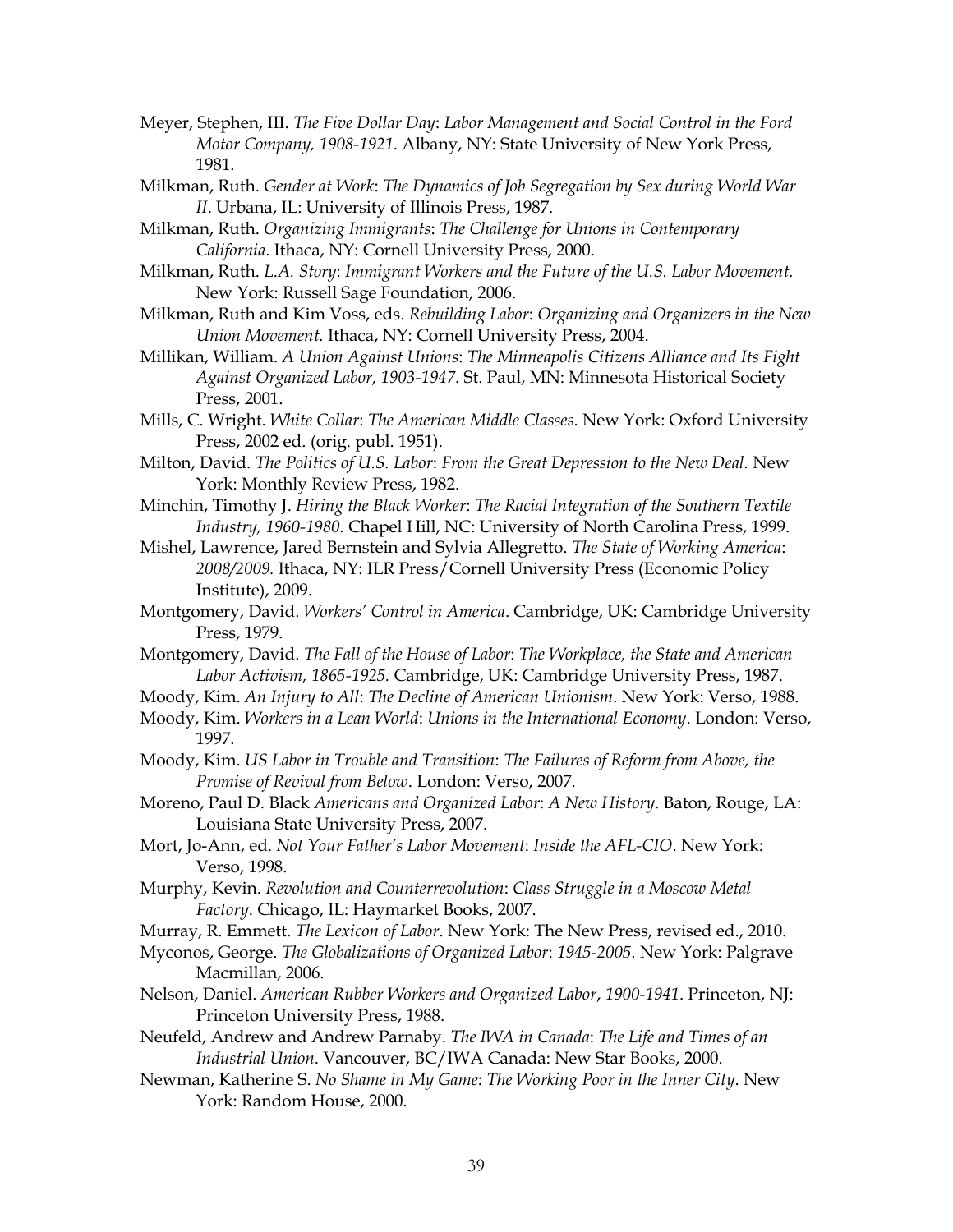Meyer, Stephen, III. *The Five Dollar Day*: *Labor Management and Social Control in the Ford Motor Company, 1908-1921.* Albany, NY: State University of New York Press, 1981.

Milkman, Ruth. *Gender at Work*: *The Dynamics of Job Segregation by Sex during World War II*. Urbana, IL: University of Illinois Press, 1987.

Milkman, Ruth. *Organizing Immigrants*: *The Challenge for Unions in Contemporary California*. Ithaca, NY: Cornell University Press, 2000.

Milkman, Ruth. *L.A. Story*: *Immigrant Workers and the Future of the U.S. Labor Movement.* New York: Russell Sage Foundation, 2006.

Milkman, Ruth and Kim Voss, eds. *Rebuilding Labor*: *Organizing and Organizers in the New Union Movement.* Ithaca, NY: Cornell University Press, 2004.

Millikan, William. *A Union Against Unions*: *The Minneapolis Citizens Alliance and Its Fight Against Organized Labor, 1903-1947*. St. Paul, MN: Minnesota Historical Society Press, 2001.

Mills, C. Wright. *White Collar*: *The American Middle Classes.* New York: Oxford University Press, 2002 ed. (orig. publ. 1951).

Milton, David. *The Politics of U.S. Labor*: *From the Great Depression to the New Deal.* New York: Monthly Review Press, 1982.

Minchin, Timothy J. *Hiring the Black Worker*: *The Racial Integration of the Southern Textile Industry, 1960-1980.* Chapel Hill, NC: University of North Carolina Press, 1999.

Mishel, Lawrence, Jared Bernstein and Sylvia Allegretto. *The State of Working America*: *2008/2009.* Ithaca, NY: ILR Press/Cornell University Press (Economic Policy Institute), 2009.

Montgomery, David. *Workers' Control in America*. Cambridge, UK: Cambridge University Press, 1979.

Montgomery, David. *The Fall of the House of Labor*: *The Workplace, the State and American Labor Activism, 1865-1925.* Cambridge, UK: Cambridge University Press, 1987.

Moody, Kim. *An Injury to All*: *The Decline of American Unionism*. New York: Verso, 1988.

Moody, Kim. *Workers in a Lean World*: *Unions in the International Economy*. London: Verso, 1997.

Moody, Kim. *US Labor in Trouble and Transition*: *The Failures of Reform from Above, the Promise of Revival from Below*. London: Verso, 2007.

Moreno, Paul D. Black *Americans and Organized Labor*: *A New History*. Baton, Rouge, LA: Louisiana State University Press, 2007.

Mort, Jo-Ann, ed. *Not Your Father's Labor Movement*: *Inside the AFL-CIO*. New York: Verso, 1998.

Murphy, Kevin. *Revolution and Counterrevolution*: *Class Struggle in a Moscow Metal Factory*. Chicago, IL: Haymarket Books, 2007.

Murray, R. Emmett. *The Lexicon of Labor*. New York: The New Press, revised ed., 2010.

Myconos, George. *The Globalizations of Organized Labor*: *1945-2005*. New York: Palgrave Macmillan, 2006.

Nelson, Daniel. *American Rubber Workers and Organized Labor*, *1900-1941*. Princeton, NJ: Princeton University Press, 1988.

Neufeld, Andrew and Andrew Parnaby. *The IWA in Canada*: *The Life and Times of an Industrial Union*. Vancouver, BC/IWA Canada: New Star Books, 2000.

Newman, Katherine S. *No Shame in My Game*: *The Working Poor in the Inner City*. New York: Random House, 2000.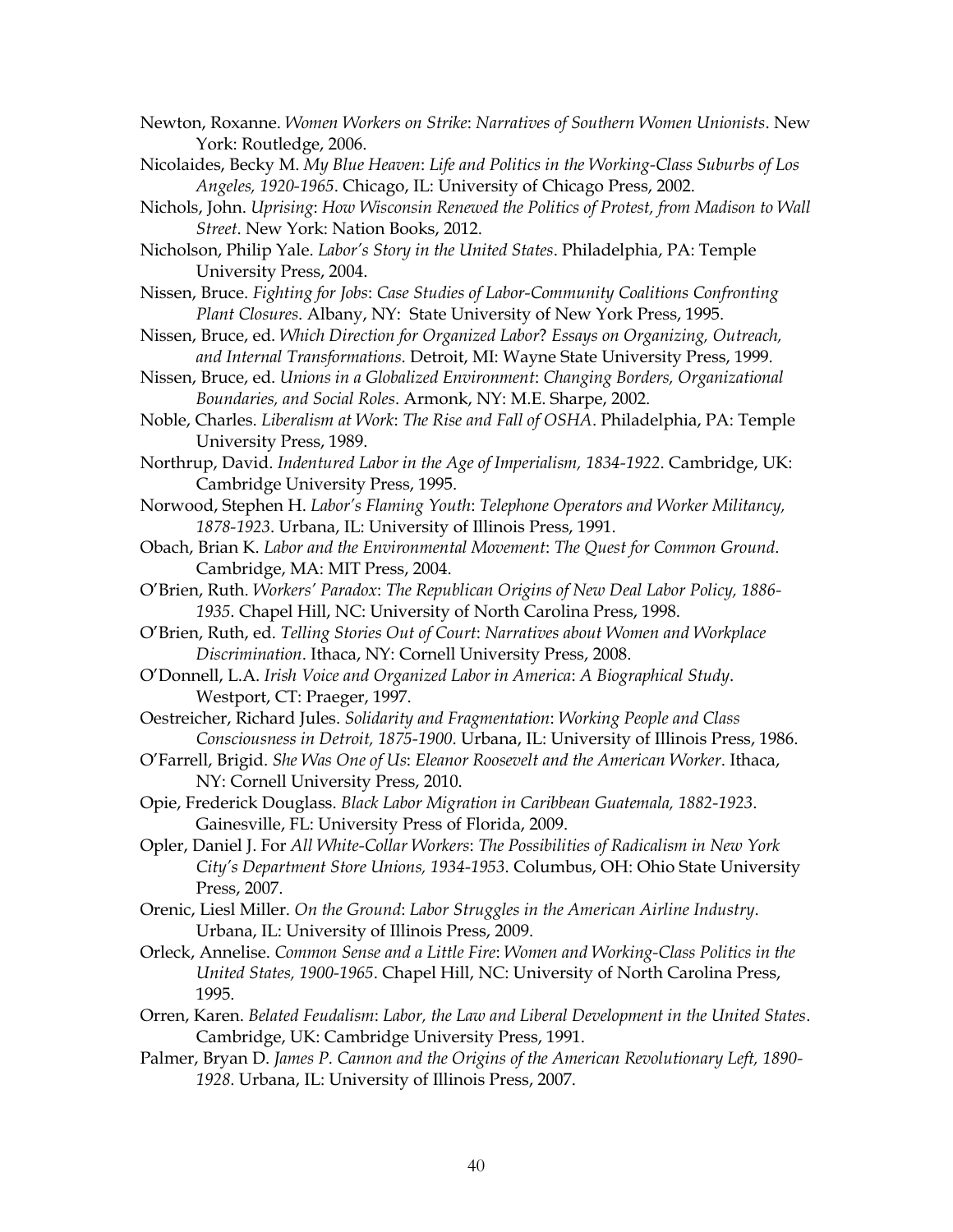Newton, Roxanne. *Women Workers on Strike*: *Narratives of Southern Women Unionists*. New York: Routledge, 2006.

Nicolaides, Becky M. *My Blue Heaven*: *Life and Politics in the Working-Class Suburbs of Los Angeles, 1920-1965*. Chicago, IL: University of Chicago Press, 2002.

Nichols, John. *Uprising*: *How Wisconsin Renewed the Politics of Protest, from Madison to Wall Street*. New York: Nation Books, 2012.

Nicholson, Philip Yale. *Labor's Story in the United States*. Philadelphia, PA: Temple University Press, 2004.

Nissen, Bruce. *Fighting for Jobs*: *Case Studies of Labor-Community Coalitions Confronting Plant Closures*. Albany, NY: State University of New York Press, 1995.

Nissen, Bruce, ed. *Which Direction for Organized Labor*? *Essays on Organizing, Outreach, and Internal Transformations*. Detroit, MI: Wayne State University Press, 1999.

Nissen, Bruce, ed. *Unions in a Globalized Environment*: *Changing Borders, Organizational Boundaries, and Social Roles*. Armonk, NY: M.E. Sharpe, 2002.

Noble, Charles. *Liberalism at Work*: *The Rise and Fall of OSHA*. Philadelphia, PA: Temple University Press, 1989.

Northrup, David. *Indentured Labor in the Age of Imperialism, 1834-1922*. Cambridge, UK: Cambridge University Press, 1995.

Norwood, Stephen H. *Labor's Flaming Youth*: *Telephone Operators and Worker Militancy, 1878-1923*. Urbana, IL: University of Illinois Press, 1991.

Obach, Brian K. *Labor and the Environmental Movement*: *The Quest for Common Ground*. Cambridge, MA: MIT Press, 2004.

O'Brien, Ruth. *Workers' Paradox*: *The Republican Origins of New Deal Labor Policy, 1886-1935*. Chapel Hill, NC: University of North Carolina Press, 1998.

O'Brien, Ruth, ed. *Telling Stories Out of Court*: *Narratives about Women and Workplace Discrimination*. Ithaca, NY: Cornell University Press, 2008.

O'Donnell, L.A. *Irish Voice and Organized Labor in America*: *A Biographical Study*. Westport, CT: Praeger, 1997.

Oestreicher, Richard Jules. *Solidarity and Fragmentation*: *Working People and Class Consciousness in Detroit, 1875-1900*. Urbana, IL: University of Illinois Press, 1986.

O'Farrell, Brigid. *She Was One of Us*: *Eleanor Roosevelt and the American Worker*. Ithaca, NY: Cornell University Press, 2010.

Opie, Frederick Douglass. *Black Labor Migration in Caribbean Guatemala, 1882-1923*. Gainesville, FL: University Press of Florida, 2009.

Opler, Daniel J. For *All White-Collar Workers*: *The Possibilities of Radicalism in New York City's Department Store Unions, 1934-1953*. Columbus, OH: Ohio State University Press, 2007.

Orenic, Liesl Miller. *On the Ground*: *Labor Struggles in the American Airline Industry*. Urbana, IL: University of Illinois Press, 2009.

Orleck, Annelise. *Common Sense and a Little Fire*: *Women and Working-Class Politics in the United States, 1900-1965*. Chapel Hill, NC: University of North Carolina Press, 1995.

Orren, Karen. *Belated Feudalism*: *Labor, the Law and Liberal Development in the United States*. Cambridge, UK: Cambridge University Press, 1991.

Palmer, Bryan D. *James P. Cannon and the Origins of the American Revolutionary Left, 1890-1928*. Urbana, IL: University of Illinois Press, 2007.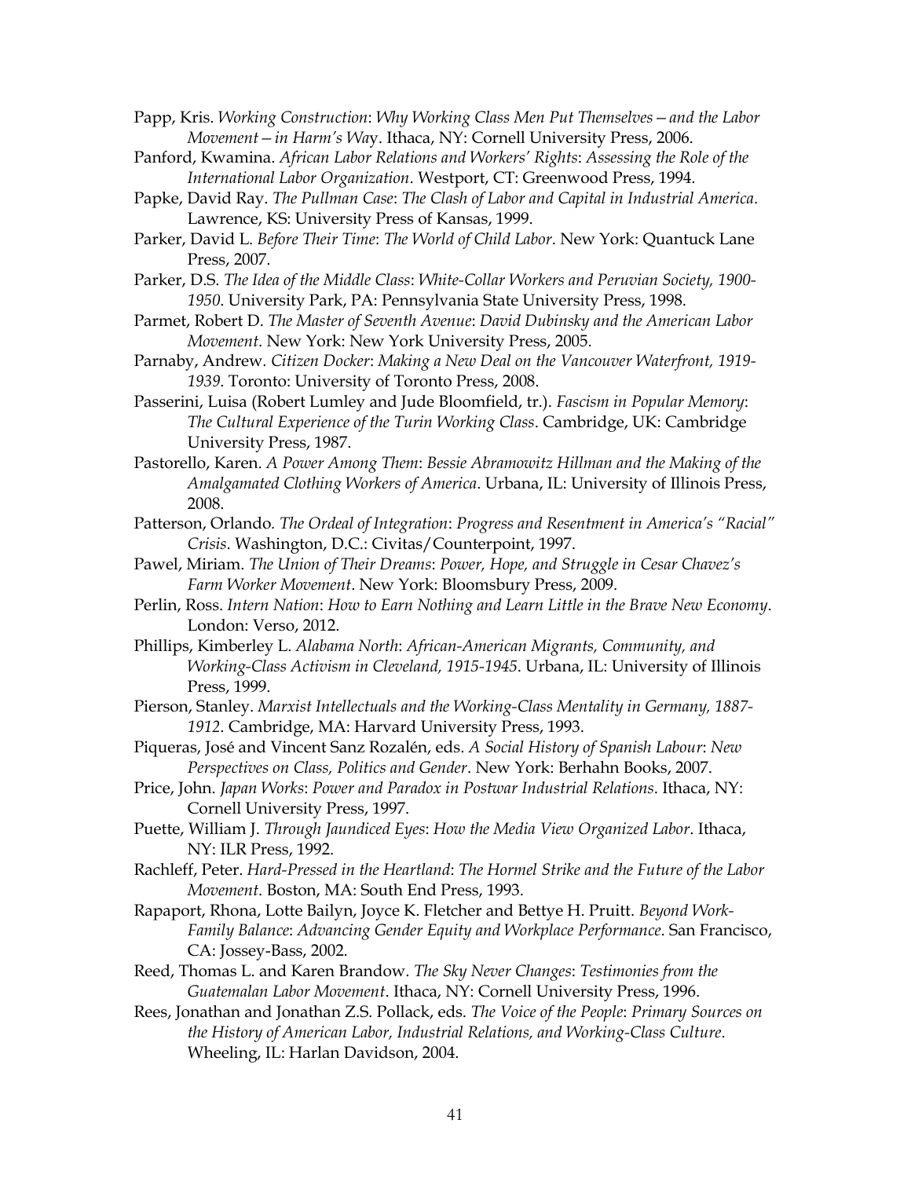Papp, Kris. *Working Construction*: *Why Working Class Men Put Themselves—and the Labor Movement—in Harm's Way*. Ithaca, NY: Cornell University Press, 2006.

Panford, Kwamina. *African Labor Relations and Workers' Rights*: *Assessing the Role of the International Labor Organization*. Westport, CT: Greenwood Press, 1994.

Papke, David Ray. *The Pullman Case*: *The Clash of Labor and Capital in Industrial America*. Lawrence, KS: University Press of Kansas, 1999.

Parker, David L. *Before Their Time*: *The World of Child Labor*. New York: Quantuck Lane Press, 2007.

Parker, D.S. *The Idea of the Middle Class*: *White-Collar Workers and Peruvian Society, 1900-1950*. University Park, PA: Pennsylvania State University Press, 1998.

Parmet, Robert D. *The Master of Seventh Avenue*: *David Dubinsky and the American Labor Movement*. New York: New York University Press, 2005.

Parnaby, Andrew. *Citizen Docker*: *Making a New Deal on the Vancouver Waterfront, 1919-1939*. Toronto: University of Toronto Press, 2008.

Passerini, Luisa (Robert Lumley and Jude Bloomfield, tr.). *Fascism in Popular Memory*: *The Cultural Experience of the Turin Working Class*. Cambridge, UK: Cambridge University Press, 1987.

Pastorello, Karen. *A Power Among Them*: *Bessie Abramowitz Hillman and the Making of the Amalgamated Clothing Workers of America*. Urbana, IL: University of Illinois Press, 2008.

Patterson, Orlando. *The Ordeal of Integration*: *Progress and Resentment in America's "Racial" Crisis*. Washington, D.C.: Civitas/Counterpoint, 1997.

Pawel, Miriam. *The Union of Their Dreams*: *Power, Hope, and Struggle in Cesar Chavez's Farm Worker Movement*. New York: Bloomsbury Press, 2009.

Perlin, Ross. *Intern Nation*: *How to Earn Nothing and Learn Little in the Brave New Economy*. London: Verso, 2012.

Phillips, Kimberley L. *Alabama North*: *African-American Migrants, Community, and Working-Class Activism in Cleveland, 1915-1945*. Urbana, IL: University of Illinois Press, 1999.

Pierson, Stanley. *Marxist Intellectuals and the Working-Class Mentality in Germany, 1887-1912*. Cambridge, MA: Harvard University Press, 1993.

Piqueras, José and Vincent Sanz Rozalén, eds. *A Social History of Spanish Labour*: *New Perspectives on Class, Politics and Gender*. New York: Berhahn Books, 2007.

Price, John. *Japan Works*: *Power and Paradox in Postwar Industrial Relations*. Ithaca, NY: Cornell University Press, 1997.

Puette, William J. *Through Jaundiced Eyes*: *How the Media View Organized Labor*. Ithaca, NY: ILR Press, 1992.

Rachleff, Peter. *Hard-Pressed in the Heartland*: *The Hormel Strike and the Future of the Labor Movement*. Boston, MA: South End Press, 1993.

Rapaport, Rhona, Lotte Bailyn, Joyce K. Fletcher and Bettye H. Pruitt. *Beyond Work-Family Balance*: *Advancing Gender Equity and Workplace Performance*. San Francisco, CA: Jossey-Bass, 2002.

Reed, Thomas L. and Karen Brandow. *The Sky Never Changes*: *Testimonies from the Guatemalan Labor Movement*. Ithaca, NY: Cornell University Press, 1996.

Rees, Jonathan and Jonathan Z.S. Pollack, eds. *The Voice of the People*: *Primary Sources on the History of American Labor, Industrial Relations, and Working-Class Culture*. Wheeling, IL: Harlan Davidson, 2004.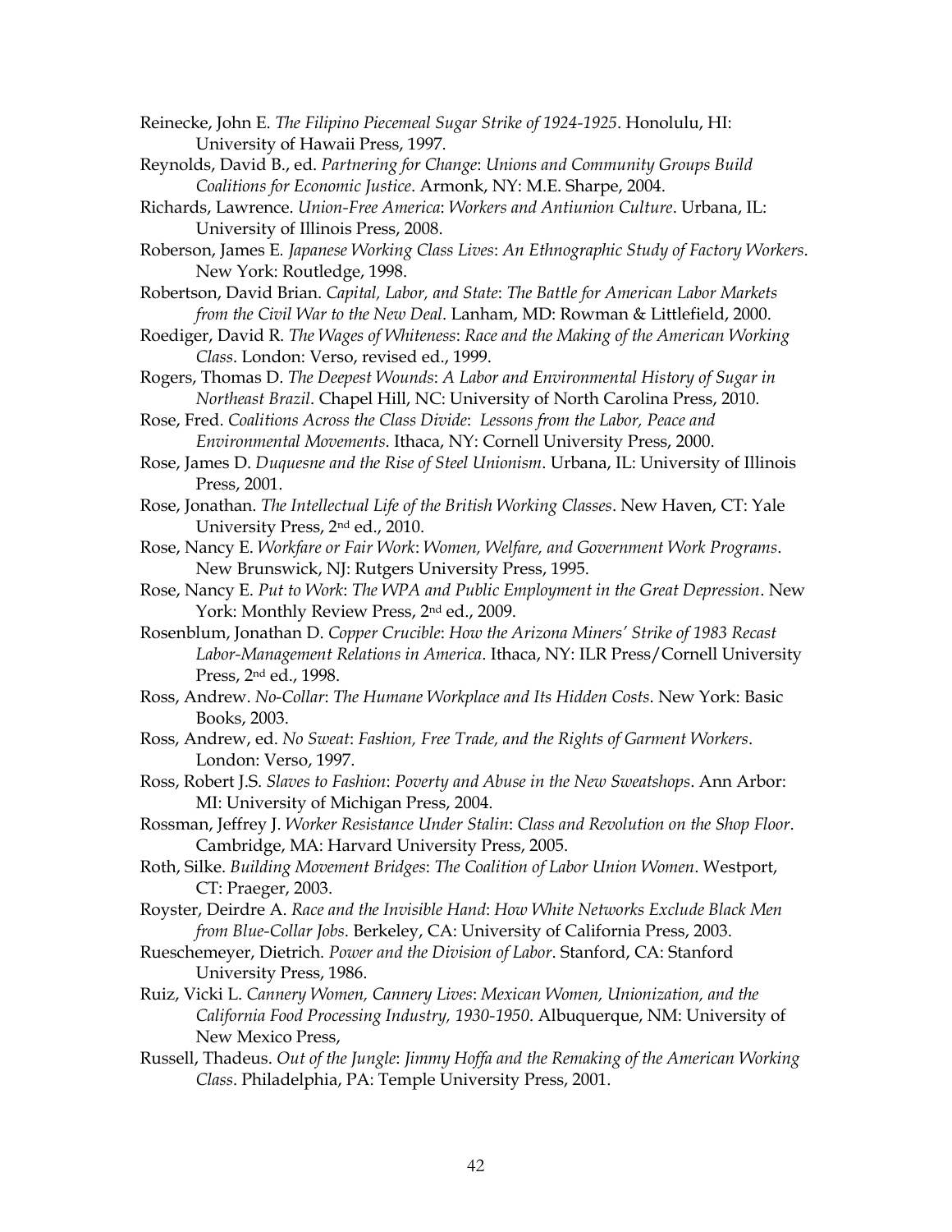Reinecke, John E. *The Filipino Piecemeal Sugar Strike of 1924-1925*. Honolulu, HI: University of Hawaii Press, 1997.

Reynolds, David B., ed. *Partnering for Change*: *Unions and Community Groups Build Coalitions for Economic Justice*. Armonk, NY: M.E. Sharpe, 2004.

Richards, Lawrence. *Union-Free America*: *Workers and Antiunion Culture*. Urbana, IL: University of Illinois Press, 2008.

Roberson, James E. *Japanese Working Class Lives*: *An Ethnographic Study of Factory Workers*. New York: Routledge, 1998.

Robertson, David Brian. *Capital, Labor, and State*: *The Battle for American Labor Markets from the Civil War to the New Deal*. Lanham, MD: Rowman & Littlefield, 2000.

Roediger, David R. *The Wages of Whiteness*: *Race and the Making of the American Working Class*. London: Verso, revised ed., 1999.

Rogers, Thomas D. *The Deepest Wounds*: *A Labor and Environmental History of Sugar in Northeast Brazil*. Chapel Hill, NC: University of North Carolina Press, 2010.

Rose, Fred. *Coalitions Across the Class Divide*: *Lessons from the Labor, Peace and Environmental Movements*. Ithaca, NY: Cornell University Press, 2000.

Rose, James D. *Duquesne and the Rise of Steel Unionism*. Urbana, IL: University of Illinois Press, 2001.

Rose, Jonathan. *The Intellectual Life of the British Working Classes*. New Haven, CT: Yale University Press, 2nd ed., 2010.

Rose, Nancy E. *Workfare or Fair Work*: *Women, Welfare, and Government Work Programs*. New Brunswick, NJ: Rutgers University Press, 1995.

Rose, Nancy E. *Put to Work*: *The WPA and Public Employment in the Great Depression*. New York: Monthly Review Press, 2nd ed., 2009.

Rosenblum, Jonathan D. *Copper Crucible*: *How the Arizona Miners' Strike of 1983 Recast Labor-Management Relations in America*. Ithaca, NY: ILR Press/Cornell University Press, 2nd ed., 1998.

Ross, Andrew. *No-Collar*: *The Humane Workplace and Its Hidden Costs*. New York: Basic Books, 2003.

Ross, Andrew, ed. *No Sweat*: *Fashion, Free Trade, and the Rights of Garment Workers*. London: Verso, 1997.

Ross, Robert J.S. *Slaves to Fashion*: *Poverty and Abuse in the New Sweatshops*. Ann Arbor: MI: University of Michigan Press, 2004.

Rossman, Jeffrey J. *Worker Resistance Under Stalin*: *Class and Revolution on the Shop Floor*. Cambridge, MA: Harvard University Press, 2005.

Roth, Silke. *Building Movement Bridges*: *The Coalition of Labor Union Women*. Westport, CT: Praeger, 2003.

Royster, Deirdre A. *Race and the Invisible Hand*: *How White Networks Exclude Black Men from Blue-Collar Jobs*. Berkeley, CA: University of California Press, 2003.

Rueschemeyer, Dietrich. *Power and the Division of Labor*. Stanford, CA: Stanford University Press, 1986.

Ruiz, Vicki L. *Cannery Women, Cannery Lives*: *Mexican Women, Unionization, and the California Food Processing Industry, 1930-1950*. Albuquerque, NM: University of New Mexico Press,

Russell, Thadeus. *Out of the Jungle*: *Jimmy Hoffa and the Remaking of the American Working Class*. Philadelphia, PA: Temple University Press, 2001.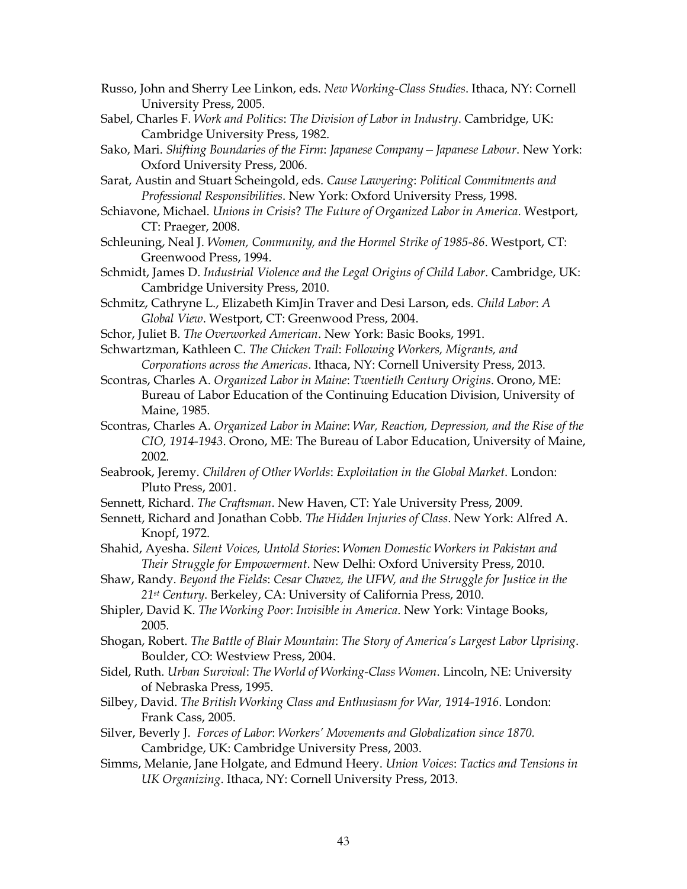Russo, John and Sherry Lee Linkon, eds. *New Working-Class Studies*. Ithaca, NY: Cornell University Press, 2005.

Sabel, Charles F. *Work and Politics*: *The Division of Labor in Industry*. Cambridge, UK: Cambridge University Press, 1982.

Sako, Mari. *Shifting Boundaries of the Firm*: *Japanese Company – Japanese Labour*. New York: Oxford University Press, 2006.

Sarat, Austin and Stuart Scheingold, eds. *Cause Lawyering*: *Political Commitments and Professional Responsibilities*. New York: Oxford University Press, 1998.

Schiavone, Michael. *Unions in Crisis*? *The Future of Organized Labor in America*. Westport, CT: Praeger, 2008.

Schleuning, Neal J. *Women, Community, and the Hormel Strike of 1985-86*. Westport, CT: Greenwood Press, 1994.

Schmidt, James D. *Industrial Violence and the Legal Origins of Child Labor*. Cambridge, UK: Cambridge University Press, 2010.

Schmitz, Cathryne L., Elizabeth KimJin Traver and Desi Larson, eds. *Child Labor*: *A Global View*. Westport, CT: Greenwood Press, 2004.

Schor, Juliet B. *The Overworked American*. New York: Basic Books, 1991.

Schwartzman, Kathleen C. *The Chicken Trail*: *Following Workers, Migrants, and Corporations across the Americas*. Ithaca, NY: Cornell University Press, 2013.

Scontras, Charles A. *Organized Labor in Maine*: *Twentieth Century Origins*. Orono, ME: Bureau of Labor Education of the Continuing Education Division, University of Maine, 1985.

Scontras, Charles A. *Organized Labor in Maine*: *War, Reaction, Depression, and the Rise of the CIO, 1914-1943*. Orono, ME: The Bureau of Labor Education, University of Maine, 2002.

Seabrook, Jeremy. *Children of Other Worlds*: *Exploitation in the Global Market*. London: Pluto Press, 2001.

Sennett, Richard. *The Craftsman*. New Haven, CT: Yale University Press, 2009.

Sennett, Richard and Jonathan Cobb. *The Hidden Injuries of Class*. New York: Alfred A. Knopf, 1972.

Shahid, Ayesha. *Silent Voices, Untold Stories*: *Women Domestic Workers in Pakistan and Their Struggle for Empowerment*. New Delhi: Oxford University Press, 2010.

Shaw, Randy. *Beyond the Fields*: *Cesar Chavez, the UFW, and the Struggle for Justice in the 21st Century*. Berkeley, CA: University of California Press, 2010.

Shipler, David K. *The Working Poor*: *Invisible in America*. New York: Vintage Books, 2005.

Shogan, Robert. *The Battle of Blair Mountain*: *The Story of America's Largest Labor Uprising*. Boulder, CO: Westview Press, 2004.

Sidel, Ruth. *Urban Survival*: *The World of Working-Class Women*. Lincoln, NE: University of Nebraska Press, 1995.

Silbey, David. *The British Working Class and Enthusiasm for War, 1914-1916*. London: Frank Cass, 2005.

Silver, Beverly J. *Forces of Labor*: *Workers' Movements and Globalization since 1870*. Cambridge, UK: Cambridge University Press, 2003.

Simms, Melanie, Jane Holgate, and Edmund Heery. *Union Voices*: *Tactics and Tensions in UK Organizing*. Ithaca, NY: Cornell University Press, 2013.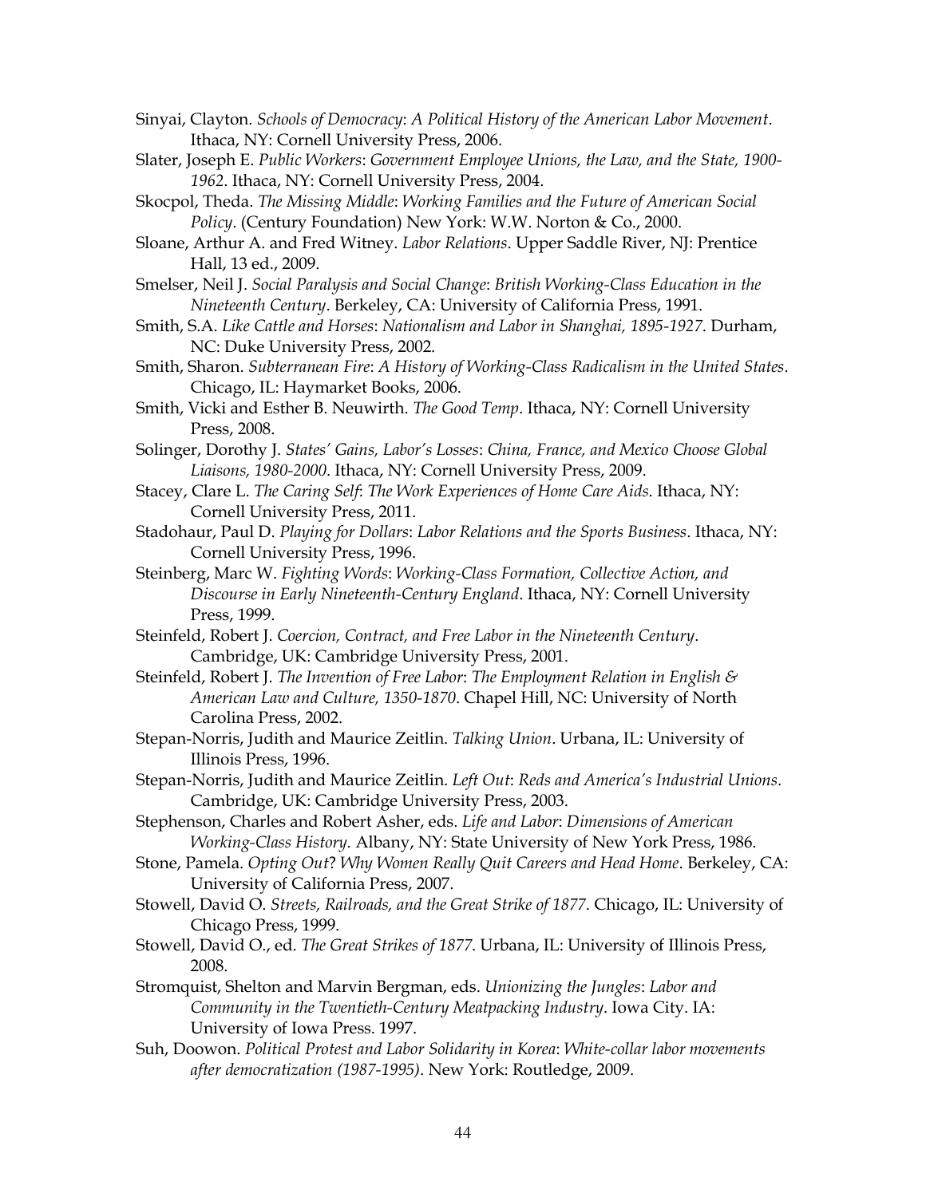Sinyai, Clayton. *Schools of Democracy*: *A Political History of the American Labor Movement*. Ithaca, NY: Cornell University Press, 2006.

Slater, Joseph E. *Public Workers*: *Government Employee Unions, the Law, and the State, 1900-1962*. Ithaca, NY: Cornell University Press, 2004.

Skocpol, Theda. *The Missing Middle*: *Working Families and the Future of American Social Policy*. (Century Foundation) New York: W.W. Norton & Co., 2000.

Sloane, Arthur A. and Fred Witney. *Labor Relations*. Upper Saddle River, NJ: Prentice Hall, 13 ed., 2009.

Smelser, Neil J. *Social Paralysis and Social Change*: *British Working-Class Education in the Nineteenth Century*. Berkeley, CA: University of California Press, 1991.

Smith, S.A. *Like Cattle and Horses*: *Nationalism and Labor in Shanghai, 1895-1927*. Durham, NC: Duke University Press, 2002.

Smith, Sharon. *Subterranean Fire*: *A History of Working-Class Radicalism in the United States*. Chicago, IL: Haymarket Books, 2006.

Smith, Vicki and Esther B. Neuwirth. *The Good Temp*. Ithaca, NY: Cornell University Press, 2008.

Solinger, Dorothy J. *States' Gains, Labor's Losses*: *China, France, and Mexico Choose Global Liaisons, 1980-2000*. Ithaca, NY: Cornell University Press, 2009.

Stacey, Clare L. *The Caring Self*: *The Work Experiences of Home Care Aids*. Ithaca, NY: Cornell University Press, 2011.

Stadohaur, Paul D. *Playing for Dollars*: *Labor Relations and the Sports Business*. Ithaca, NY: Cornell University Press, 1996.

Steinberg, Marc W. *Fighting Words*: *Working-Class Formation, Collective Action, and Discourse in Early Nineteenth-Century England*. Ithaca, NY: Cornell University Press, 1999.

Steinfeld, Robert J. *Coercion, Contract, and Free Labor in the Nineteenth Century*. Cambridge, UK: Cambridge University Press, 2001.

Steinfeld, Robert J. *The Invention of Free Labor*: *The Employment Relation in English & American Law and Culture, 1350-1870*. Chapel Hill, NC: University of North Carolina Press, 2002.

Stepan-Norris, Judith and Maurice Zeitlin. *Talking Union*. Urbana, IL: University of Illinois Press, 1996.

Stepan-Norris, Judith and Maurice Zeitlin. *Left Out*: *Reds and America's Industrial Unions*. Cambridge, UK: Cambridge University Press, 2003.

Stephenson, Charles and Robert Asher, eds. *Life and Labor*: *Dimensions of American Working-Class History.* Albany, NY: State University of New York Press, 1986.

Stone, Pamela. *Opting Out*? *Why Women Really Quit Careers and Head Home*. Berkeley, CA: University of California Press, 2007.

Stowell, David O. *Streets, Railroads, and the Great Strike of 1877*. Chicago, IL: University of Chicago Press, 1999.

Stowell, David O., ed. *The Great Strikes of 1877*. Urbana, IL: University of Illinois Press, 2008.

Stromquist, Shelton and Marvin Bergman, eds. *Unionizing the Jungles*: *Labor and Community in the Twentieth-Century Meatpacking Industry*. Iowa City. IA: University of Iowa Press. 1997.

Suh, Doowon. *Political Protest and Labor Solidarity in Korea*: *White-collar labor movements after democratization (1987-1995)*. New York: Routledge, 2009.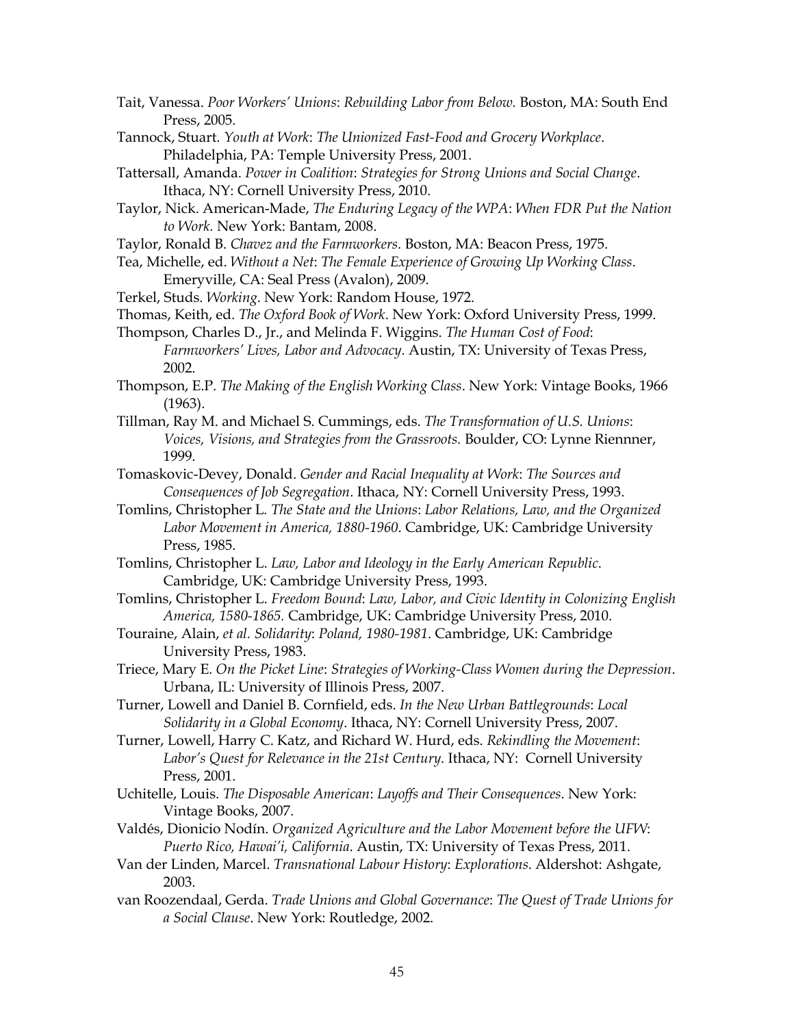Tait, Vanessa. *Poor Workers' Unions*: *Rebuilding Labor from Below.* Boston, MA: South End Press, 2005.

Tannock, Stuart. *Youth at Work*: *The Unionized Fast-Food and Grocery Workplace*. Philadelphia, PA: Temple University Press, 2001.

Tattersall, Amanda. *Power in Coalition*: *Strategies for Strong Unions and Social Change*. Ithaca, NY: Cornell University Press, 2010.

Taylor, Nick. American-Made, *The Enduring Legacy of the WPA*: *When FDR Put the Nation to Work.* New York: Bantam, 2008.

Taylor, Ronald B. *Chavez and the Farmworkers*. Boston, MA: Beacon Press, 1975.

Tea, Michelle, ed. *Without a Net*: *The Female Experience of Growing Up Working Class*. Emeryville, CA: Seal Press (Avalon), 2009.

Terkel, Studs. *Working*. New York: Random House, 1972.

Thomas, Keith, ed. *The Oxford Book of Work*. New York: Oxford University Press, 1999.

Thompson, Charles D., Jr., and Melinda F. Wiggins. *The Human Cost of Food*: *Farmworkers' Lives, Labor and Advocacy*. Austin, TX: University of Texas Press, 2002.

Thompson, E.P. *The Making of the English Working Class*. New York: Vintage Books, 1966 (1963).

Tillman, Ray M. and Michael S. Cummings, eds. *The Transformation of U.S. Unions*: *Voices, Visions, and Strategies from the Grassroots.* Boulder, CO: Lynne Riennner, 1999.

Tomaskovic-Devey, Donald. *Gender and Racial Inequality at Work*: *The Sources and Consequences of Job Segregation*. Ithaca, NY: Cornell University Press, 1993.

Tomlins, Christopher L. *The State and the Unions*: *Labor Relations, Law, and the Organized Labor Movement in America, 1880-1960*. Cambridge, UK: Cambridge University Press, 1985.

Tomlins, Christopher L. *Law, Labor and Ideology in the Early American Republic*. Cambridge, UK: Cambridge University Press, 1993.

Tomlins, Christopher L. *Freedom Bound*: *Law, Labor, and Civic Identity in Colonizing English America, 1580-1865.* Cambridge, UK: Cambridge University Press, 2010.

Touraine, Alain, *et al. Solidarity*: *Poland, 1980-1981*. Cambridge, UK: Cambridge University Press, 1983.

Triece, Mary E. *On the Picket Line*: *Strategies of Working-Class Women during the Depression*. Urbana, IL: University of Illinois Press, 2007.

Turner, Lowell and Daniel B. Cornfield, eds. *In the New Urban Battlegrounds*: *Local Solidarity in a Global Economy*. Ithaca, NY: Cornell University Press, 2007.

Turner, Lowell, Harry C. Katz, and Richard W. Hurd, eds. *Rekindling the Movement*: *Labor's Quest for Relevance in the 21st Century*. Ithaca, NY: Cornell University Press, 2001.

Uchitelle, Louis. *The Disposable American*: *Layoffs and Their Consequences*. New York: Vintage Books, 2007.

Valdés, Dionicio Nodín. *Organized Agriculture and the Labor Movement before the UFW*: *Puerto Rico, Hawai'i, California*. Austin, TX: University of Texas Press, 2011.

Van der Linden, Marcel. *Transnational Labour History*: *Explorations*. Aldershot: Ashgate, 2003.

van Roozendaal, Gerda. *Trade Unions and Global Governance*: *The Quest of Trade Unions for a Social Clause*. New York: Routledge, 2002.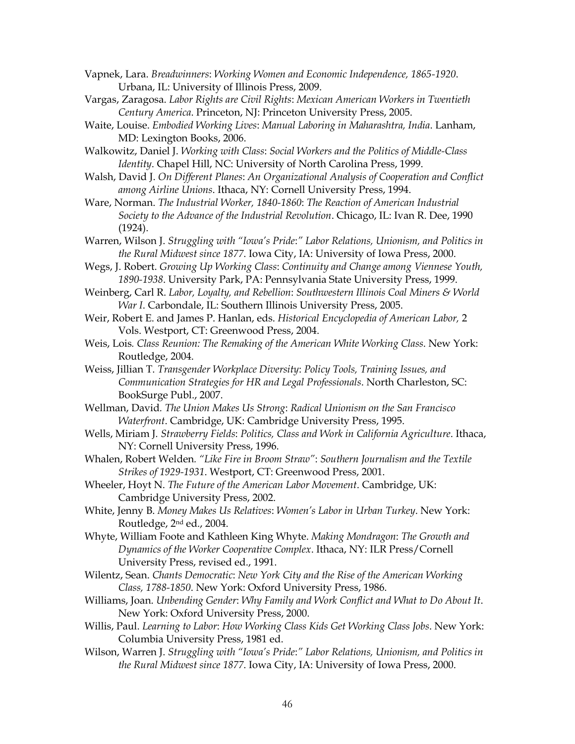Vapnek, Lara. *Breadwinners*: *Working Women and Economic Independence, 1865-1920*. Urbana, IL: University of Illinois Press, 2009.

Vargas, Zaragosa. *Labor Rights are Civil Rights*: *Mexican American Workers in Twentieth Century America*. Princeton, NJ: Princeton University Press, 2005.

Waite, Louise. *Embodied Working Lives*: *Manual Laboring in Maharashtra, India*. Lanham, MD: Lexington Books, 2006.

Walkowitz, Daniel J. *Working with Class*: *Social Workers and the Politics of Middle-Class Identity*. Chapel Hill, NC: University of North Carolina Press, 1999.

Walsh, David J. *On Different Planes*: *An Organizational Analysis of Cooperation and Conflict among Airline Unions*. Ithaca, NY: Cornell University Press, 1994.

Ware, Norman. *The Industrial Worker, 1840-1860*: *The Reaction of American Industrial Society to the Advance of the Industrial Revolution*. Chicago, IL: Ivan R. Dee, 1990 (1924).

Warren, Wilson J. *Struggling with "Iowa's Pride:" Labor Relations, Unionism, and Politics in the Rural Midwest since 1877*. Iowa City, IA: University of Iowa Press, 2000.

Wegs, J. Robert. *Growing Up Working Class*: *Continuity and Change among Viennese Youth, 1890-1938*. University Park, PA: Pennsylvania State University Press, 1999.

Weinberg, Carl R. *Labor, Loyalty, and Rebellion*: *Southwestern Illinois Coal Miners & World War I*. Carbondale, IL: Southern Illinois University Press, 2005.

Weir, Robert E. and James P. Hanlan, eds. *Historical Encyclopedia of American Labor,* 2 Vols. Westport, CT: Greenwood Press, 2004.

Weis, Lois*. Class Reunion: The Remaking of the American White Working Class*. New York: Routledge, 2004.

Weiss, Jillian T. *Transgender Workplace Diversity*: *Policy Tools, Training Issues, and Communication Strategies for HR and Legal Professionals*. North Charleston, SC: BookSurge Publ., 2007.

Wellman, David. *The Union Makes Us Strong*: *Radical Unionism on the San Francisco Waterfront*. Cambridge, UK: Cambridge University Press, 1995.

Wells, Miriam J. *Strawberry Fields*: *Politics, Class and Work in California Agriculture*. Ithaca, NY: Cornell University Press, 1996.

Whalen, Robert Welden. *"Like Fire in Broom Straw"*: *Southern Journalism and the Textile Strikes of 1929-1931*. Westport, CT: Greenwood Press, 2001.

Wheeler, Hoyt N. *The Future of the American Labor Movement*. Cambridge, UK: Cambridge University Press, 2002.

White, Jenny B. *Money Makes Us Relatives*: *Women's Labor in Urban Turkey*. New York: Routledge, 2nd ed., 2004.

Whyte, William Foote and Kathleen King Whyte. *Making Mondragon*: *The Growth and Dynamics of the Worker Cooperative Complex*. Ithaca, NY: ILR Press/Cornell University Press, revised ed., 1991.

Wilentz, Sean. *Chants Democratic*: *New York City and the Rise of the American Working Class, 1788-1850*. New York: Oxford University Press, 1986.

Williams, Joan. *Unbending Gender*: *Why Family and Work Conflict and What to Do About It*. New York: Oxford University Press, 2000.

Willis, Paul. *Learning to Labor*: *How Working Class Kids Get Working Class Jobs*. New York: Columbia University Press, 1981 ed.

Wilson, Warren J. *Struggling with "Iowa's Pride:" Labor Relations, Unionism, and Politics in the Rural Midwest since 1877*. Iowa City, IA: University of Iowa Press, 2000.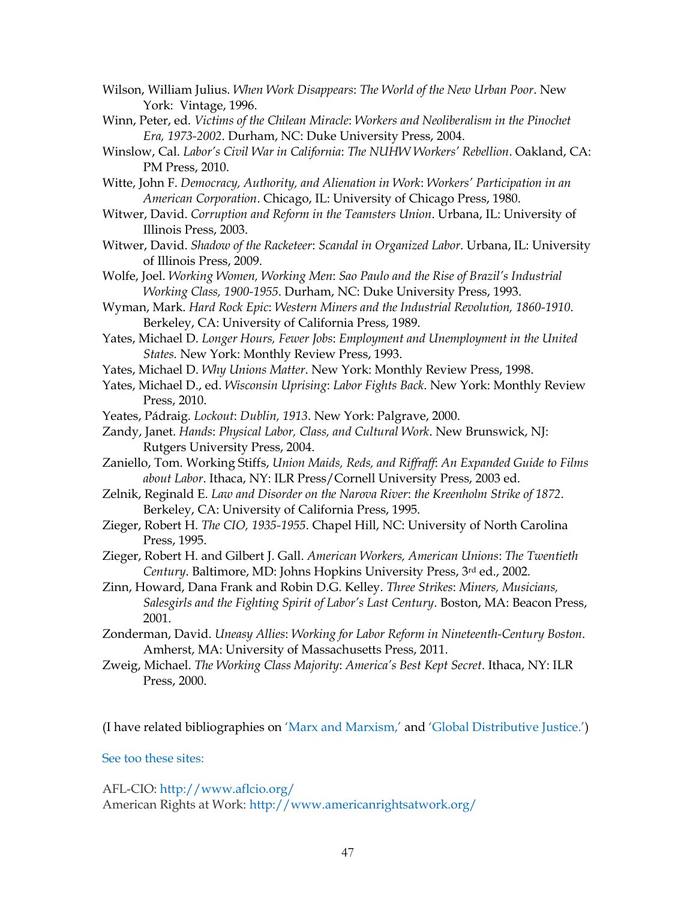Wilson, William Julius. *When Work Disappears*: *The World of the New Urban Poor*. New York: Vintage, 1996.

Winn, Peter, ed. *Victims of the Chilean Miracle*: *Workers and Neoliberalism in the Pinochet Era, 1973-2002*. Durham, NC: Duke University Press, 2004.

Winslow, Cal. *Labor's Civil War in California*: *The NUHW Workers' Rebellion*. Oakland, CA: PM Press, 2010.

Witte, John F. *Democracy, Authority, and Alienation in Work*: *Workers' Participation in an American Corporation*. Chicago, IL: University of Chicago Press, 1980.

Witwer, David. *Corruption and Reform in the Teamsters Union*. Urbana, IL: University of Illinois Press, 2003.

Witwer, David. *Shadow of the Racketeer*: *Scandal in Organized Labor*. Urbana, IL: University of Illinois Press, 2009.

Wolfe, Joel. *Working Women, Working Men*: *Sao Paulo and the Rise of Brazil's Industrial Working Class, 1900-1955*. Durham, NC: Duke University Press, 1993.

Wyman, Mark. *Hard Rock Epic*: *Western Miners and the Industrial Revolution, 1860-1910*. Berkeley, CA: University of California Press, 1989.

Yates, Michael D. *Longer Hours, Fewer Jobs*: *Employment and Unemployment in the United States.* New York: Monthly Review Press, 1993.

Yates, Michael D. *Why Unions Matter*. New York: Monthly Review Press, 1998.

Yates, Michael D., ed. *Wisconsin Uprising*: *Labor Fights Back*. New York: Monthly Review Press, 2010.

Yeates, Pádraig. *Lockout*: *Dublin, 1913*. New York: Palgrave, 2000.

Zandy, Janet. *Hands*: *Physical Labor, Class, and Cultural Work*. New Brunswick, NJ: Rutgers University Press, 2004.

Zaniello, Tom. Working Stiffs, *Union Maids, Reds, and Riffraff*: *An Expanded Guide to Films about Labor*. Ithaca, NY: ILR Press/Cornell University Press, 2003 ed.

Zelnik, Reginald E. *Law and Disorder on the Narova River*: *the Kreenholm Strike of 1872*. Berkeley, CA: University of California Press, 1995.

Zieger, Robert H. *The CIO, 1935-1955*. Chapel Hill, NC: University of North Carolina Press, 1995.

Zieger, Robert H. and Gilbert J. Gall. *American Workers, American Unions*: *The Twentieth Century*. Baltimore, MD: Johns Hopkins University Press, 3rd ed., 2002.

Zinn, Howard, Dana Frank and Robin D.G. Kelley. *Three Strikes*: *Miners, Musicians, Salesgirls and the Fighting Spirit of Labor's Last Century*. Boston, MA: Beacon Press, 2001.

Zonderman, David. *Uneasy Allies*: *Working for Labor Reform in Nineteenth-Century Boston*. Amherst, MA: University of Massachusetts Press, 2011.

Zweig, Michael. *The Working Class Majority*: *America's Best Kept Secret*. Ithaca, NY: ILR Press, 2000.

(I have related bibliographies on 'Marx and Marxism,' and 'Global Distributive Justice.')

See too these sites:

AFL-CIO: http://www.aflcio.org/
American Rights at Work: http://www.americanrightsatwork.org/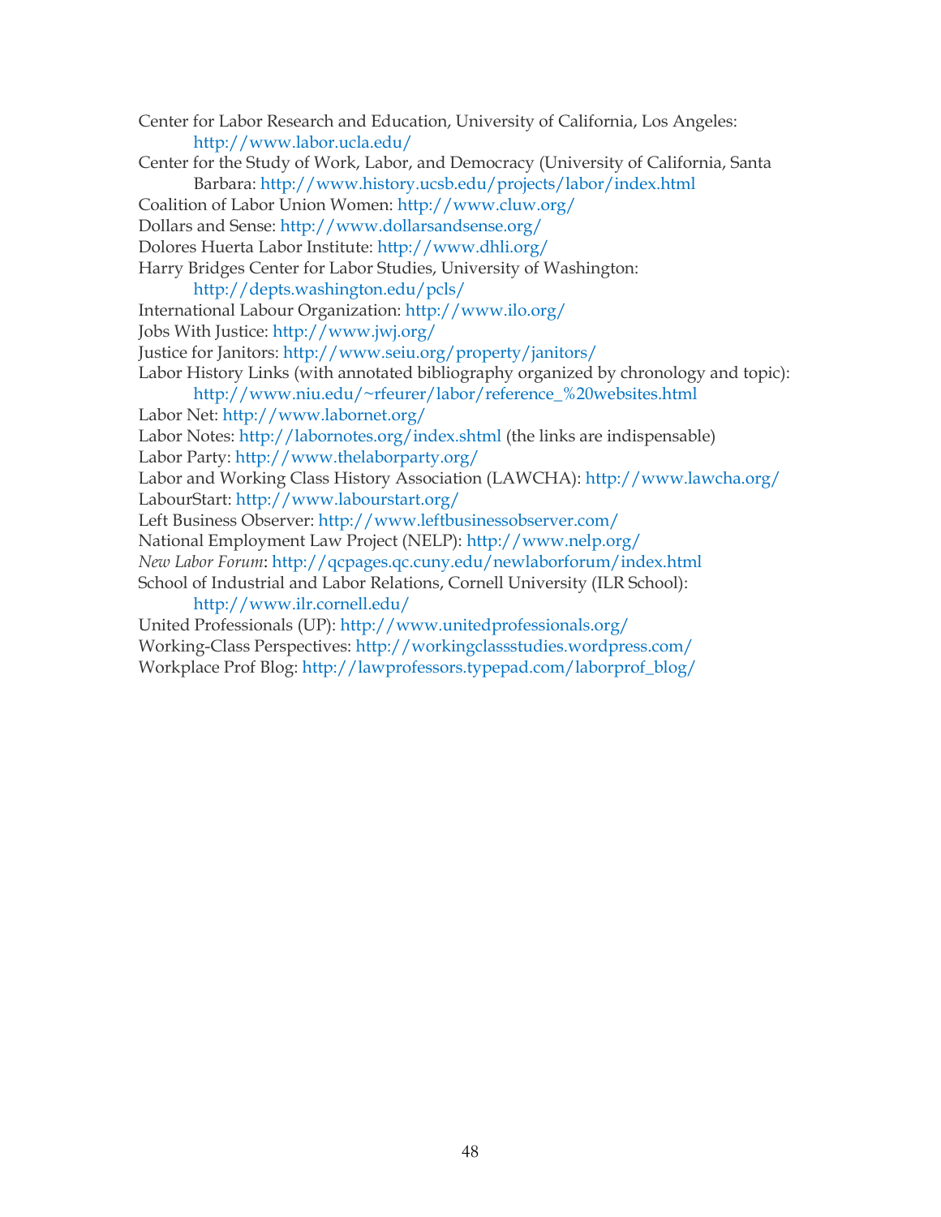Center for Labor Research and Education, University of California, Los Angeles: http://www.labor.ucla.edu/

Center for the Study of Work, Labor, and Democracy (University of California, Santa Barbara: http://www.history.ucsb.edu/projects/labor/index.html

Coalition of Labor Union Women: http://www.cluw.org/

Dollars and Sense: http://www.dollarsandsense.org/

Dolores Huerta Labor Institute: http://www.dhli.org/

Harry Bridges Center for Labor Studies, University of Washington: http://depts.washington.edu/pcls/

International Labour Organization: http://www.ilo.org/

Jobs With Justice: http://www.jwj.org/

Justice for Janitors: http://www.seiu.org/property/janitors/

Labor History Links (with annotated bibliography organized by chronology and topic): http://www.niu.edu/~rfeurer/labor/reference_%20websites.html

Labor Net: http://www.labornet.org/

Labor Notes: http://labornotes.org/index.shtml (the links are indispensable)

Labor Party: http://www.thelaborparty.org/

Labor and Working Class History Association (LAWCHA): http://www.lawcha.org/

LabourStart: http://www.labourstart.org/

Left Business Observer: http://www.leftbusinessobserver.com/

National Employment Law Project (NELP): http://www.nelp.org/

*New Labor Forum*: http://qcpages.qc.cuny.edu/newlaborforum/index.html

School of Industrial and Labor Relations, Cornell University (ILR School): http://www.ilr.cornell.edu/

United Professionals (UP): http://www.unitedprofessionals.org/

Working-Class Perspectives: http://workingclassstudies.wordpress.com/

Workplace Prof Blog: http://lawprofessors.typepad.com/laborprof_blog/